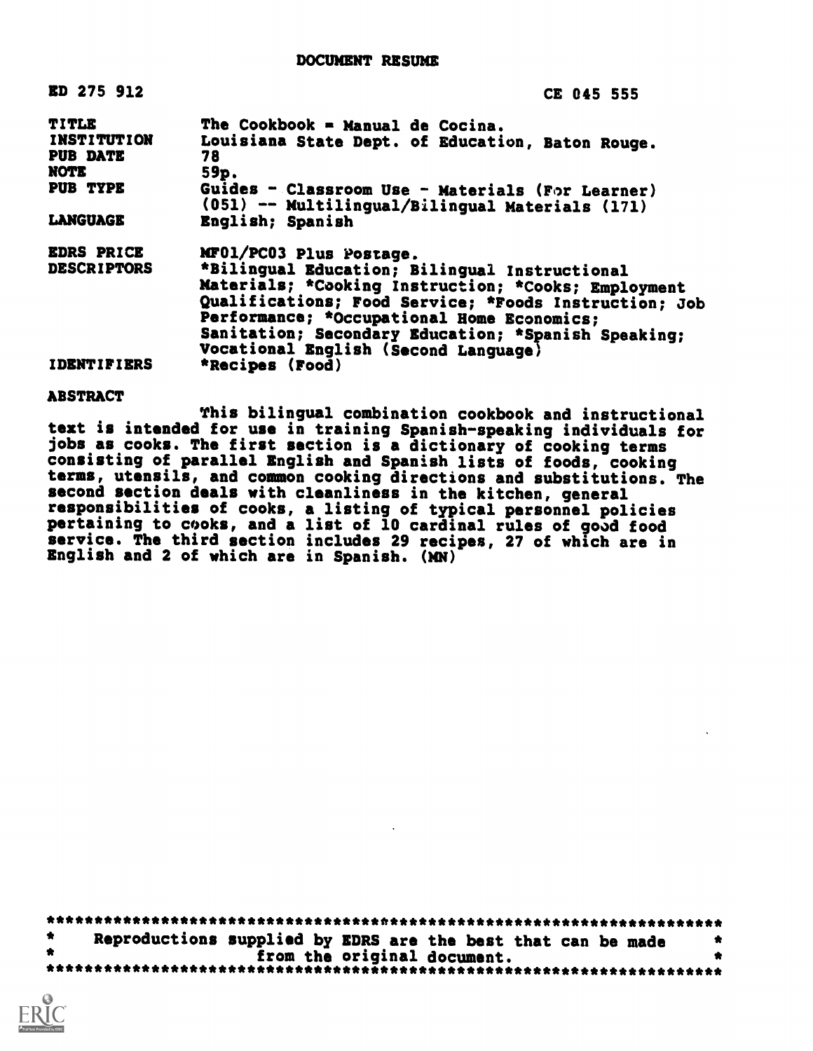# DOCUMENT RESUME

| | |
|---|---|
| ED 275 912 | CE 045 555 |
| TITLE | The Cookbook = Manual de Cocina. |
| INSTITUTION | Louisiana State Dept. of Education, Baton Rouge. |
| PUB DATE | 78 |
| NOTE | 59p. |
| PUB TYPE | Guides - Classroom Use - Materials (For Learner) (051) -- Multilingual/Bilingual Materials (171) |
| LANGUAGE | English; Spanish |
| EDRS PRICE | MF01/PC03 Plus Postage. |
| DESCRIPTORS | *Bilingual Education; Bilingual Instructional Materials; *Cooking Instruction; *Cooks; Employment Qualifications; Food Service; *Foods Instruction; Job Performance; *Occupational Home Economics; Sanitation; Secondary Education; *Spanish Speaking; Vocational English (Second Language) |
| IDENTIFIERS | *Recipes (Food) |

## ABSTRACT

This bilingual combination cookbook and instructional text is intended for use in training Spanish-speaking individuals for jobs as cooks. The first section is a dictionary of cooking terms consisting of parallel English and Spanish lists of foods, cooking terms, utensils, and common cooking directions and substitutions. The second section deals with cleanliness in the kitchen, general responsibilities of cooks, a listing of typical personnel policies pertaining to cooks, and a list of 10 cardinal rules of good food service. The third section includes 29 recipes, 27 of which are in English and 2 of which are in Spanish. (MN)

***********************************************************************
* Reproductions supplied by EDRS are the best that can be made *
* from the original document. *
***********************************************************************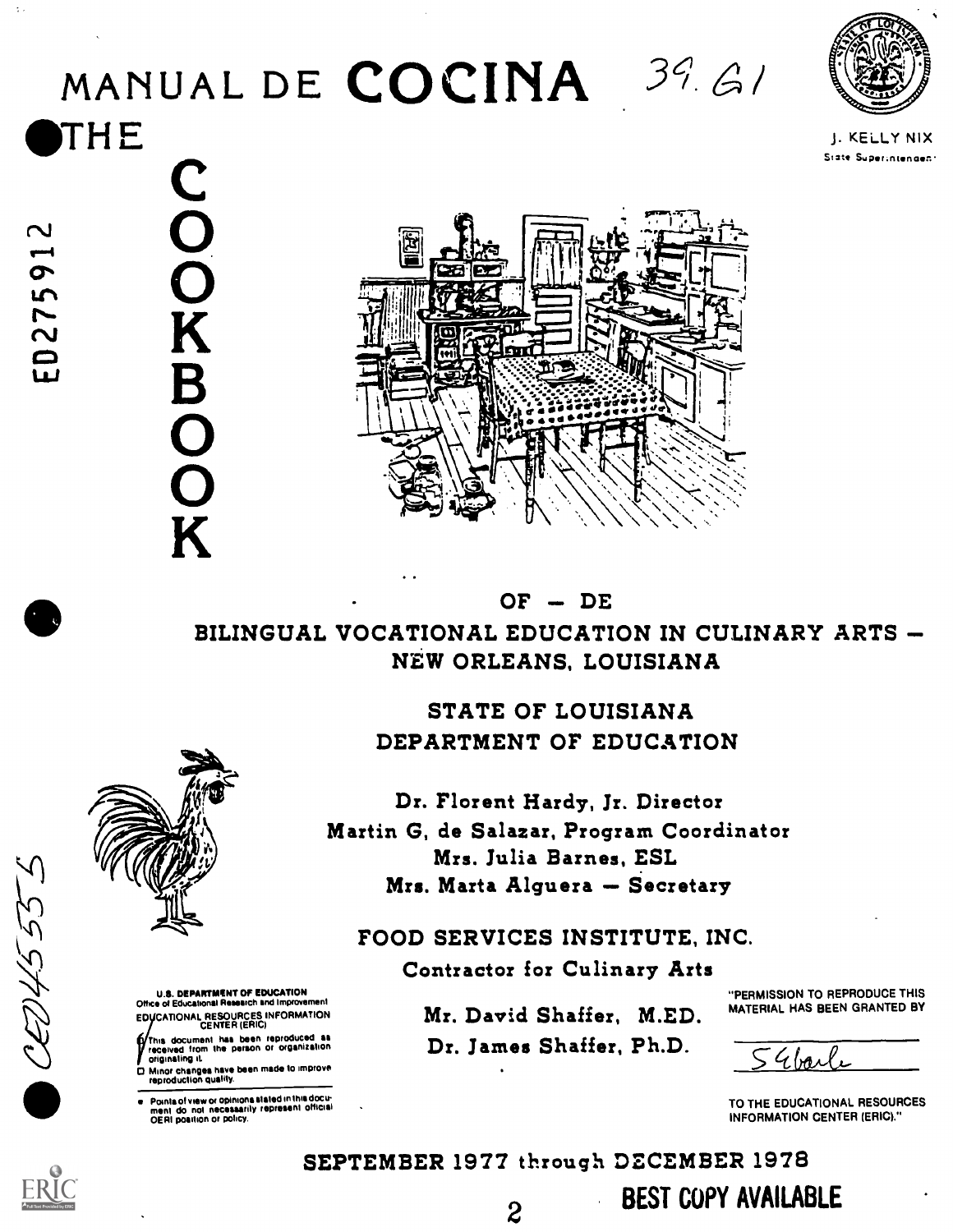# MANUAL DE COCINA

39.61

J. KELLY NIX
State Superintendent

ED275912

# THE COOKBOOK

OF — DE

## BILINGUAL VOCATIONAL EDUCATION IN CULINARY ARTS — NEW ORLEANS, LOUISIANA

STATE OF LOUISIANA
DEPARTMENT OF EDUCATION

Dr. Florent Hardy, Jr. Director
Martin G, de Salazar, Program Coordinator
Mrs. Julia Barnes, ESL
Mrs. Marta Alguera — Secretary

FOOD SERVICES INSTITUTE, INC.
Contractor for Culinary Arts

Mr. David Shaffer, M.ED.
Dr. James Shaffer, Ph.D.

CE045555

U.S. DEPARTMENT OF EDUCATION
Office of Educational Research and Improvement
EDUCATIONAL RESOURCES INFORMATION CENTER (ERIC)

- This document has been reproduced as received from the person or organization originating it.
- Minor changes have been made to improve reproduction quality.

- Points of view or opinions stated in this document do not necessarily represent official OERI position or policy.

"PERMISSION TO REPRODUCE THIS MATERIAL HAS BEEN GRANTED BY

S. Gbarle

TO THE EDUCATIONAL RESOURCES INFORMATION CENTER (ERIC)."

SEPTEMBER 1977 through DECEMBER 1978

BEST COPY AVAILABLE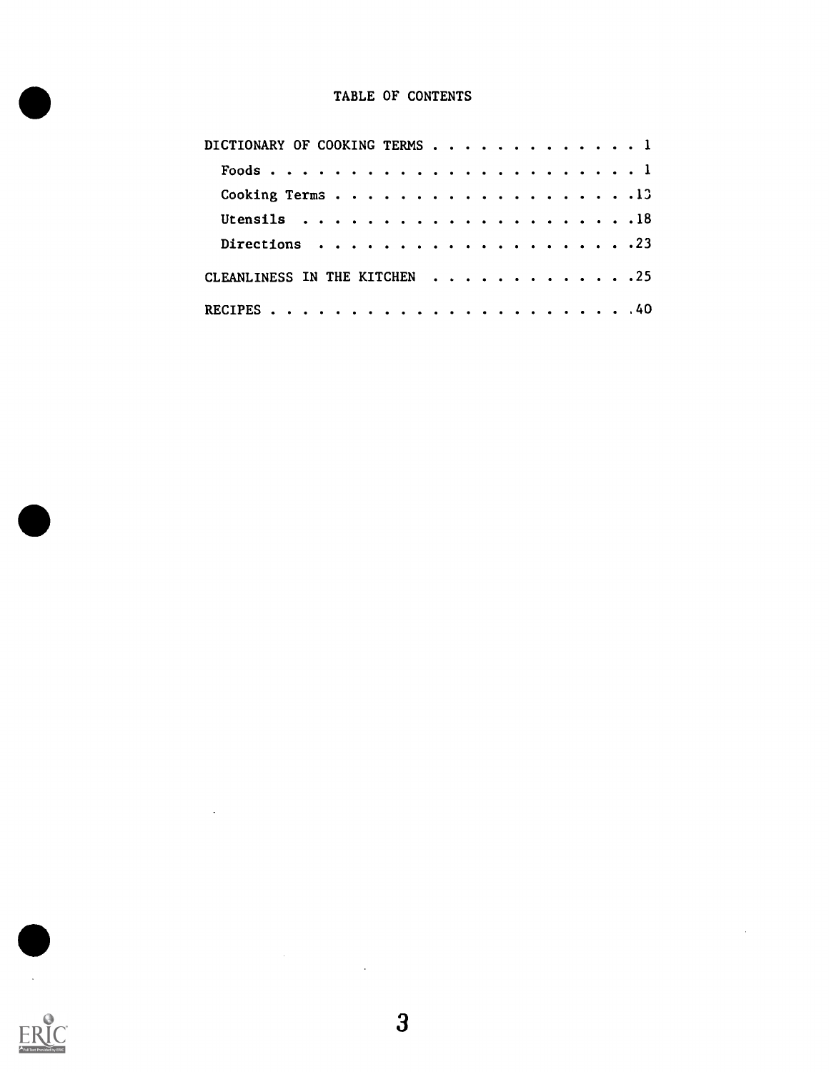# TABLE OF CONTENTS

DICTIONARY OF COOKING TERMS . . . . . . . . . . . . . 1

- Foods . . . . . . . . . . . . . . . . . . . . . . . 1
- Cooking Terms . . . . . . . . . . . . . . . . . . .13
- Utensils . . . . . . . . . . . . . . . . . . . . .18
- Directions . . . . . . . . . . . . . . . . . . . .23

CLEANLINESS IN THE KITCHEN . . . . . . . . . . . . .25

RECIPES . . . . . . . . . . . . . . . . . . . . . . .40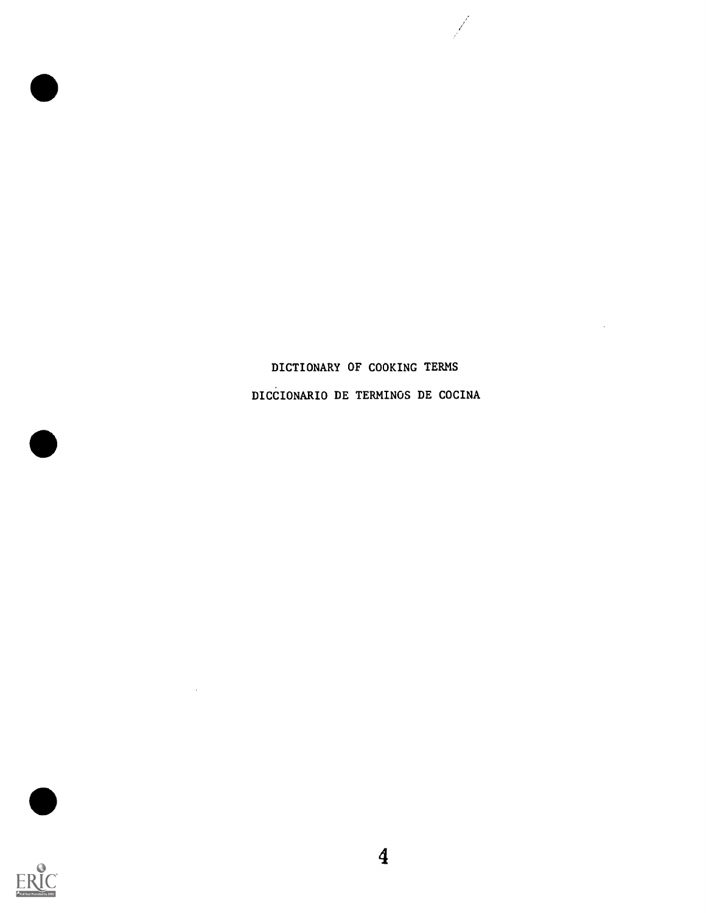# DICTIONARY OF COOKING TERMS

# DICCIONARIO DE TERMINOS DE COCINA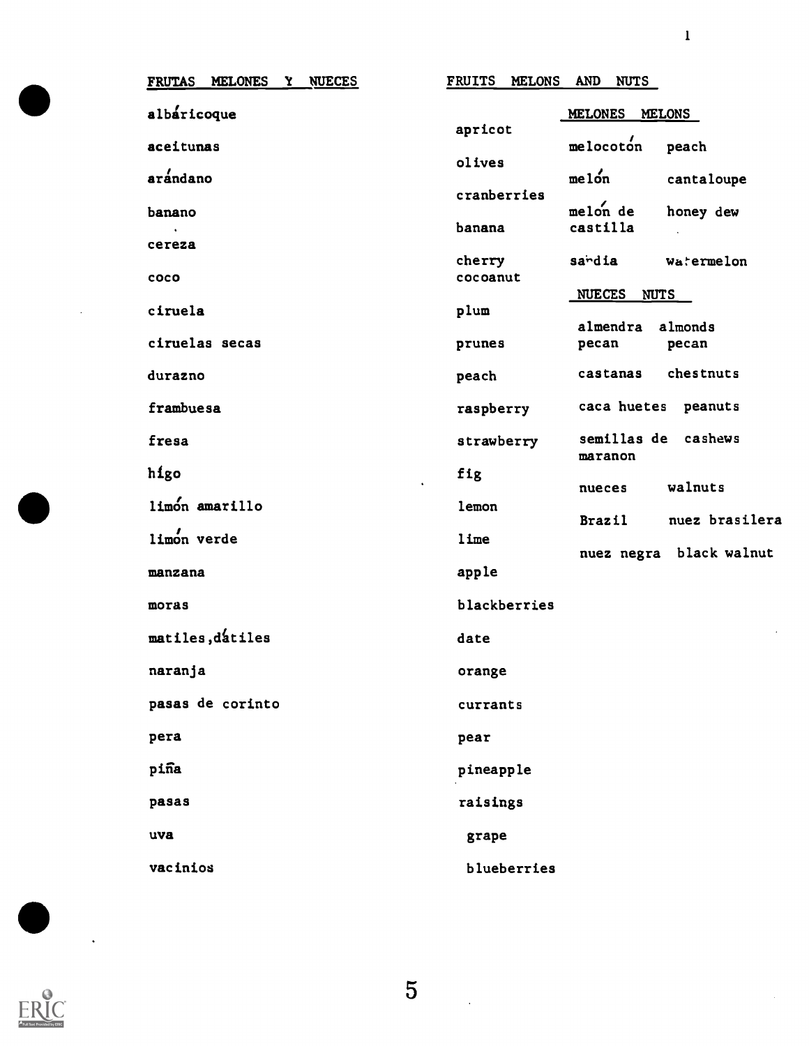## FRUTAS MELONES Y NUECES / FRUITS MELONS AND NUTS

| FRUTAS | FRUITS |
|---|---|
| albáricoque | apricot |
| aceitunas | olives |
| arándano | cranberries |
| banano | banana |
| cereza | cherry |
| coco | cocoanut |
| ciruela | plum |
| ciruelas secas | prunes |
| durazno | peach |
| frambuesa | raspberry |
| fresa | strawberry |
| hígo | fig |
| limón amarillo | lemon |
| limón verde | lime |
| manzana | apple |
| moras | blackberries |
| matiles, dátiles | date |
| naranja | orange |
| pasas de corinto | currants |
| pera | pear |
| piña | pineapple |
| pasas | raisings |
| uva | grape |
| vacinios | blueberries |

### MELONES MELONS

| MELONES | MELONS |
|---|---|
| melocotón | peach |
| melón | cantaloupe |
| melón de castilla | honey dew |
| sandia | watermelon |

### NUECES NUTS

| NUECES | NUTS |
|---|---|
| almendra | almonds |
| pecan | pecan |
| castanas | chestnuts |
| caca huetes | peanuts |
| semillas de maranon | cashews |
| nueces | walnuts |
| Brazil | nuez brasilera |
| nuez negra | black walnut |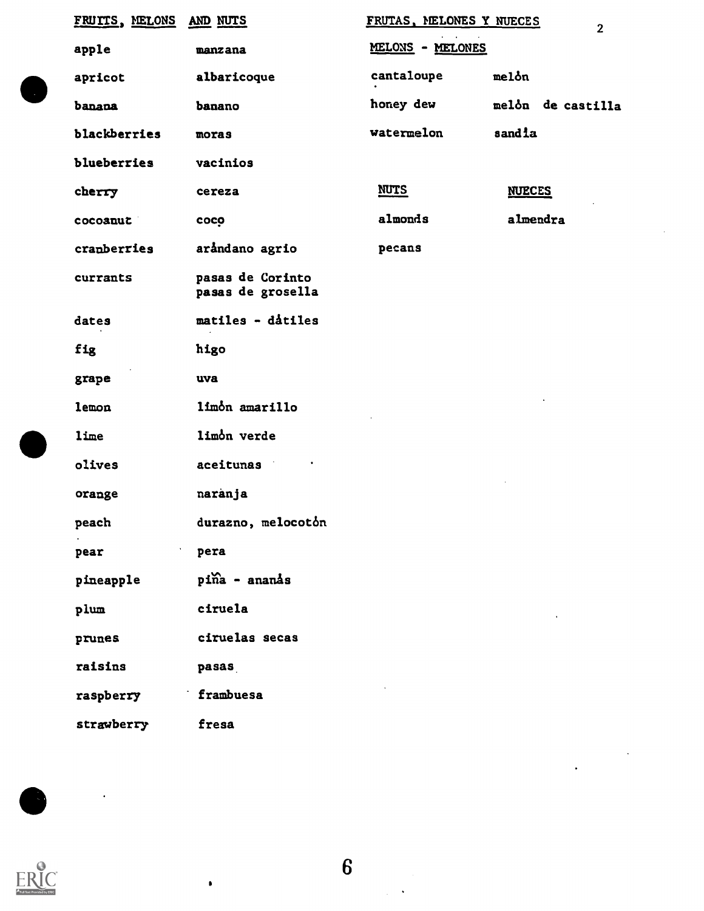## FRUITS, MELONS AND NUTS

## FRUTAS, MELONES Y NUECES

| | |
|---|---|
| apple | manzana |
| apricot | albaricoque |
| banana | banano |
| blackberries | moras |
| blueberries | vacinios |
| cherry | cereza |
| cocoanut | coco |
| cranberries | arándano agrio |
| currants | pasas de Corinto<br>pasas de grosella |
| dates | matiles - dátiles |
| fig | higo |
| grape | uva |
| lemon | limón amarillo |
| lime | limón verde |
| olives | aceitunas |
| orange | naranja |
| peach | durazno, melocotón |
| pear | pera |
| pineapple | piña - ananás |
| plum | ciruela |
| prunes | ciruelas secas |
| raisins | pasas |
| raspberry | frambuesa |
| strawberry | fresa |

### MELONS - MELONES

| | |
|---|---|
| cantaloupe | melón |
| honey dew | melón de castilla |
| watermelon | sandía |

| NUTS | NUECES |
|---|---|
| almonds | almendra |
| pecans | |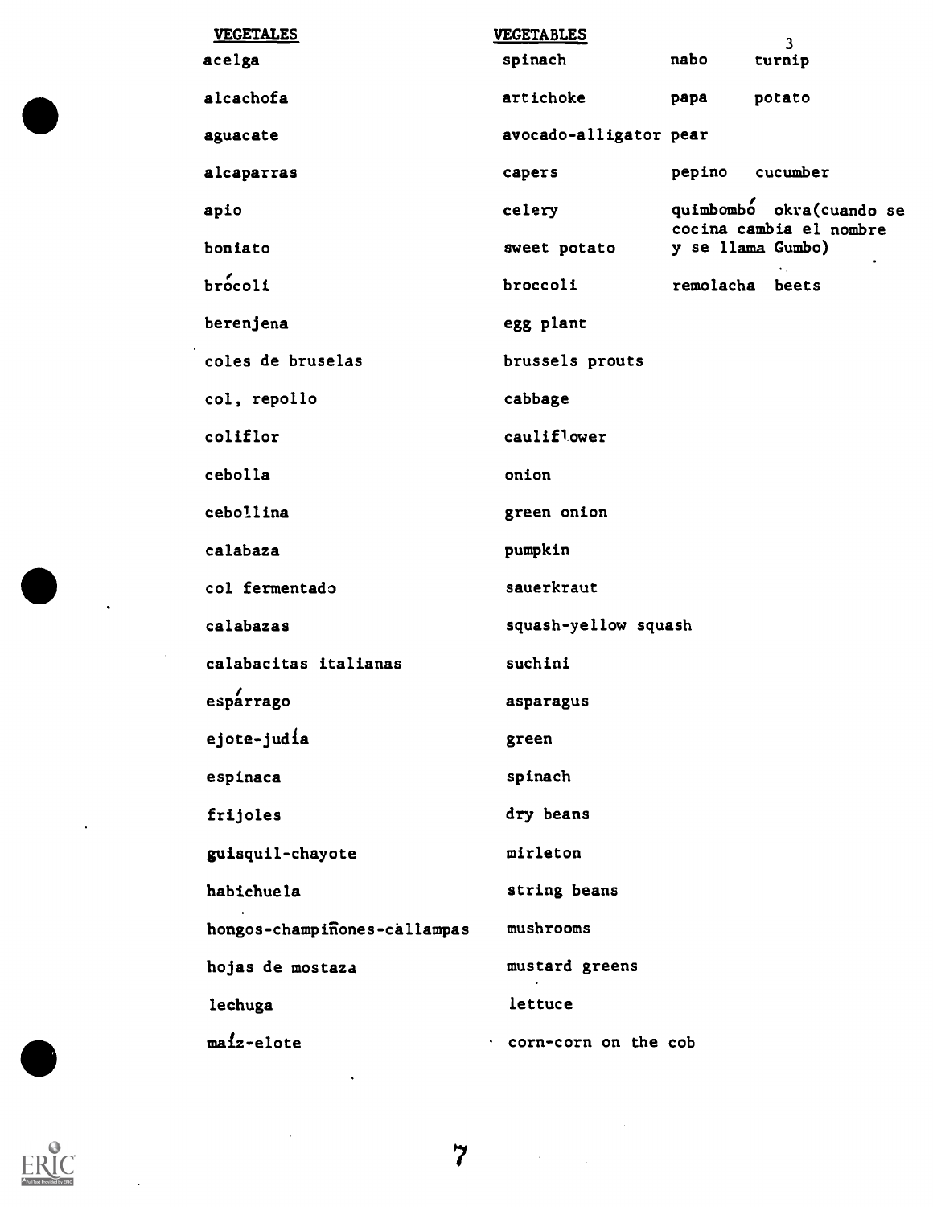| VEGETALES | VEGETABLES |
| --- | --- |
| acelga | spinach |
| alcachofa | artichoke |
| aguacate | avocado-alligator pear |
| alcaparras | capers |
| apio | celery |
| boniato | sweet potato |
| brócoli | broccoli |
| berenjena | egg plant |
| coles de bruselas | brussels prouts |
| col, repollo | cabbage |
| coliflor | cauliflower |
| cebolla | onion |
| cebollina | green onion |
| calabaza | pumpkin |
| col fermentado | sauerkraut |
| calabazas | squash-yellow squash |
| calabacitas italianas | suchini |
| espárrago | asparagus |
| ejote-judía | green |
| espinaca | spinach |
| frijoles | dry beans |
| guisquil-chayote | mirleton |
| habichuela | string beans |
| hongos-champiñones-callampas | mushrooms |
| hojas de mostaza | mustard greens |
| lechuga | lettuce |
| maíz-elote | corn-corn on the cob |
| nabo | turnip |
| papa | potato |
| pepino | cucumber |
| quimbombó | okra (cuando se cocina cambia el nombre y se llama Gumbo) |
| remolacha | beets |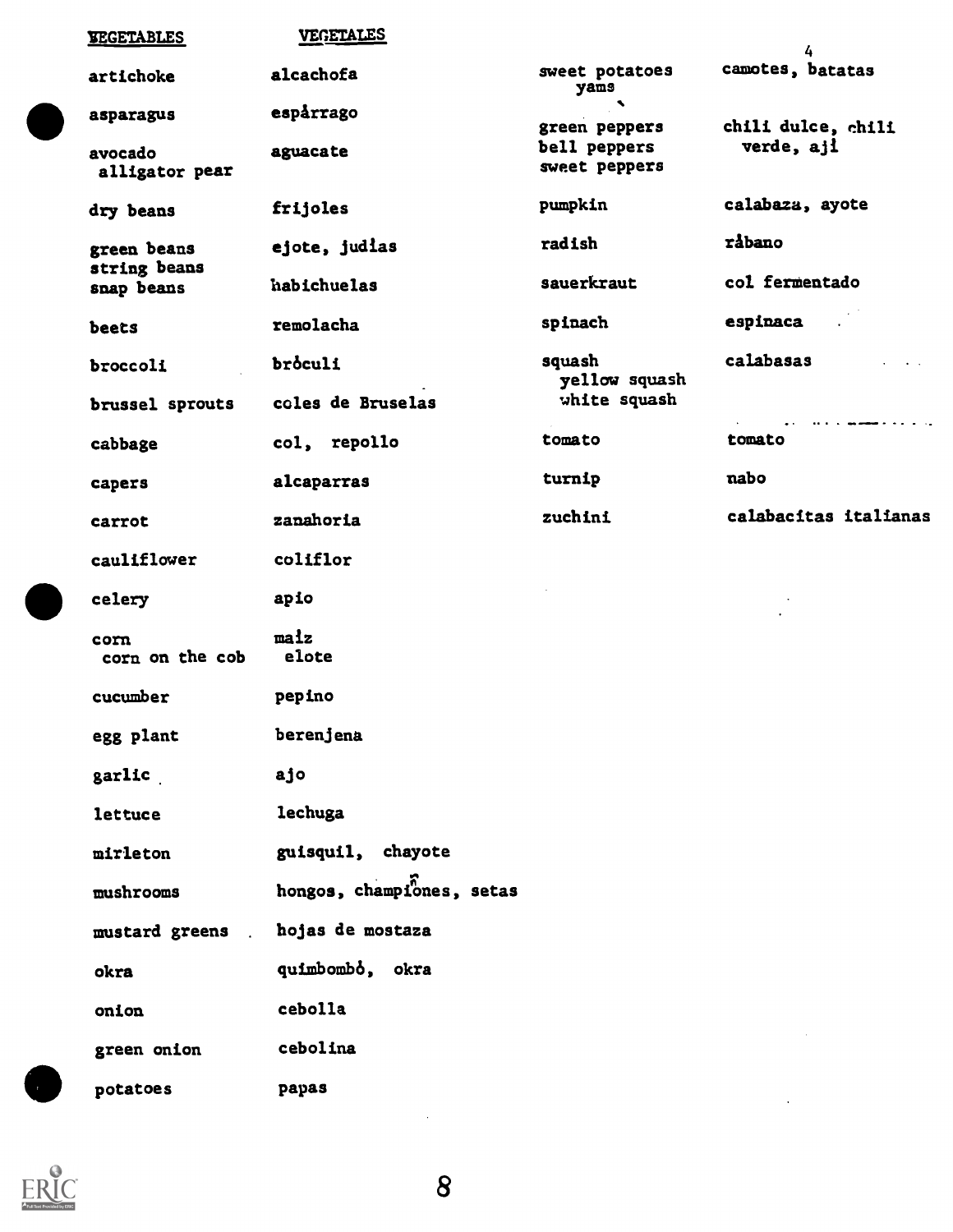| VEGETABLES | VEGETALES |
|---|---|
| artichoke | alcachofa |
| asparagus | espárrago |
| avocado<br>alligator pear | aguacate |
| dry beans | frijoles |
| green beans<br>string beans<br>snap beans | ejote, judías<br><br>habichuelas |
| beets | remolacha |
| broccoli | bróculi |
| brussel sprouts | coles de Bruselas |
| cabbage | col, repollo |
| capers | alcaparras |
| carrot | zanahoria |
| cauliflower | coliflor |
| celery | apio |
| corn<br>corn on the cob | maíz<br>elote |
| cucumber | pepino |
| egg plant | berenjena |
| garlic | ajo |
| lettuce | lechuga |
| mirleton | guisquil, chayote |
| mushrooms | hongos, champiñones, setas |
| mustard greens | hojas de mostaza |
| okra | quimbombó, okra |
| onion | cebolla |
| green onion | cebolina |
| potatoes | papas |
| sweet potatoes<br>yams | camotes, batatas |
| green peppers<br>bell peppers<br>sweet peppers | chili dulce, chili verde, ají |
| pumpkin | calabaza, ayote |
| radish | rábano |
| sauerkraut | col fermentado |
| spinach | espinaca |
| squash<br>yellow squash<br>white squash | calabasas |
| tomato | tomato |
| turnip | nabo |
| zuchini | calabacitas italianas |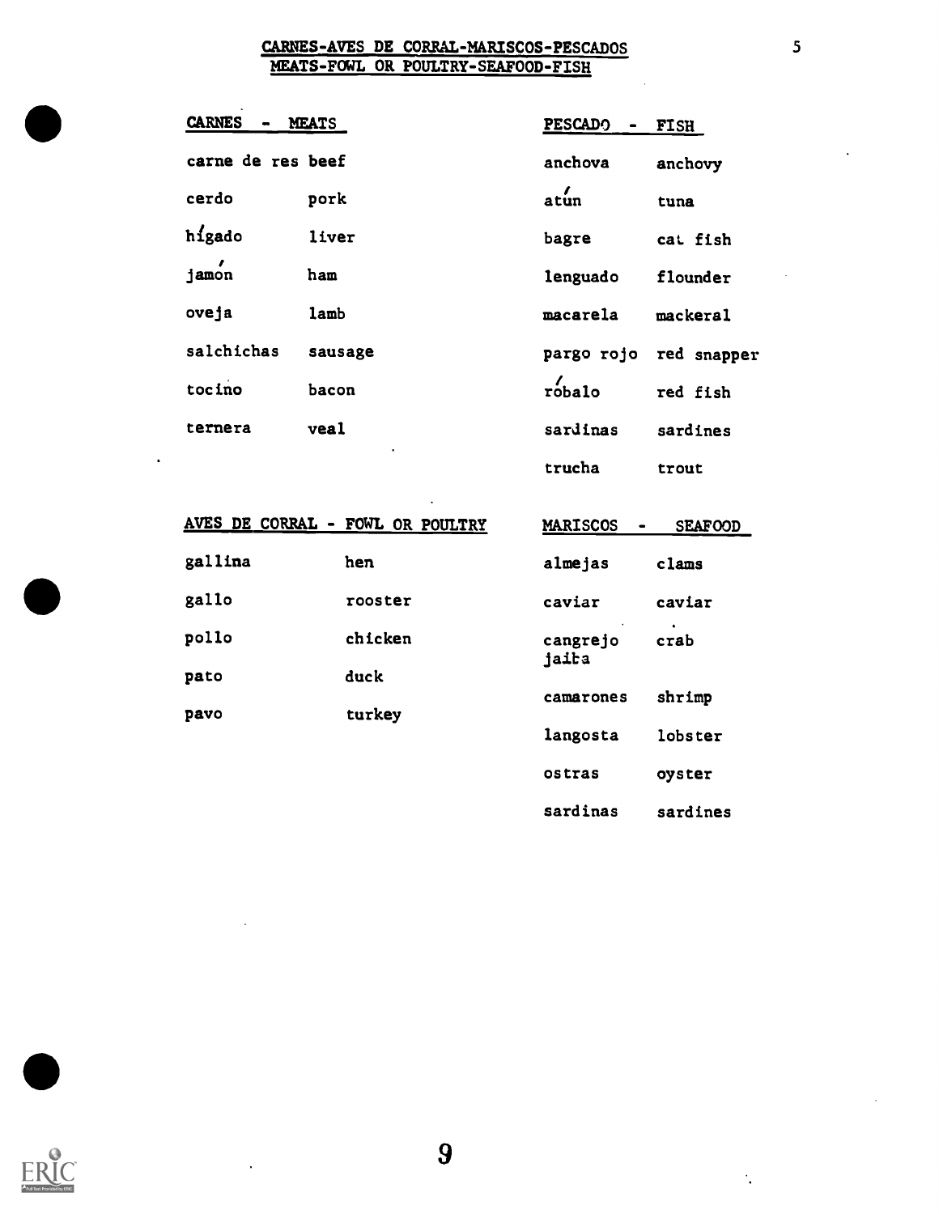## CARNES-AVES DE CORRAL-MARISCOS-PESCADOS
## MEATS-FOWL OR POULTRY-SEAFOOD-FISH

| CARNES - MEATS | |
|---|---|
| carne de res | beef |
| cerdo | pork |
| hígado | liver |
| jamón | ham |
| oveja | lamb |
| salchichas | sausage |
| tocino | bacon |
| ternera | veal |

| PESCADO - FISH | |
|---|---|
| anchova | anchovy |
| atún | tuna |
| bagre | cat fish |
| lenguado | flounder |
| macarela | mackeral |
| pargo rojo | red snapper |
| róbalo | red fish |
| sardinas | sardines |
| trucha | trout |

| AVES DE CORRAL - FOWL OR POULTRY | |
|---|---|
| gallina | hen |
| gallo | rooster |
| pollo | chicken |
| pato | duck |
| pavo | turkey |

| MARISCOS - SEAFOOD | |
|---|---|
| almejas | clams |
| caviar | caviar |
| cangrejo jaiba | crab |
| camarones | shrimp |
| langosta | lobster |
| ostras | oyster |
| sardinas | sardines |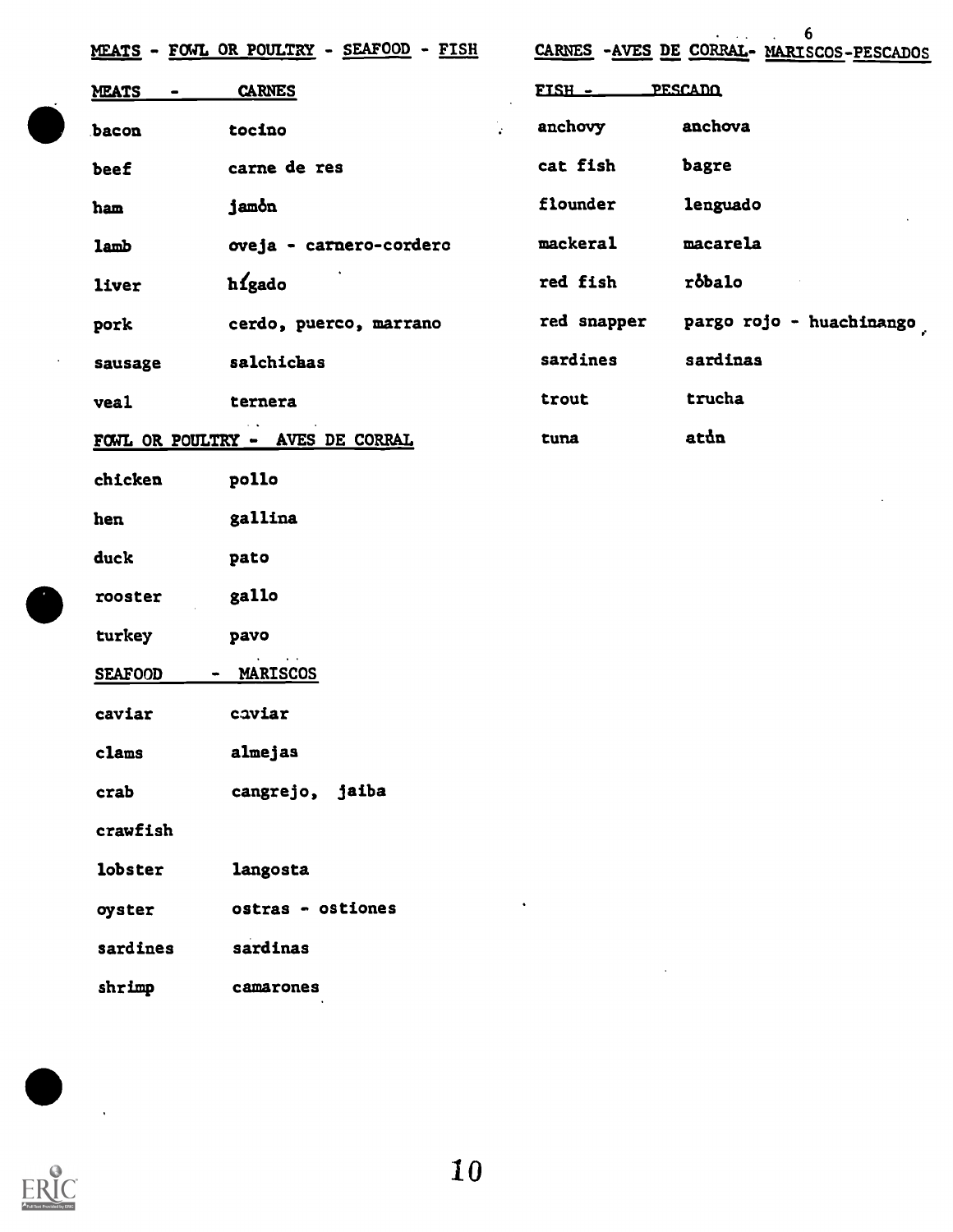## MEATS - FOWL OR POULTRY - SEAFOOD - FISH / CARNES - AVES DE CORRAL - MARISCOS - PESCADOS

### MEATS - CARNES

| | |
|---|---|
| bacon | tocino |
| beef | carne de res |
| ham | jamón |
| lamb | oveja - carnero-cordero |
| liver | hígado |
| pork | cerdo, puerco, marrano |
| sausage | salchichas |
| veal | ternera |

### FOWL OR POULTRY - AVES DE CORRAL

| | |
|---|---|
| chicken | pollo |
| hen | gallina |
| duck | pato |
| rooster | gallo |
| turkey | pavo |

### SEAFOOD - MARISCOS

| | |
|---|---|
| caviar | caviar |
| clams | almejas |
| crab | cangrejo, jaiba |
| crawfish | |
| lobster | langosta |
| oyster | ostras - ostiones |
| sardines | sardinas |
| shrimp | camarones |

### FISH - PESCADO

| | |
|---|---|
| anchovy | anchova |
| cat fish | bagre |
| flounder | lenguado |
| mackeral | macarela |
| red fish | róbalo |
| red snapper | pargo rojo - huachinango |
| sardines | sardinas |
| trout | trucha |
| tuna | atún |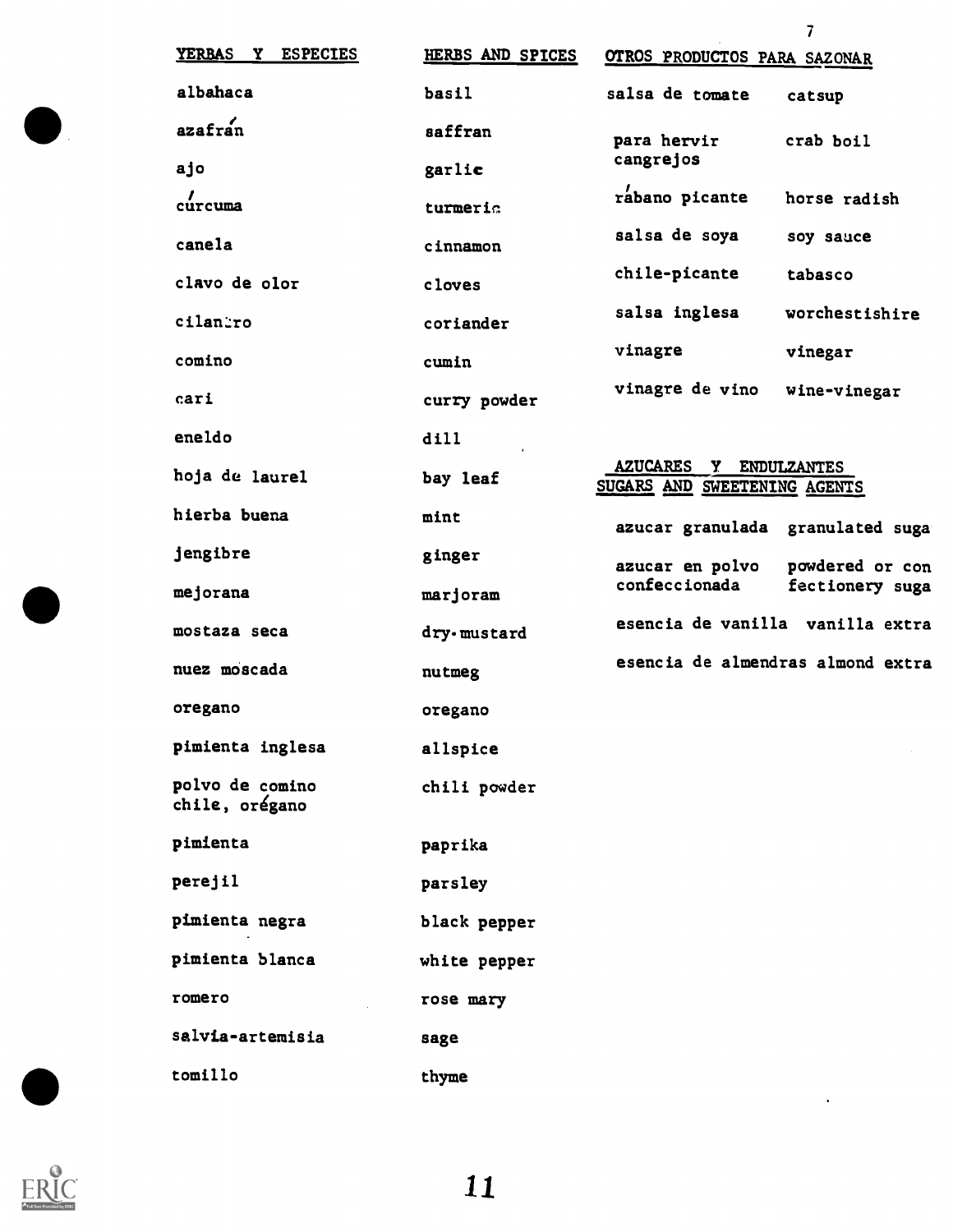| YERBAS Y ESPECIES | HERBS AND SPICES |
|---|---|
| albahaca | basil |
| azafrán | saffran |
| ajo | garlic |
| cúrcuma | turmeric |
| canela | cinnamon |
| clavo de olor | cloves |
| cilantro | coriander |
| comino | cumin |
| cari | curry powder |
| eneldo | dill |
| hoja de laurel | bay leaf |
| hierba buena | mint |
| jengibre | ginger |
| mejorana | marjoram |
| mostaza seca | dry-mustard |
| nuez moscada | nutmeg |
| oregano | oregano |
| pimienta inglesa | allspice |
| polvo de comino chile, orégano | chili powder |
| pimienta | paprika |
| perejil | parsley |
| pimienta negra | black pepper |
| pimienta blanca | white pepper |
| romero | rose mary |
| salvia-artemisia | sage |
| tomillo | thyme |

| OTROS PRODUCTOS PARA SAZONAR | |
|---|---|
| salsa de tomate | catsup |
| para hervir cangrejos | crab boil |
| rábano picante | horse radish |
| salsa de soya | soy sauce |
| chile-picante | tabasco |
| salsa inglesa | worchestishire |
| vinagre | vinegar |
| vinagre de vino | wine-vinegar |

| AZUCARES Y ENDULZANTES | SUGARS AND SWEETENING AGENTS |
|---|---|
| azucar granulada | granulated suga |
| azucar en polvo confeccionada | powdered or confectionery suga |
| esencia de vanilla | vanilla extra |
| esencia de almendras | almond extra |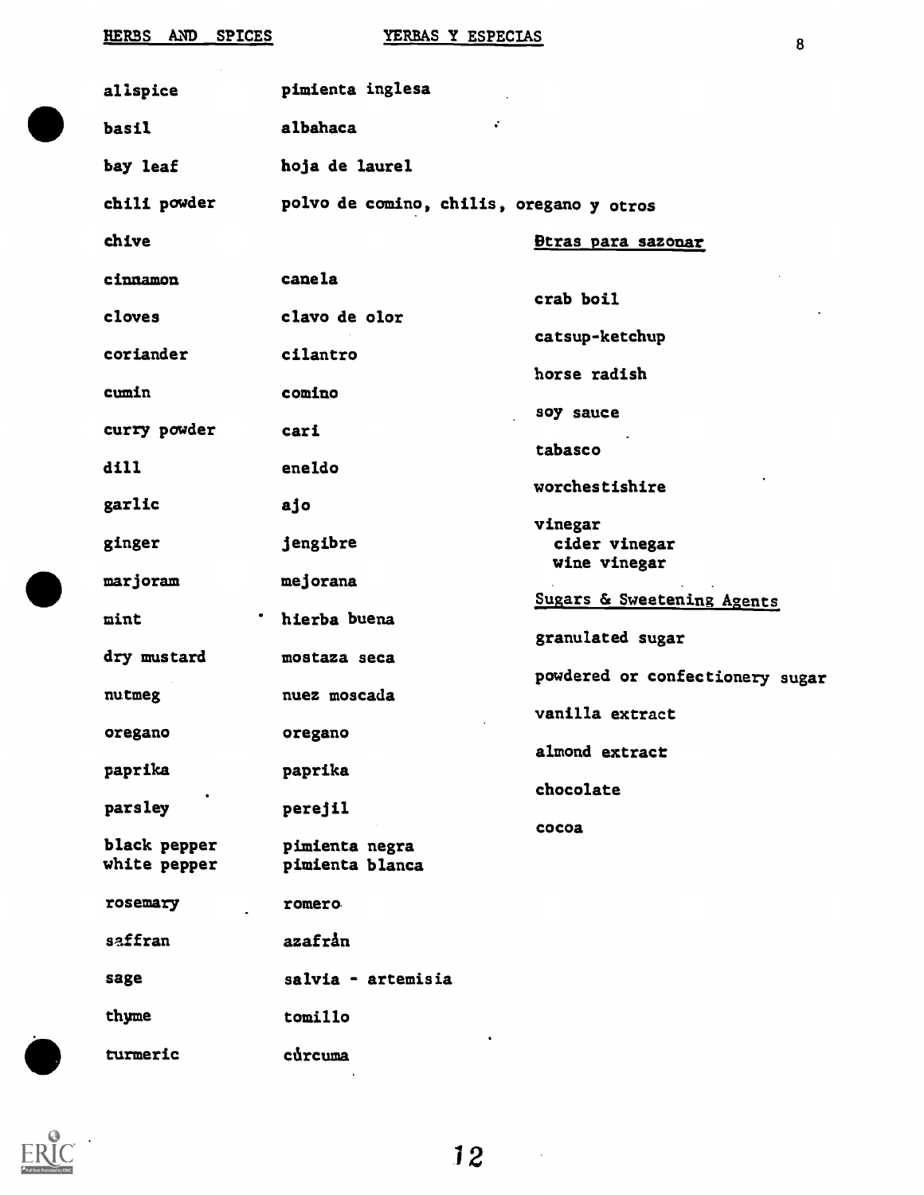## HERBS AND SPICES — YERBAS Y ESPECIAS

| | |
|---|---|
| allspice | pimienta inglesa |
| basil | albahaca |
| bay leaf | hoja de laurel |
| chili powder | polvo de comino, chilis, oregano y otros |
| chive | |
| cinnamon | canela |
| cloves | clavo de olor |
| coriander | cilantro |
| cumin | comino |
| curry powder | cari |
| dill | eneldo |
| garlic | ajo |
| ginger | jengibre |
| marjoram | mejorana |
| mint | hierba buena |
| dry mustard | mostaza seca |
| nutmeg | nuez moscada |
| oregano | oregano |
| paprika | paprika |
| parsley | perejil |
| black pepper | pimienta negra |
| white pepper | pimienta blanca |
| rosemary | romero |
| saffran | azafrán |
| sage | salvia - artemisia |
| thyme | tomillo |
| turmeric | cúrcuma |

### Otras para sazonar

- crab boil
- catsup-ketchup
- horse radish
- soy sauce
- tabasco
- worchestishire
- vinegar
  - cider vinegar
  - wine vinegar

### Sugars & Sweetening Agents

- granulated sugar
- powdered or confectionery sugar
- vanilla extract
- almond extract
- chocolate
- cocoa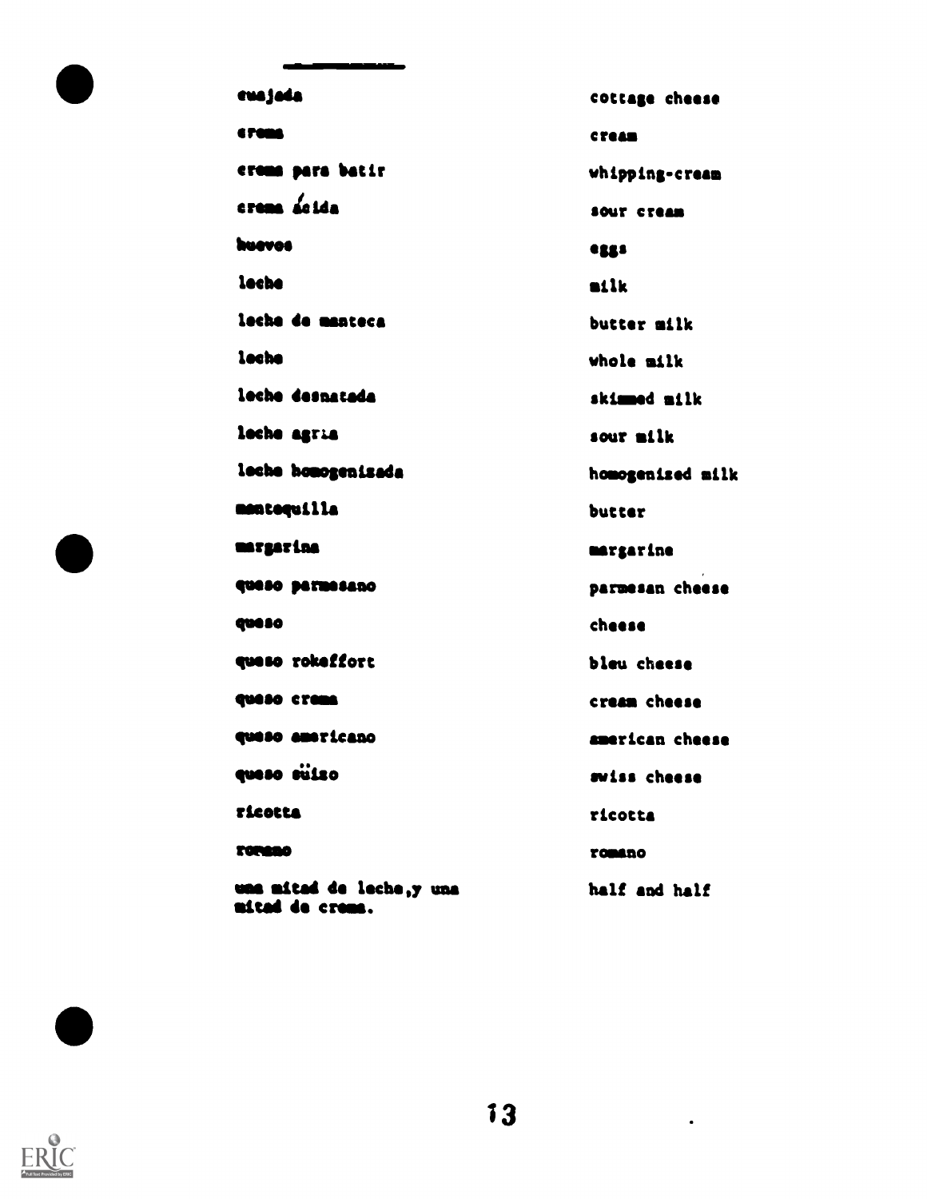| | |
|---|---|
| cuajada | cottage cheese |
| crema | cream |
| crema para batir | whipping-cream |
| crema ácida | sour cream |
| huevos | eggs |
| leche | milk |
| leche de manteca | butter milk |
| leche | whole milk |
| leche desnatada | skimmed milk |
| leche agria | sour milk |
| leche homogenizada | homogenized milk |
| mantequilla | butter |
| margarina | margarine |
| queso parmesano | parmesan cheese |
| queso | cheese |
| queso rokeffort | bleu cheese |
| queso crema | cream cheese |
| queso americano | american cheese |
| queso süizo | swiss cheese |
| ricotta | ricotta |
| romano | romano |
| una mitad de leche,y una mitad de crema. | half and half |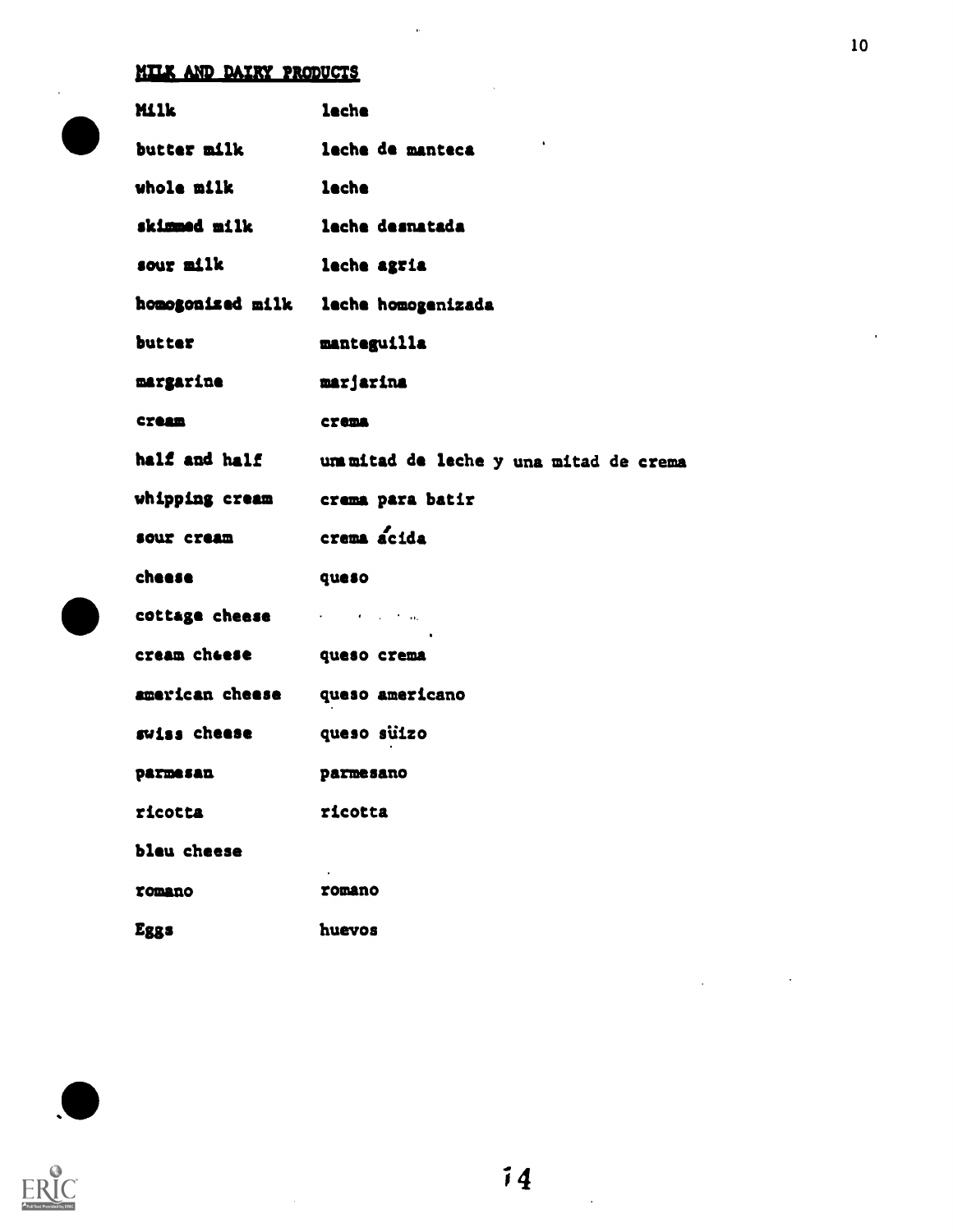## MILK AND DAIRY PRODUCTS

| | |
|---|---|
| Milk | leche |
| butter milk | leche de manteca |
| whole milk | leche |
| skimmed milk | leche desnatada |
| sour milk | leche agria |
| homogonized milk | leche homogenizada |
| butter | manteguilla |
| margarine | marjarina |
| cream | crema |
| half and half | una mitad de leche y una mitad de crema |
| whipping cream | crema para batir |
| sour cream | crema ácida |
| cheese | queso |
| cottage cheese | |
| cream cheese | queso crema |
| american cheese | queso americano |
| swiss cheese | queso süizo |
| parmesan | parmesano |
| ricotta | ricotta |
| bleu cheese | |
| romano | romano |
| Eggs | huevos |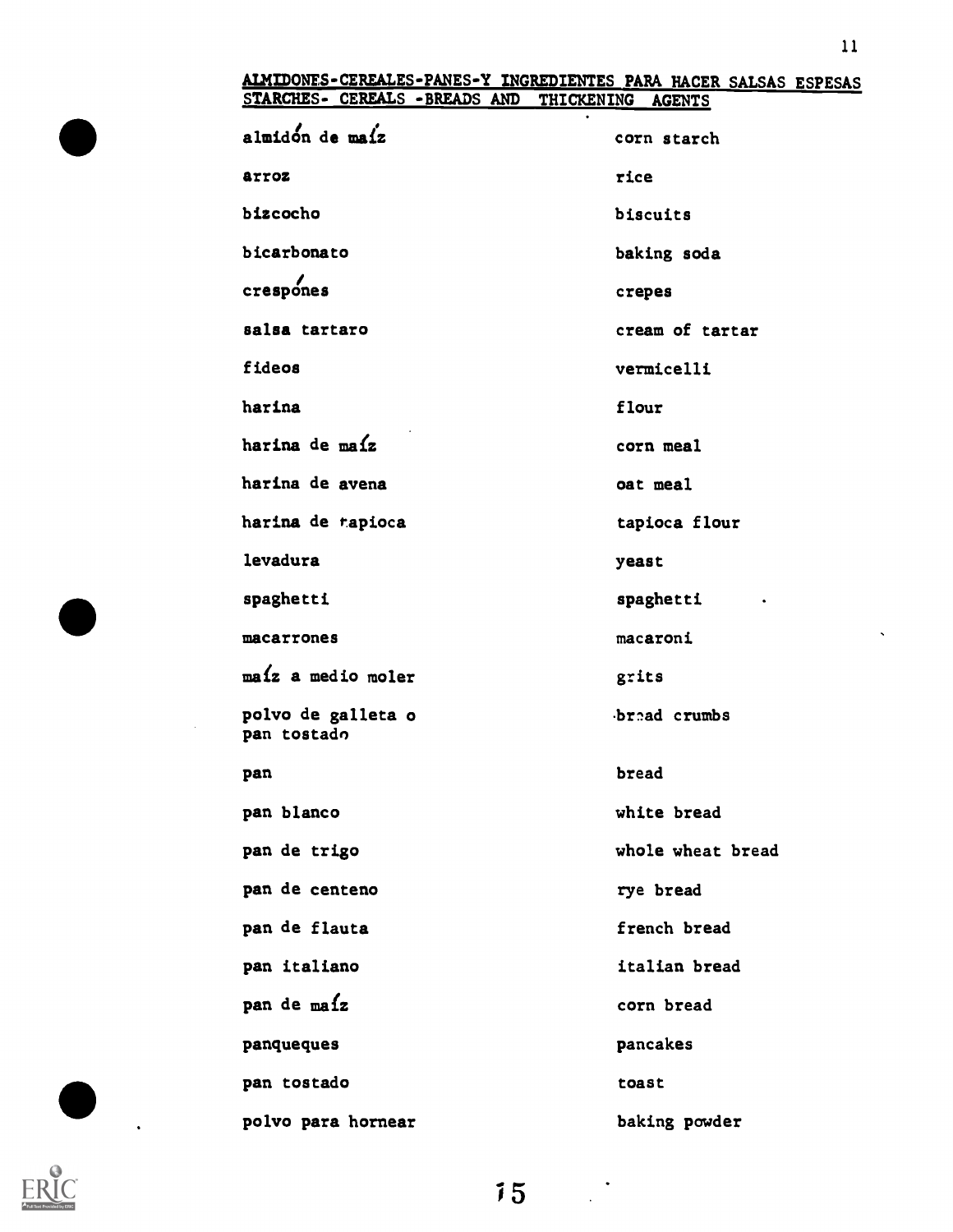## ALMIDONES-CEREALES-PANES-Y INGREDIENTES PARA HACER SALSAS ESPESAS
## STARCHES- CEREALS -BREADS AND THICKENING AGENTS

| | |
|---|---|
| almidón de maíz | corn starch |
| arroz | rice |
| bizcocho | biscuits |
| bicarbonato | baking soda |
| crespónes | crepes |
| salsa tartaro | cream of tartar |
| fideos | vermicelli |
| harina | flour |
| harina de maíz | corn meal |
| harina de avena | oat meal |
| harina de tapioca | tapioca flour |
| levadura | yeast |
| spaghetti | spaghetti |
| macarrones | macaroni |
| maíz a medio moler | grits |
| polvo de galleta o pan tostado | bread crumbs |
| pan | bread |
| pan blanco | white bread |
| pan de trigo | whole wheat bread |
| pan de centeno | rye bread |
| pan de flauta | french bread |
| pan italiano | italian bread |
| pan de maíz | corn bread |
| panqueques | pancakes |
| pan tostado | toast |
| polvo para hornear | baking powder |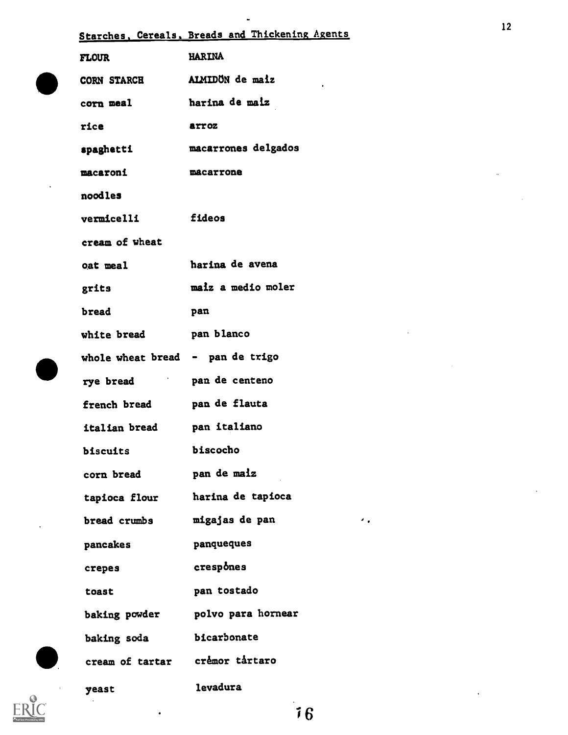## Starches, Cereals, Breads and Thickening Agents

| | |
|---|---|
| FLOUR | HARINA |
| CORN STARCH | ALMIDÖN de maiz |
| corn meal | harina de maiz |
| rice | arroz |
| spaghetti | macarrones delgados |
| macaroni | macarrone |
| noodles | |
| vermicelli | fideos |
| cream of wheat | |
| oat meal | harina de avena |
| grits | maiz a medio moler |
| bread | pan |
| white bread | pan blanco |
| whole wheat bread | - pan de trigo |
| rye bread | pan de centeno |
| french bread | pan de flauta |
| italian bread | pan italiano |
| biscuits | biscocho |
| corn bread | pan de maiz |
| tapioca flour | harina de tapioca |
| bread crumbs | migajas de pan |
| pancakes | panqueques |
| crepes | crespônes |
| toast | pan tostado |
| baking powder | polvo para hornear |
| baking soda | bicarbonate |
| cream of tartar | crêmor tártaro |
| yeast | levadura |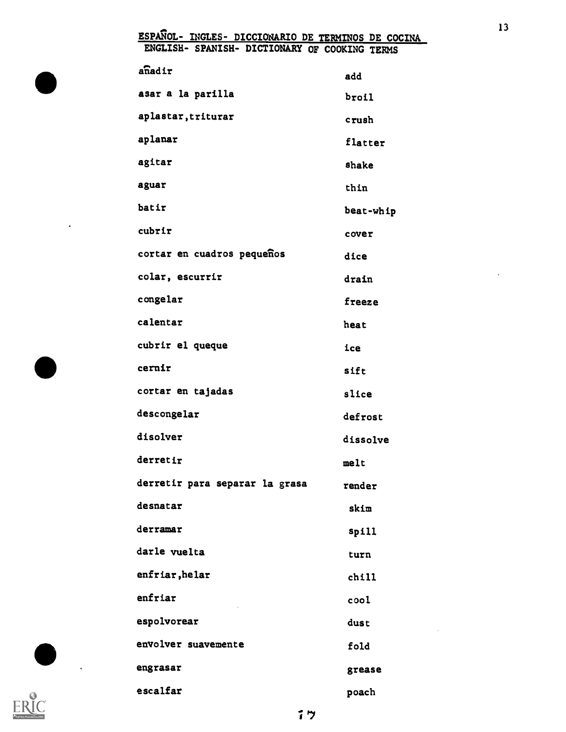## ESPAÑOL- INGLES- DICCIONARIO DE TERMINOS DE COCINA
## ENGLISH- SPANISH- DICTIONARY OF COOKING TERMS

| | |
|---|---|
| añadir | add |
| asar a la parilla | broil |
| aplastar,triturar | crush |
| aplanar | flatter |
| agitar | shake |
| aguar | thin |
| batir | beat-whip |
| cubrir | cover |
| cortar en cuadros pequeños | dice |
| colar, escurrir | drain |
| congelar | freeze |
| calentar | heat |
| cubrir el queque | ice |
| cernir | sift |
| cortar en tajadas | slice |
| descongelar | defrost |
| disolver | dissolve |
| derretir | melt |
| derretir para separar la grasa | render |
| desnatar | skim |
| derramar | spill |
| darle vuelta | turn |
| enfriar,helar | chill |
| enfriar | cool |
| espolvorear | dust |
| envolver suavemente | fold |
| engrasar | grease |
| escalfar | poach |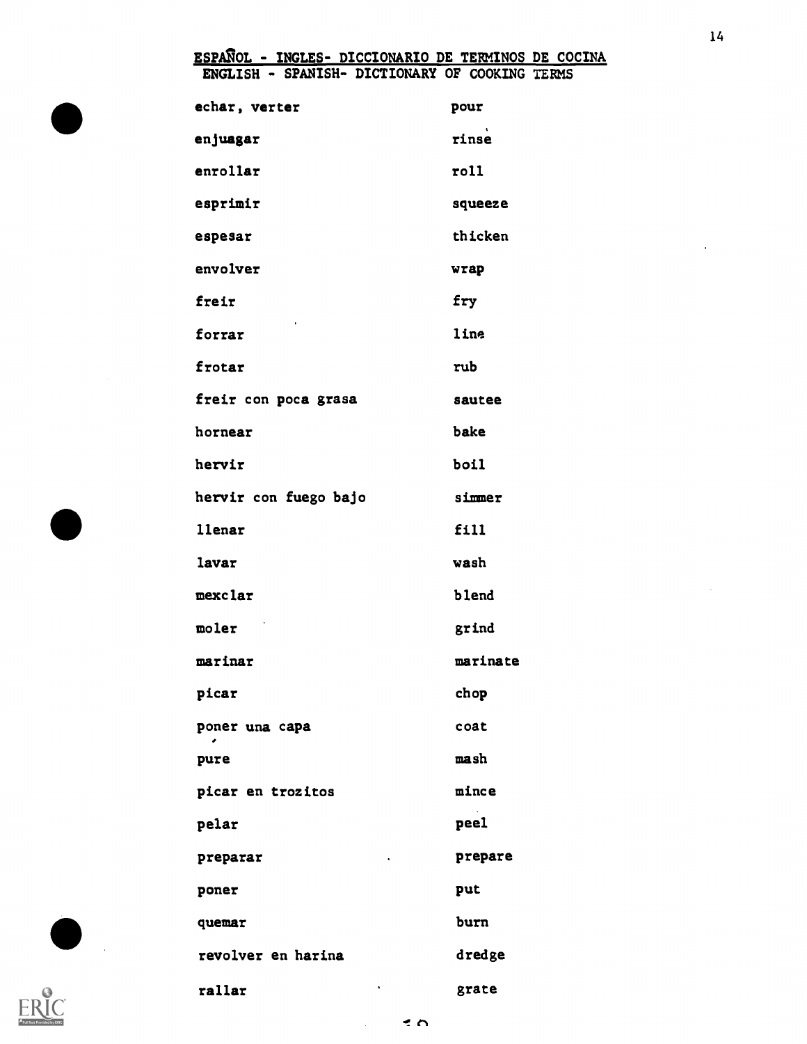# ESPAÑOL - INGLES- DICCIONARIO DE TERMINOS DE COCINA

## ENGLISH - SPANISH- DICTIONARY OF COOKING TERMS

| | |
|---|---|
| echar, verter | pour |
| enjuagar | rinse |
| enrollar | roll |
| esprimir | squeeze |
| espesar | thicken |
| envolver | wrap |
| freir | fry |
| forrar | line |
| frotar | rub |
| freir con poca grasa | sautee |
| hornear | bake |
| hervir | boil |
| hervir con fuego bajo | simmer |
| llenar | fill |
| lavar | wash |
| mexclar | blend |
| moler | grind |
| marinar | marinate |
| picar | chop |
| poner una capa | coat |
| pure | mash |
| picar en trozitos | mince |
| pelar | peel |
| preparar | prepare |
| poner | put |
| quemar | burn |
| revolver en harina | dredge |
| rallar | grate |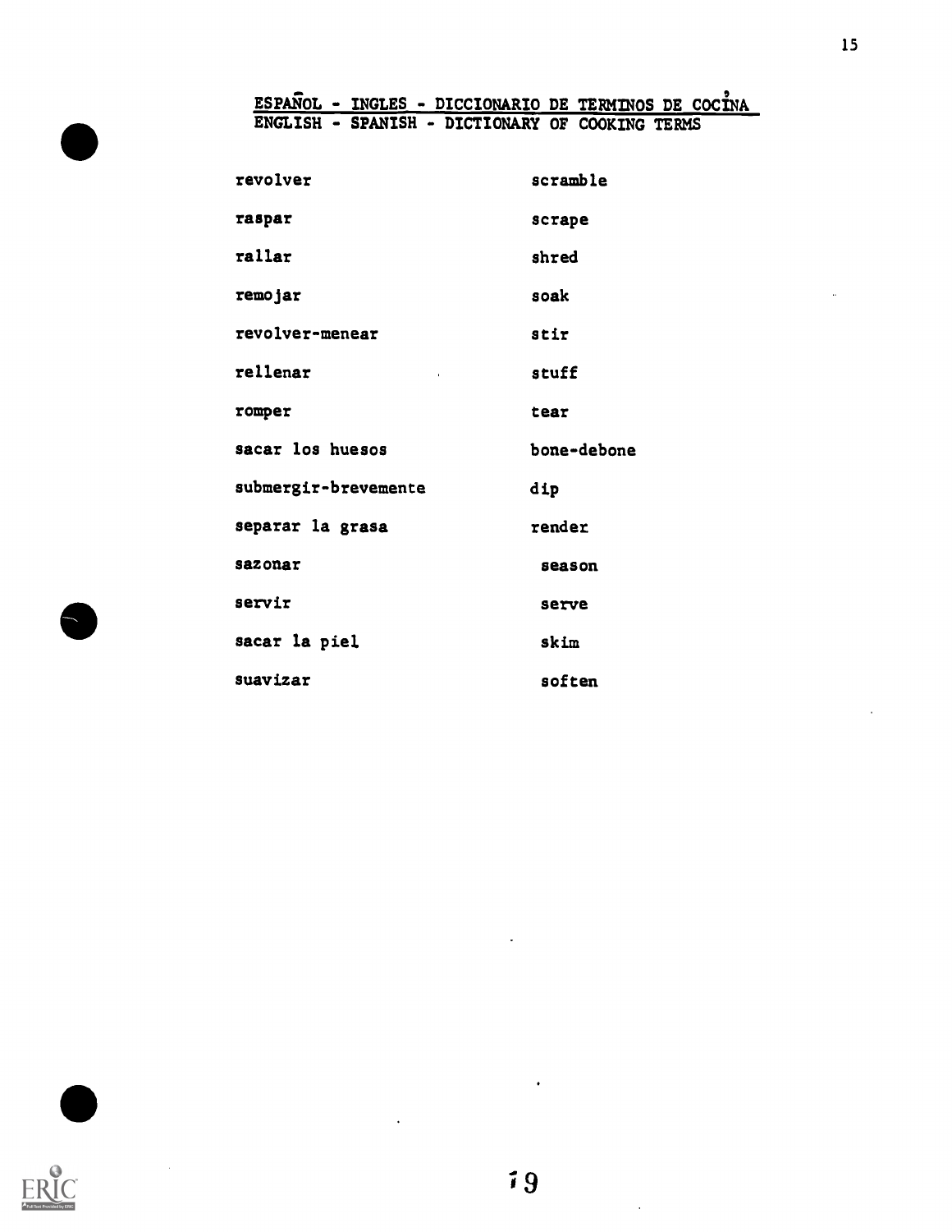ESPAÑOL - INGLES - DICCIONARIO DE TERMINOS DE COCINA
ENGLISH - SPANISH - DICTIONARY OF COOKING TERMS

| | |
|---|---|
| revolver | scramble |
| raspar | scrape |
| rallar | shred |
| remojar | soak |
| revolver-menear | stir |
| rellenar | stuff |
| romper | tear |
| sacar los huesos | bone-debone |
| submergir-brevemente | dip |
| separar la grasa | render |
| sazonar | season |
| servir | serve |
| sacar la piel | skim |
| suavizar | soften |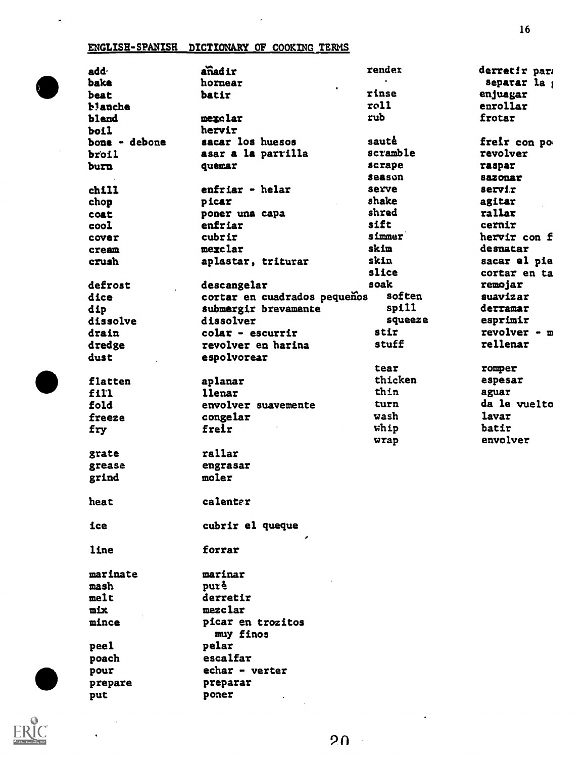## ENGLISH-SPANISH DICTIONARY OF COOKING TERMS

| English | Spanish |
|---|---|
| add | añadir |
| bake | hornear |
| beat | batir |
| blanche | |
| blend | mezclar |
| boil | hervir |
| bone - debone | sacar los huesos |
| broil | asar a la parrilla |
| burn | quemar |
| chill | enfriar - helar |
| chop | picar |
| coat | poner una capa |
| cool | enfriar |
| cover | cubrir |
| cream | mezclar |
| crush | aplastar, triturar |
| defrost | descangelar |
| dice | cortar en cuadrados pequeños |
| dip | submergir brevamente |
| dissolve | dissolver |
| drain | colar - escurrir |
| dredge | revolver en harina |
| dust | espolvorear |
| flatten | aplanar |
| fill | llenar |
| fold | envolver suavemente |
| freeze | congelar |
| fry | freír |
| grate | rallar |
| grease | engrasar |
| grind | moler |
| heat | calentar |
| ice | cubrir el queque |
| line | forrar |
| marinate | marinar |
| mash | puré |
| melt | derretir |
| mix | mezclar |
| mince | picar en trozitos muy finos |
| peel | pelar |
| poach | escalfar |
| pour | echar - verter |
| prepare | preparar |
| put | poner |
| render | derretir para separar la |
| rinse | enjuagar |
| roll | enrollar |
| rub | frotar |
| sauté | freír con po |
| scramble | revolver |
| scrape | raspar |
| season | sazonar |
| serve | servir |
| shake | agitar |
| shred | rallar |
| sift | cernir |
| simmer | hervir con f |
| skim | desnatar |
| skin | sacar el pie |
| slice | cortar en ta |
| soak | remojar |
| soften | suavizar |
| spill | derramar |
| squeeze | esprimir |
| stir | revolver - m |
| stuff | rellenar |
| tear | romper |
| thicken | espesar |
| thin | aguar |
| turn | da le vuelto |
| wash | lavar |
| whip | batir |
| wrap | envolver |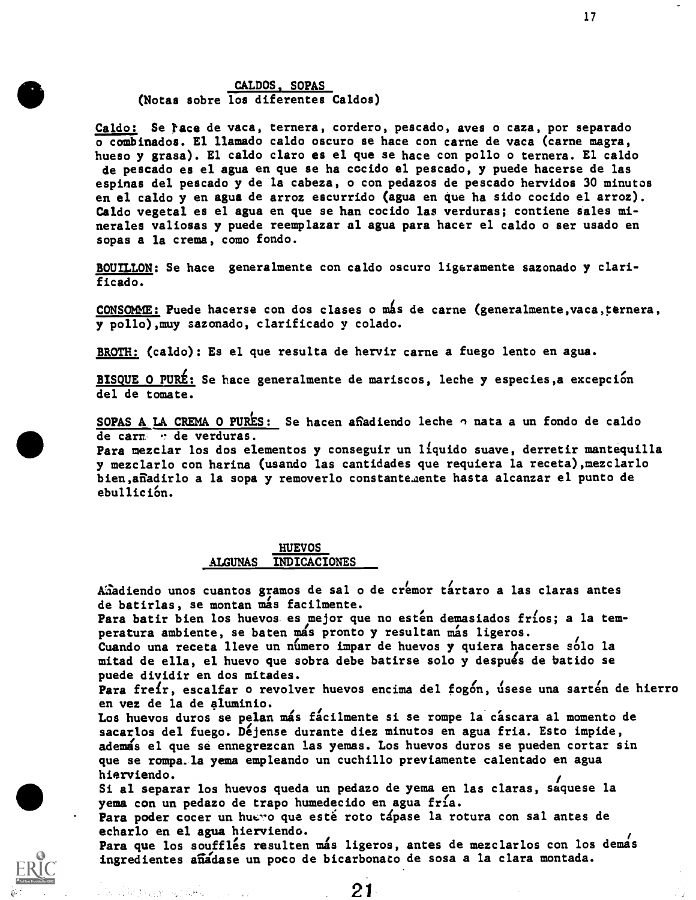## CALDOS, SOPAS

(Notas sobre los diferentes Caldos)

Caldo: Se hace de vaca, ternera, cordero, pescado, aves o caza, por separado o combinados. El llamado caldo oscuro se hace con carne de vaca (carne magra, hueso y grasa). El caldo claro es el que se hace con pollo o ternera. El caldo de pescado es el agua en que se ha cocido el pescado, y puede hacerse de las espinas del pescado y de la cabeza, o con pedazos de pescado hervidos 30 minutos en el caldo y en agua de arroz escurrido (agua en que ha sido cocido el arroz). Caldo vegetal es el agua en que se han cocido las verduras; contiene sales minerales valiosas y puede reemplazar al agua para hacer el caldo o ser usado en sopas a la crema, como fondo.

BOUILLON: Se hace generalmente con caldo oscuro ligeramente sazonado y clarificado.

CONSOMME: Puede hacerse con dos clases o más de carne (generalmente,vaca,ternera, y pollo),muy sazonado, clarificado y colado.

BROTH: (caldo): Es el que resulta de hervir carne a fuego lento en agua.

BISQUE O PURÉ: Se hace generalmente de mariscos, leche y especies,a excepción del de tomate.

SOPAS A LA CREMA O PURÉS: Se hacen añadiendo leche o nata a un fondo de caldo de carne o de verduras.
Para mezclar los dos elementos y conseguir un líquido suave, derretir mantequilla y mezclarlo con harina (usando las cantidades que requiera la receta),mezclarlo bien,añadirlo a la sopa y removerlo constantemente hasta alcanzar el punto de ebullición.

## HUEVOS
### ALGUNAS INDICACIONES

Añadiendo unos cuantos gramos de sal o de crémor tártaro a las claras antes de batirlas, se montan más facilmente.
Para batir bien los huevos es mejor que no estén demasiados fríos; a la temperatura ambiente, se baten más pronto y resultan más ligeros.
Cuando una receta lleve un número impar de huevos y quiera hacerse sólo la mitad de ella, el huevo que sobra debe batirse solo y después de batido se puede dividir en dos mitades.
Para freír, escalfar o revolver huevos encima del fogón, úsese una sartén de hierro en vez de la de aluminio.
Los huevos duros se pelan más fácilmente si se rompe la cáscara al momento de sacarlos del fuego. Déjense durante diez minutos en agua fria. Esto impide, además el que se ennegrezcan las yemas. Los huevos duros se pueden cortar sin que se rompa la yema empleando un cuchillo previamente calentado en agua hierviendo.
Si al separar los huevos queda un pedazo de yema en las claras, sáquese la yema con un pedazo de trapo humedecido en agua fría.
Para poder cocer un huevo que esté roto tápase la rotura con sal antes de echarlo en el agua hierviendo.
Para que los soufflés resulten más ligeros, antes de mezclarlos con los demás ingredientes añádase un poco de bicarbonato de sosa a la clara montada.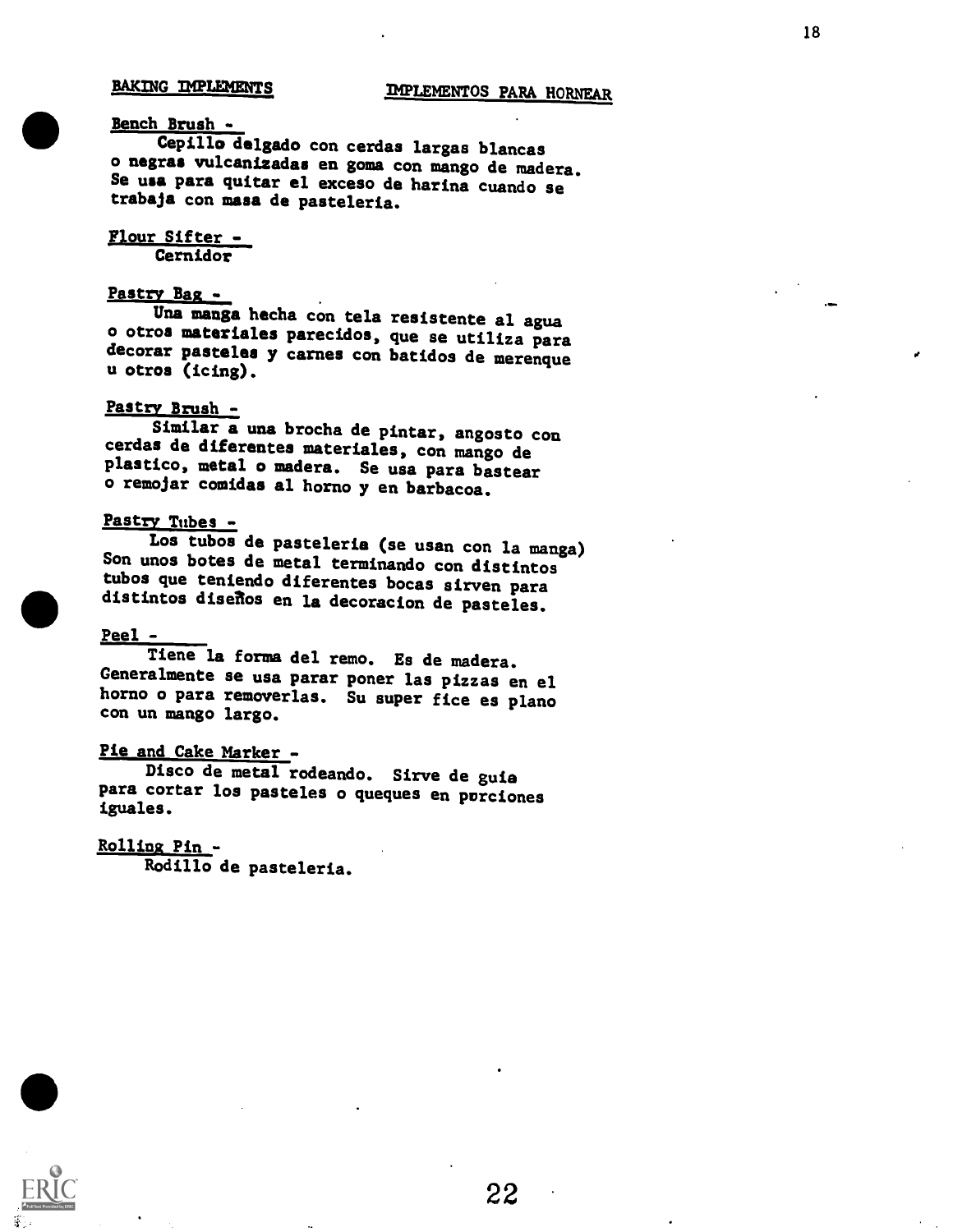## BAKING IMPLEMENTS — IMPLEMENTOS PARA HORNEAR

**Bench Brush -**
Cepillo delgado con cerdas largas blancas o negras vulcanizadas en goma con mango de madera. Se usa para quitar el exceso de harina cuando se trabaja con masa de pasteleria.

**Flour Sifter -**
Cernidor

**Pastry Bag -**
Una manga hecha con tela resistente al agua o otros materiales parecidos, que se utiliza para decorar pasteles y carnes con batidos de merenque u otros (icing).

**Pastry Brush -**
Similar a una brocha de pintar, angosto con cerdas de diferentes materiales, con mango de plastico, metal o madera. Se usa para bastear o remojar comidas al horno y en barbacoa.

**Pastry Tubes -**
Los tubos de pasteleria (se usan con la manga) Son unos botes de metal terminando con distintos tubos que teniendo diferentes bocas sirven para distintos diseños en la decoracion de pasteles.

**Peel -**
Tiene la forma del remo. Es de madera. Generalmente se usa parar poner las pizzas en el horno o para removerlas. Su super fice es plano con un mango largo.

**Pie and Cake Marker -**
Disco de metal rodeando. Sirve de guia para cortar los pasteles o queques en porciones iguales.

**Rolling Pin -**
Rodillo de pasteleria.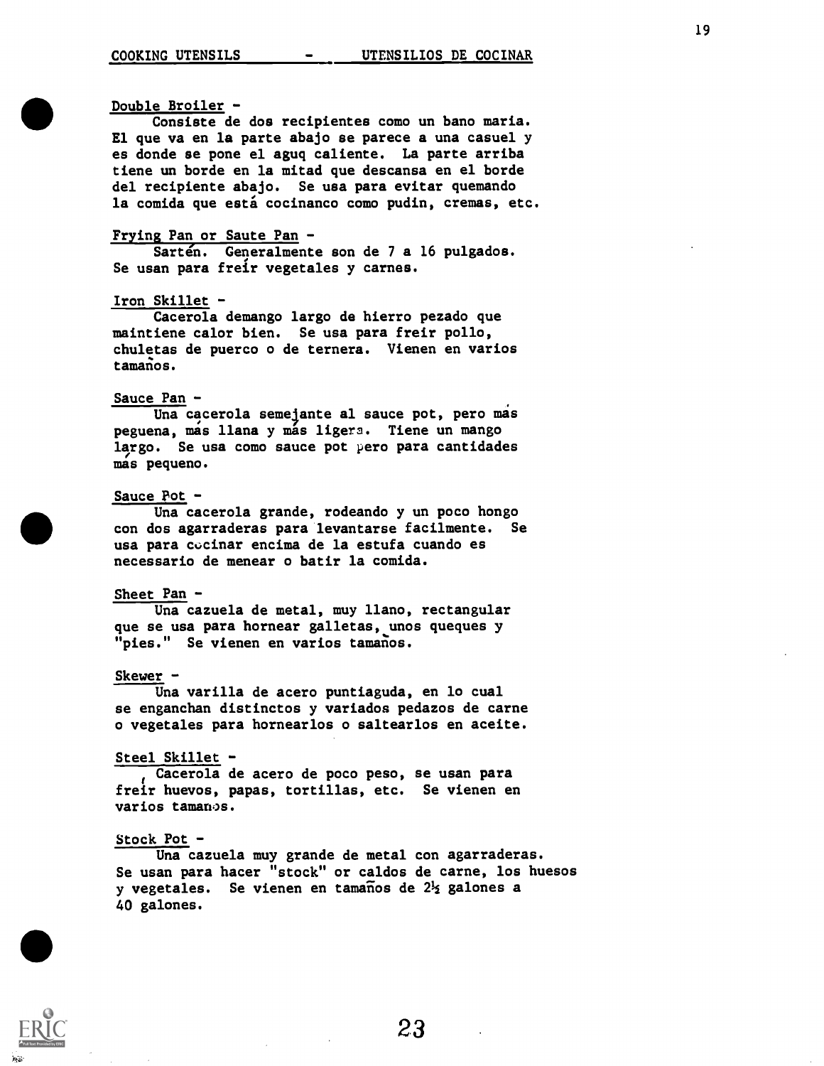## COOKING UTENSILS - UTENSILIOS DE COCINAR

**Double Broiler -**
Consiste de dos recipientes como un bano maria. El que va en la parte abajo se parece a una casuel y es donde se pone el aguq caliente. La parte arriba tiene un borde en la mitad que descansa en el borde del recipiente abajo. Se usa para evitar quemando la comida que está cocinanco como pudin, cremas, etc.

**Frying Pan or Saute Pan -**
Sartén. Generalmente son de 7 a 16 pulgados. Se usan para freír vegetales y carnes.

**Iron Skillet -**
Cacerola demango largo de hierro pezado que maintiene calor bien. Se usa para freir pollo, chuletas de puerco o de ternera. Vienen en varios tamaños.

**Sauce Pan -**
Una cacerola semejante al sauce pot, pero más peguena, más llana y más ligera. Tiene un mango largo. Se usa como sauce pot pero para cantidades más pequeno.

**Sauce Pot -**
Una cacerola grande, rodeando y un poco hongo con dos agarraderas para levantarse facilmente. Se usa para cocinar encima de la estufa cuando es necessario de menear o batir la comida.

**Sheet Pan -**
Una cazuela de metal, muy llano, rectangular que se usa para hornear galletas, unos queques y "pies." Se vienen en varios tamaños.

**Skewer -**
Una varilla de acero puntiaguda, en lo cual se enganchan distinctos y variados pedazos de carne o vegetales para hornearlos o saltearlos en aceite.

**Steel Skillet -**
Cacerola de acero de poco peso, se usan para freír huevos, papas, tortillas, etc. Se vienen en varios tamaños.

**Stock Pot -**
Una cazuela muy grande de metal con agarraderas. Se usan para hacer "stock" or caldos de carne, los huesos y vegetales. Se vienen en tamaños de 2½ galones a 40 galones.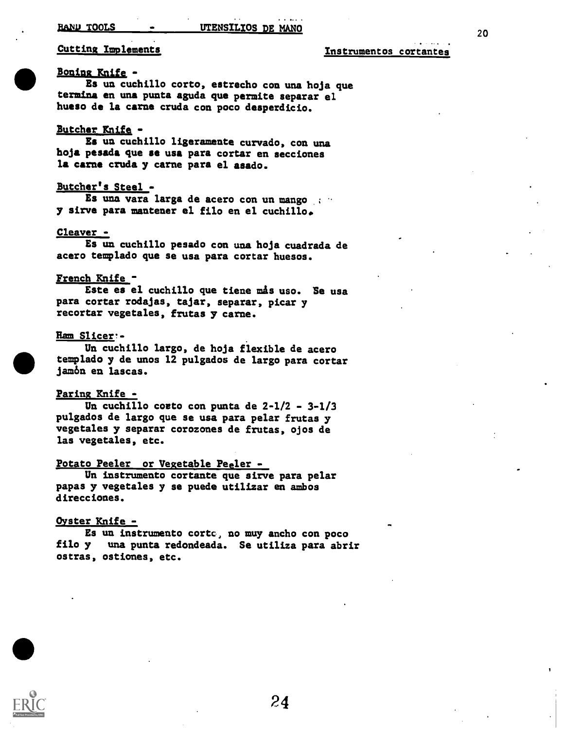## HAND TOOLS - UTENSILIOS DE MANO

### Cutting Implements — Instrumentos cortantes

**Boning Knife -**
Es un cuchillo corto, estrecho con una hoja que termina en una punta aguda que permite separar el hueso de la carne cruda con poco desperdicio.

**Butcher Knife -**
Es un cuchillo ligeramente curvado, con una hoja pesada que se usa para cortar en secciones la carne cruda y carne para el asado.

**Butcher's Steel -**
Es una vara larga de acero con un mango y sirve para mantener el filo en el cuchillo.

**Cleaver -**
Es un cuchillo pesado con una hoja cuadrada de acero templado que se usa para cortar huesos.

**French Knife -**
Este es el cuchillo que tiene más uso. Se usa para cortar rodajas, tajar, separar, picar y recortar vegetales, frutas y carne.

**Ham Slicer -**
Un cuchillo largo, de hoja flexible de acero templado y de unos 12 pulgados de largo para cortar jamón en lascas.

**Paring Knife -**
Un cuchillo costo con punta de 2-1/2 - 3-1/3 pulgados de largo que se usa para pelar frutas y vegetales y separar corozones de frutas, ojos de las vegetales, etc.

**Potato Peeler or Vegetable Peeler -**
Un instrumento cortante que sirve para pelar papas y vegetales y se puede utilizar en ambos direcciones.

**Oyster Knife -**
Es un instrumento corto, no muy ancho con poco filo y una punta redondeada. Se utiliza para abrir ostras, ostiones, etc.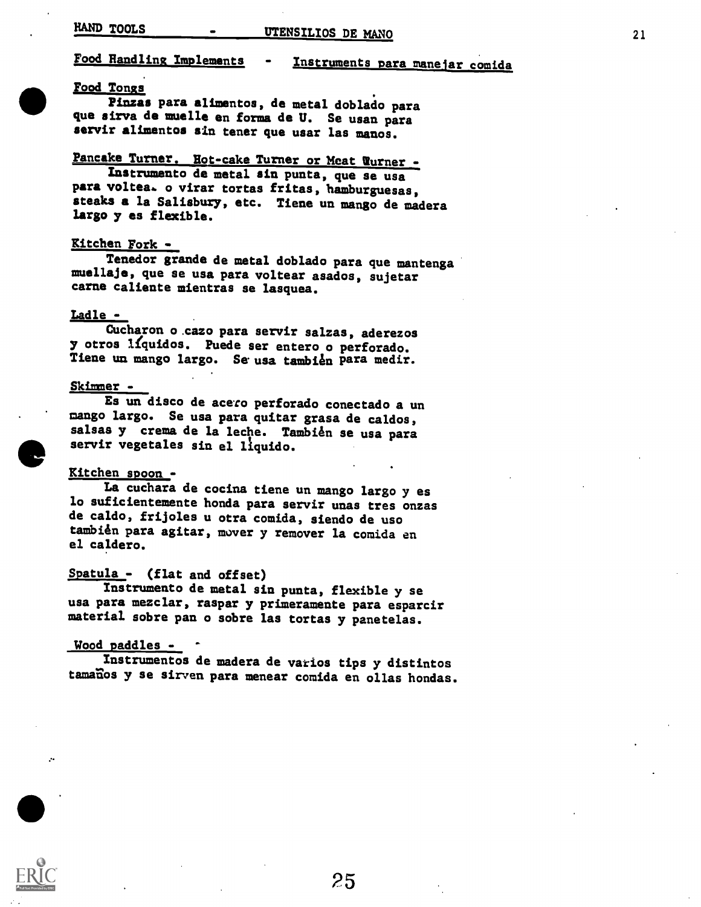## HAND TOOLS - UTENSILIOS DE MANO

### Food Handling Implements - Instruments para manejar comida

**Food Tongs**

Pinzas para alimentos, de metal doblado para que sirva de muelle en forma de U. Se usan para servir alimentos sin tener que usar las manos.

**Pancake Turner, Hot-cake Turner or Meat Turner -**

Instrumento de metal sin punta, que se usa para voltea. o virar tortas fritas, hamburguesas, steaks a la Salisbury, etc. Tiene un mango de madera largo y es flexible.

**Kitchen Fork -**

Tenedor grande de metal doblado para que mantenga muellaje, que se usa para voltear asados, sujetar carne caliente mientras se lasquea.

**Ladle -**

Cucharon o cazo para servir salzas, aderezos y otros líquidos. Puede ser entero o perforado. Tiene un mango largo. Se usa también para medir.

**Skimmer -**

Es un disco de acero perforado conectado a un mango largo. Se usa para quitar grasa de caldos, salsas y crema de la leche. También se usa para servir vegetales sin el líquido.

**Kitchen spoon -**

La cuchara de cocina tiene un mango largo y es lo suficientemente honda para servir unas tres onzas de caldo, frijoles u otra comida, siendo de uso también para agitar, mover y remover la comida en el caldero.

**Spatula - (flat and offset)**

Instrumento de metal sin punta, flexible y se usa para mezclar, raspar y primeramente para esparcir material sobre pan o sobre las tortas y panetelas.

**Wood paddles -**

Instrumentos de madera de varios tips y distintos tamaños y se sirven para menear comida en ollas hondas.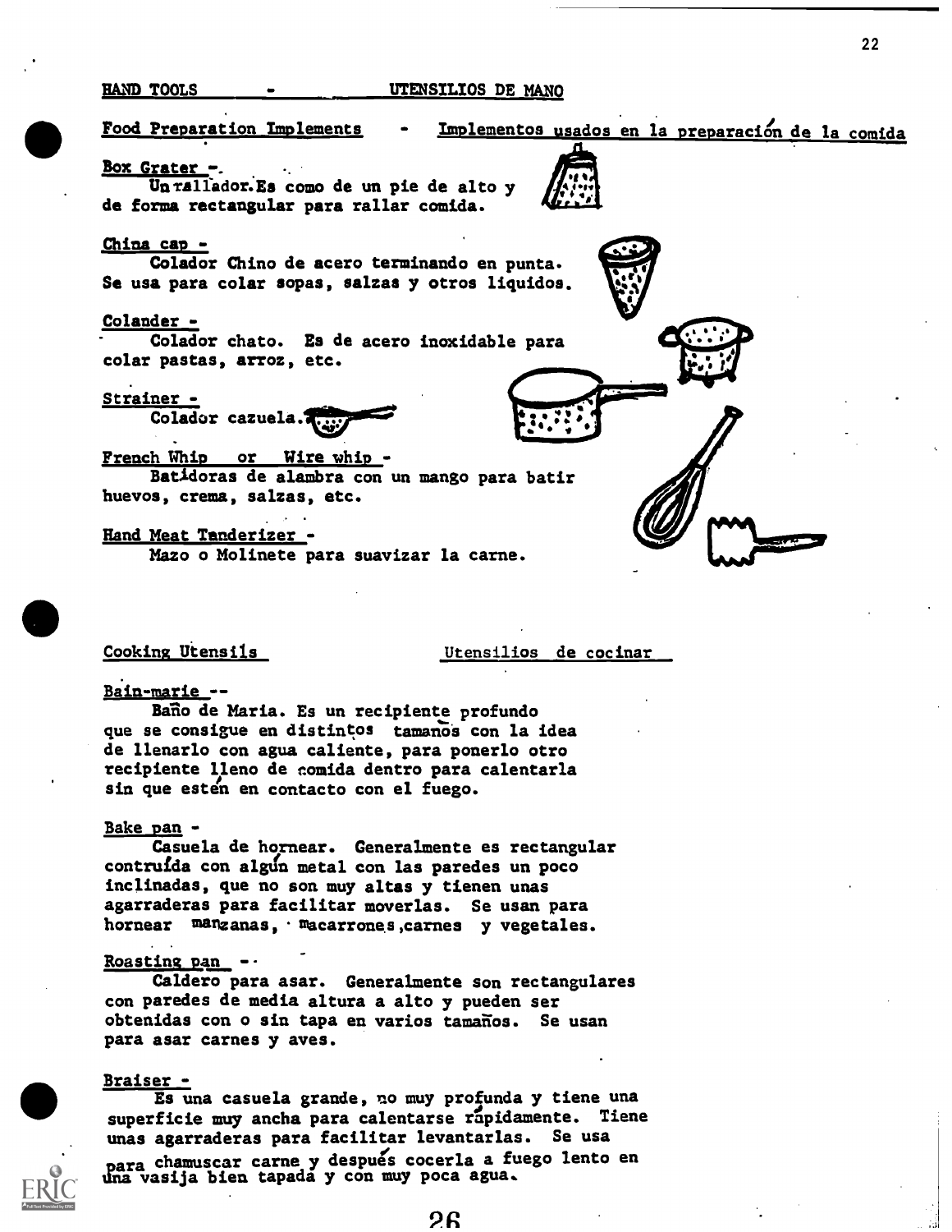## HAND TOOLS - UTENSILIOS DE MANO

### Food Preparation Implements - Implementos usados en la preparación de la comida

**Box Grater -**
Un rallador. Es como de un pie de alto y de forma rectangular para rallar comida.

**China cap -**
Colador Chino de acero terminando en punta. Se usa para colar sopas, salzas y otros liquidos.

**Colander -**
Colador chato. Es de acero inoxidable para colar pastas, arroz, etc.

**Strainer -**
Colador cazuela.

**French Whip or Wire whip -**
Batidoras de alambra con un mango para batir huevos, crema, salzas, etc.

**Hand Meat Tenderizer -**
Mazo o Molinete para suavizar la carne.

### Cooking Utensils - Utensilios de cocinar

**Bain-marie --**
Baño de Maria. Es un recipiente profundo que se consigue en distintos tamaños con la idea de llenarlo con agua caliente, para ponerlo otro recipiente lleno de comida dentro para calentarla sin que estén en contacto con el fuego.

**Bake pan -**
Casuela de hornear. Generalmente es rectangular contruída con algún metal con las paredes un poco inclinadas, que no son muy altas y tienen unas agarraderas para facilitar moverlas. Se usan para hornear manzanas, macarrones, carnes y vegetales.

**Roasting pan --**
Caldero para asar. Generalmente son rectangulares con paredes de media altura a alto y pueden ser obtenidas con o sin tapa en varios tamaños. Se usan para asar carnes y aves.

**Braiser -**
Es una casuela grande, no muy profunda y tiene una superficie muy ancha para calentarse rápidamente. Tiene unas agarraderas para facilitar levantarlas. Se usa para chamuscar carne y después cocerla a fuego lento en una vasija bien tapada y con muy poca agua.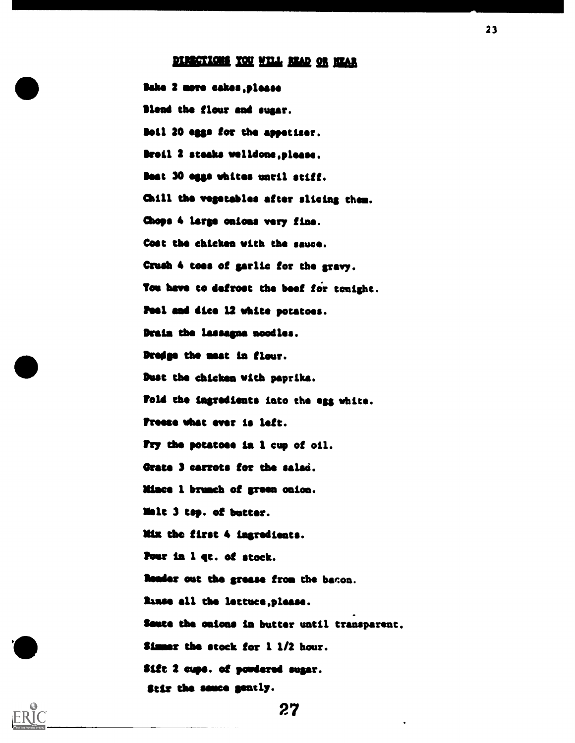## DIRECTIONS YOU WILL READ OR HEAR

Bake 2 more cakes,please

Blend the flour and sugar.

Boil 20 eggs for the appetizer.

Broil 2 steaks welldone,please.

Beat 30 eggs whites until stiff.

Chill the vegetables after slicing them.

Chops 4 large onions very fine.

Coat the chicken with the sauce.

Crush 4 toes of garlic for the gravy.

You have to defrost the beef for tonight.

Peel and dice 12 white potatoes.

Drain the lassagna noodles.

Dredge the meat in flour.

Dust the chicken with paprika.

Fold the ingredients into the egg white.

Freeze what ever is left.

Fry the potatoes in 1 cup of oil.

Grate 3 carrots for the salad.

Mince 1 brunch of green onion.

Melt 3 tsp. of butter.

Mix the first 4 ingredients.

Pour in 1 qt. of stock.

Render out the grease from the bacon.

Rinse all the lettuce,please.

Saute the onions in butter until transparent.

Simmer the stock for 1 1/2 hour.

Sift 2 cups. of powdered sugar.

Stir the sauce gently.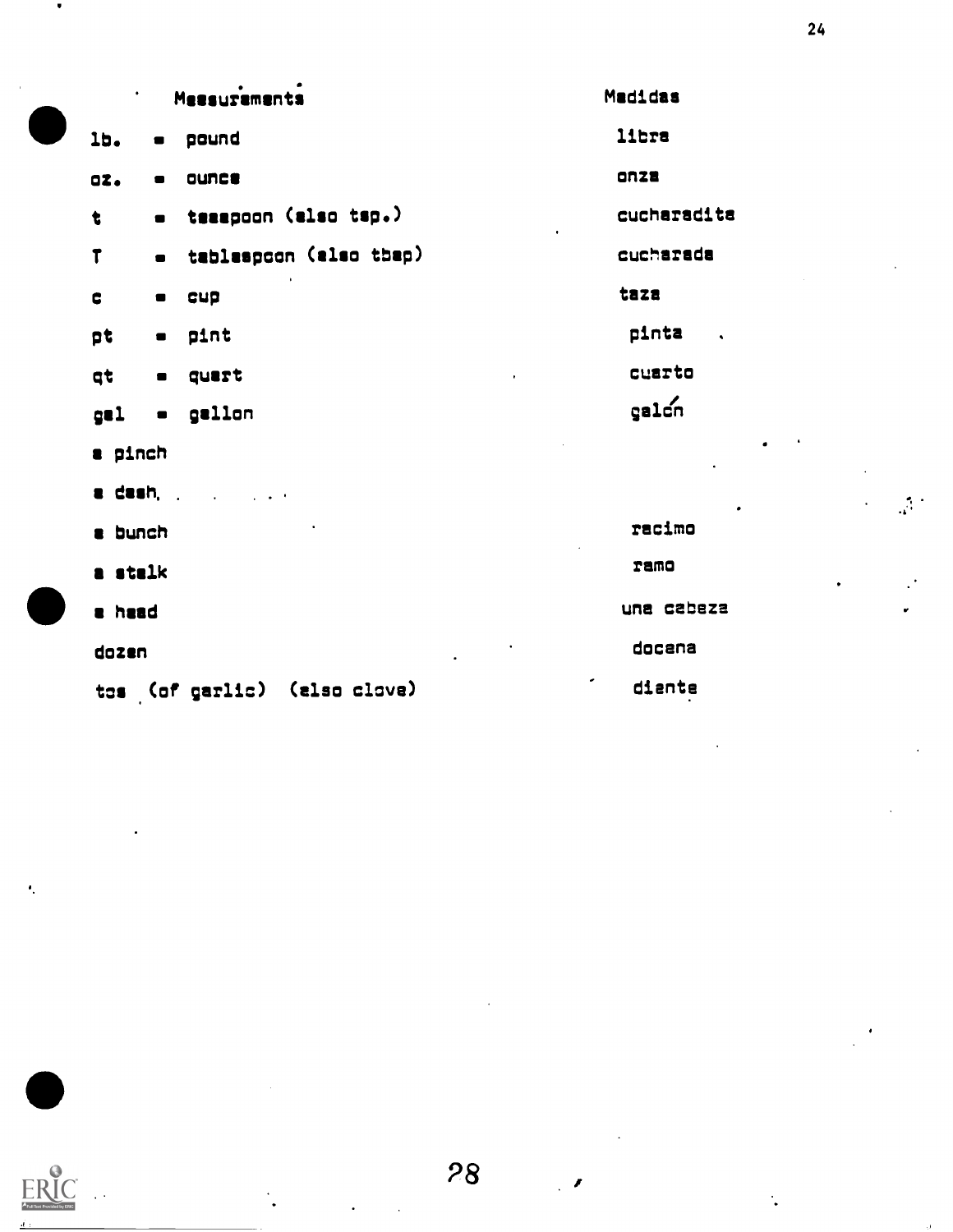| Measurements | Medidas |
|---|---|
| lb. = pound | libra |
| oz. = ounce | onza |
| t = teaspoon (also tsp.) | cucharadita |
| T = tablespoon (also tbsp) | cucharada |
| c = cup | taza |
| pt = pint | pinta |
| qt = quart | cuarto |
| gal = gallon | galón |
| a pinch | |
| a dash | |
| a bunch | racimo |
| a stalk | ramo |
| a head | una cabeza |
| dozen | docena |
| toe (of garlic) (also clove) | diente |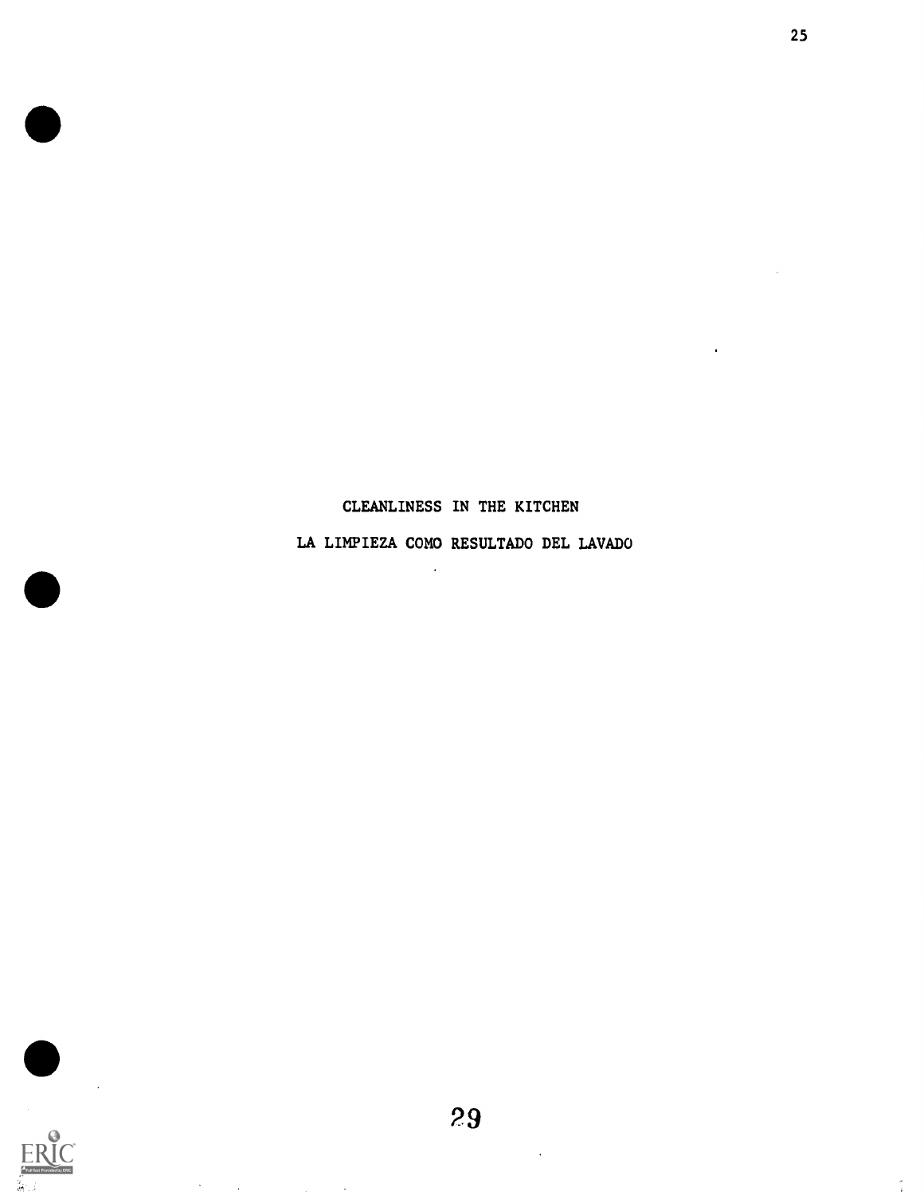# CLEANLINESS IN THE KITCHEN

# LA LIMPIEZA COMO RESULTADO DEL LAVADO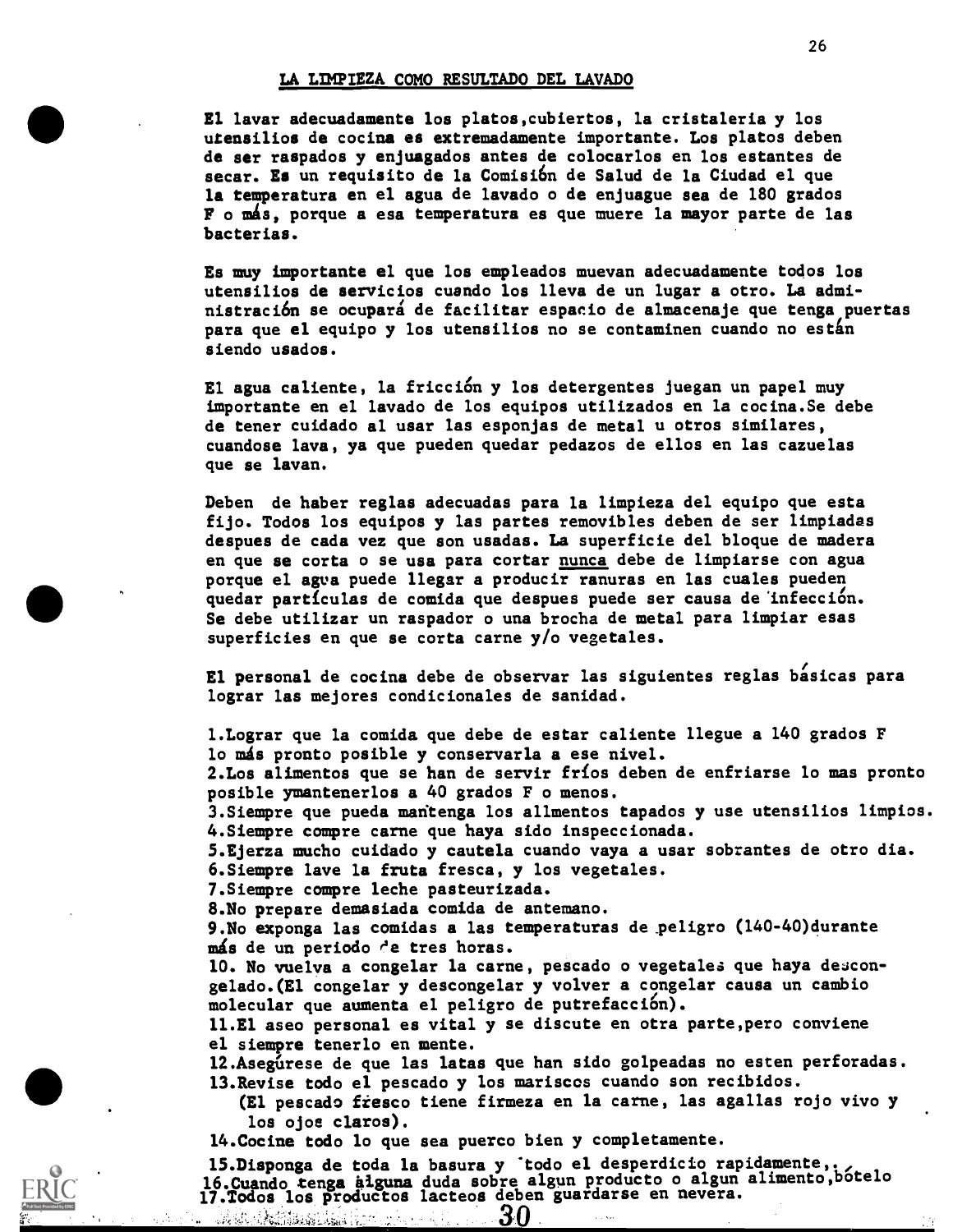## LA LIMPIEZA COMO RESULTADO DEL LAVADO

El lavar adecuadamente los platos,cubiertos, la cristaleria y los utensilios de cocina es extremadamente importante. Los platos deben de ser raspados y enjuagados antes de colocarlos en los estantes de secar. Es un requisito de la Comisión de Salud de la Ciudad el que la temperatura en el agua de lavado o de enjuague sea de 180 grados F o más, porque a esa temperatura es que muere la mayor parte de las bacterias.

Es muy importante el que los empleados muevan adecuadamente todos los utensilios de servicios cuando los lleva de un lugar a otro. La administración se ocupará de facilitar espacio de almacenaje que tenga puertas para que el equipo y los utensilios no se contaminen cuando no están siendo usados.

El agua caliente, la fricción y los detergentes juegan un papel muy importante en el lavado de los equipos utilizados en la cocina.Se debe de tener cuidado al usar las esponjas de metal u otros similares, cuandose lava, ya que pueden quedar pedazos de ellos en las cazuelas que se lavan.

Deben de haber reglas adecuadas para la limpieza del equipo que esta fijo. Todos los equipos y las partes removibles deben de ser limpiadas despues de cada vez que son usadas. La superficie del bloque de madera en que se corta o se usa para cortar nunca debe de limpiarse con agua porque el agua puede llegar a producir ranuras en las cuales pueden quedar partículas de comida que despues puede ser causa de infección. Se debe utilizar un raspador o una brocha de metal para limpiar esas superficies en que se corta carne y/o vegetales.

El personal de cocina debe de observar las siguientes reglas básicas para lograr las mejores condicionales de sanidad.

1.Lograr que la comida que debe de estar caliente llegue a 140 grados F lo más pronto posible y conservarla a ese nivel.
2.Los alimentos que se han de servir fríos deben de enfriarse lo mas pronto posible ymantenerlos a 40 grados F o menos.
3.Siempre que pueda mantenga los alimentos tapados y use utensilios limpios.
4.Siempre compre carne que haya sido inspeccionada.
5.Ejerza mucho cuidado y cautela cuando vaya a usar sobrantes de otro dia.
6.Siempre lave la fruta fresca, y los vegetales.
7.Siempre compre leche pasteurizada.
8.No prepare demasiada comida de antemano.
9.No exponga las comidas a las temperaturas de peligro (140-40)durante más de un periodo de tres horas.
10. No vuelva a congelar la carne, pescado o vegetales que haya descongelado.(El congelar y descongelar y volver a congelar causa un cambio molecular que aumenta el peligro de putrefacción).
11.El aseo personal es vital y se discute en otra parte,pero conviene el siempre tenerlo en mente.
12.Asegúrese de que las latas que han sido golpeadas no esten perforadas.
13.Revise todo el pescado y los mariscos cuando son recibidos.
(El pescado fresco tiene firmeza en la carne, las agallas rojo vivo y los ojos claros).
14.Cocine todo lo que sea puerco bien y completamente.
15.Disponga de toda la basura y todo el desperdicio rapidamente,.
16.Cuando tenga alguna duda sobre algun producto o algun alimento,bótelo
17.Todos los productos lacteos deben guardarse en nevera.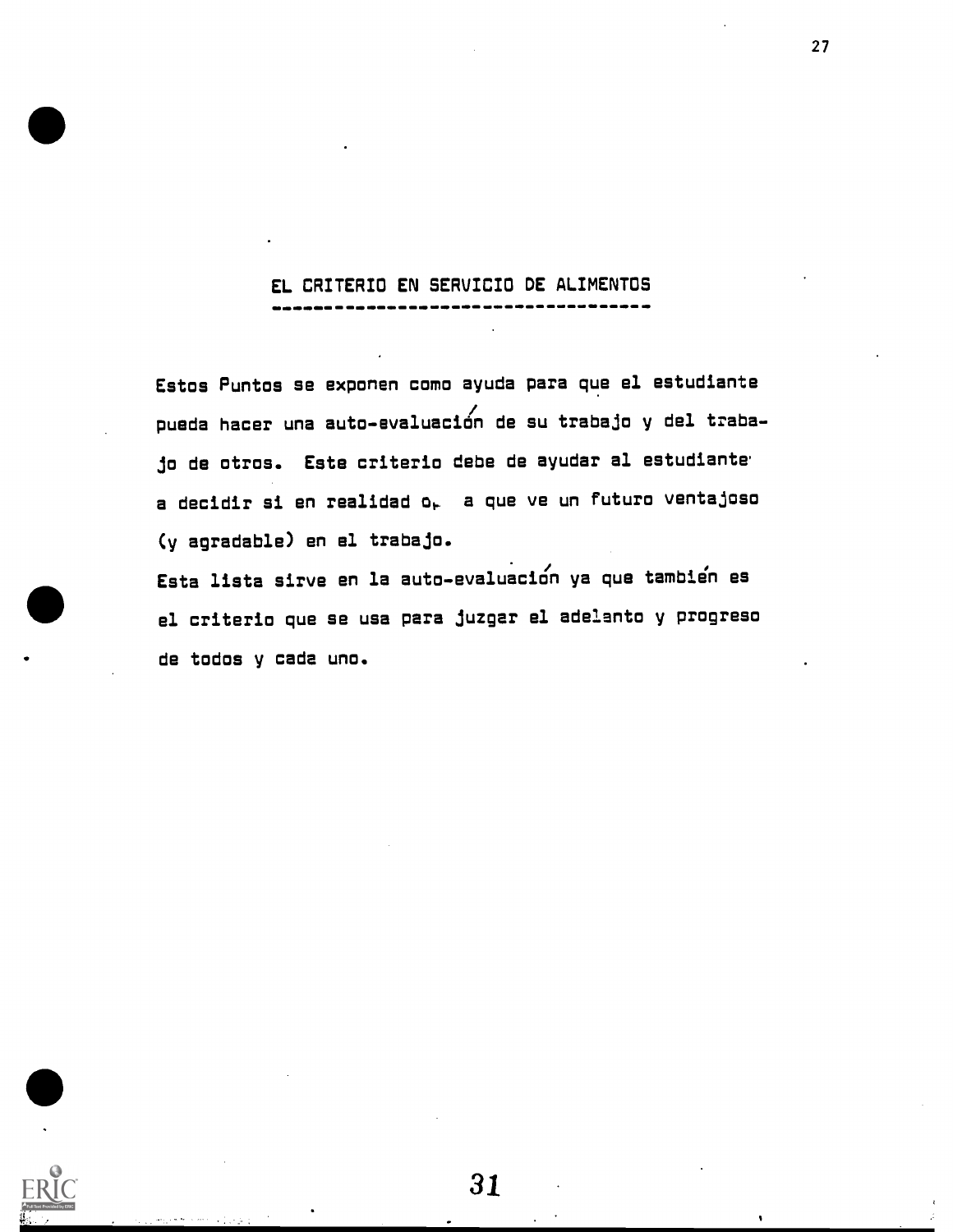## EL CRITERIO EN SERVICIO DE ALIMENTOS

Estos Puntos se exponen como ayuda para que el estudiante pueda hacer una auto-evaluación de su trabajo y del trabajo de otros. Este criterio debe de ayudar al estudiante a decidir si en realidad o, a que ve un futuro ventajoso (y agradable) en el trabajo.

Esta lista sirve en la auto-evaluación ya que también es el criterio que se usa para juzgar el adelanto y progreso de todos y cada uno.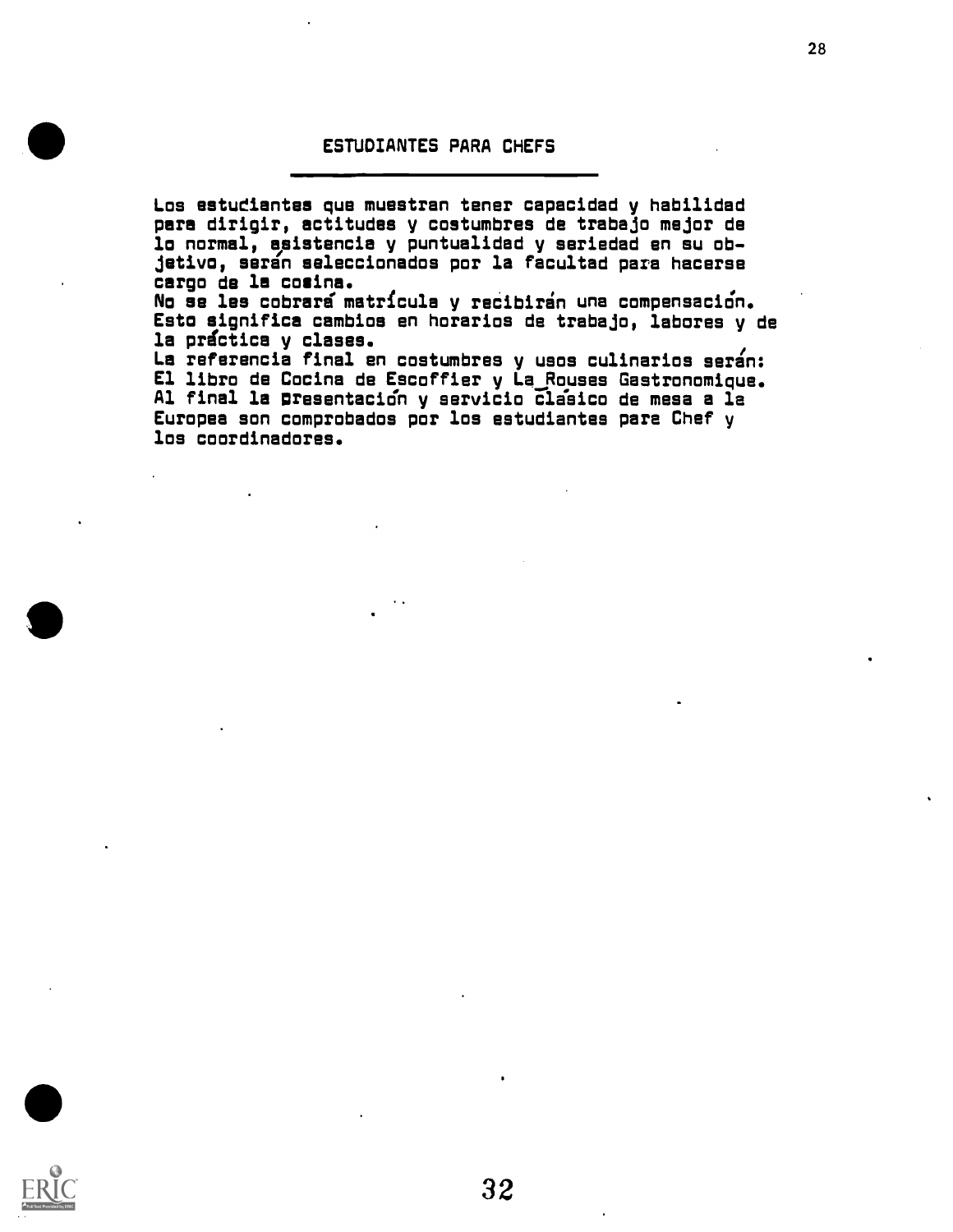## ESTUDIANTES PARA CHEFS

Los estudiantes que muestran tener capacidad y habilidad para dirigir, actitudes y costumbres de trabajo mejor de lo normal, asistencia y puntualidad y seriedad en su objetivo, serán seleccionados por la facultad para hacerse cargo de la cocina.
No se les cobrará matrícula y recibirán una compensación.
Esto significa cambios en horarios de trabajo, labores y de la práctica y clases.
La referencia final en costumbres y usos culinarios serán:
El libro de Cocina de Escoffier y La_Rouses Gastronomique.
Al final la presentación y servicio clásico de mesa a la Europea son comprobados por los estudiantes para Chef y los coordinadores.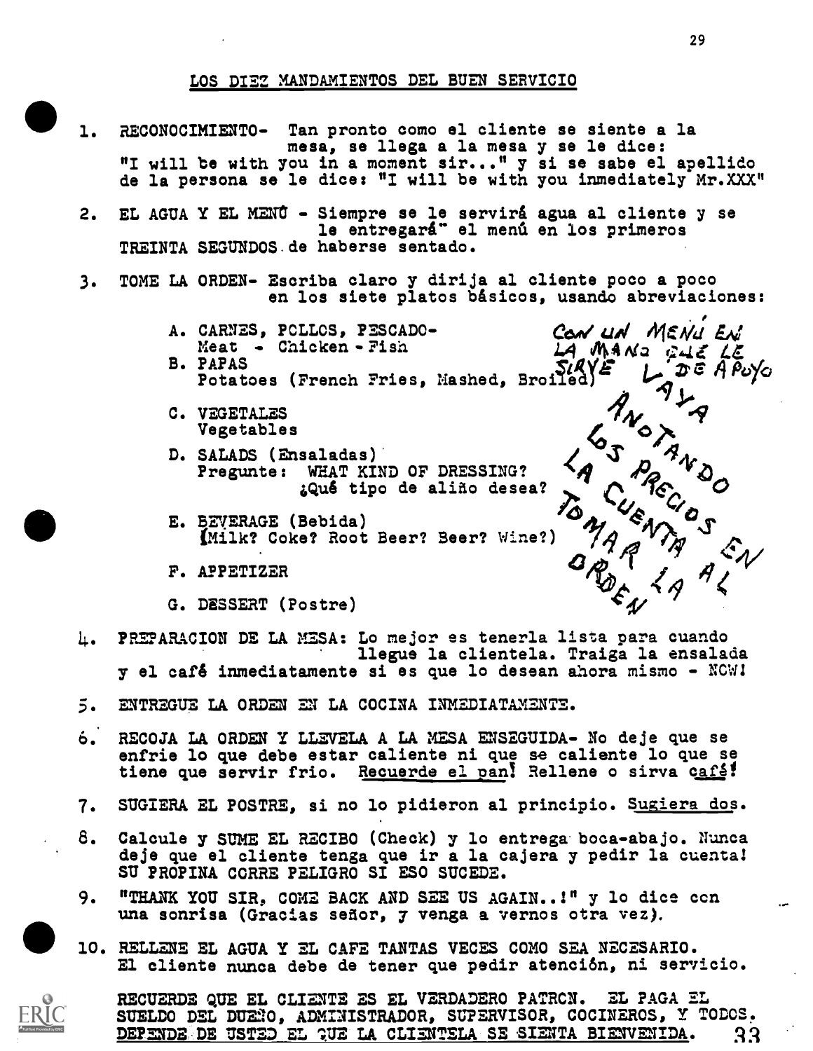## LOS DIEZ MANDAMIENTOS DEL BUEN SERVICIO

1. RECONOCIMIENTO- Tan pronto como el cliente se siente a la mesa, se llega a la mesa y se le dice: "I will be with you in a moment sir..." y si se sabe el apellido de la persona se le dice: "I will be with you inmediately Mr.XXX"

2. EL AGUA Y EL MENÚ - Siempre se le servirá agua al cliente y se le entregará el menú en los primeros TREINTA SEGUNDOS de haberse sentado.

3. TOME LA ORDEN- Escriba claro y dirija al cliente poco a poco en los siete platos básicos, usando abreviaciones:

   A. CARNES, POLLOS, PESCADO- Meat - Chicken - Fish
   B. PAPAS Potatoes (French Fries, Mashed, Broiled)
   C. VEGETALES Vegetables
   D. SALADS (Ensaladas) Pregunte: WHAT KIND OF DRESSING? ¿Qué tipo de aliño desea?
   E. BEVERAGE (Bebida) (Milk? Coke? Root Beer? Beer? Wine?)
   F. APPETIZER
   G. DESSERT (Postre)

   CON UN MENÚ EN LA MANO QUE LE SIRVE DE APOYO VAYA ANOTANDO LOS PRECIOS LA CUENTA EN TOMAR AL ORDEN LA

4. PREPARACION DE LA MESA: Lo mejor es tenerla lista para cuando llegue la clientela. Traiga la ensalada y el café inmediatamente si es que lo desean ahora mismo - NOW!

5. ENTREGUE LA ORDEN EN LA COCINA INMEDIATAMENTE.

6. RECOJA LA ORDEN Y LLEVELA A LA MESA ENSEGUIDA- No deje que se enfrie lo que debe estar caliente ni que se caliente lo que se tiene que servir frio. <u>Recuerde el pan</u>! Rellene o sirva <u>café</u>!

7. SUGIERA EL POSTRE, si no lo pidieron al principio. <u>Sugiera dos</u>.

8. Calcule y SUME EL RECIBO (Check) y lo entrega boca-abajo. Nunca deje que el cliente tenga que ir a la cajera y pedir la cuenta! SU PROPINA CORRE PELIGRO SI ESO SUCEDE.

9. "THANK YOU SIR, COME BACK AND SEE US AGAIN..!" y lo dice con una sonrisa (Gracias señor, y venga a vernos otra vez).

10. RELLENE EL AGUA Y EL CAFE TANTAS VECES COMO SEA NECESARIO. El cliente nunca debe de tener que pedir atención, ni servicio.

RECUERDE QUE EL CLIENTE ES EL VERDADERO PATRON. EL PAGA EL SUELDO DEL DUEÑO, ADMINISTRADOR, SUPERVISOR, COCINEROS, Y TODOS. <u>DEPENDE DE USTED EL QUE LA CLIENTELA SE SIENTA BIENVENIDA.</u>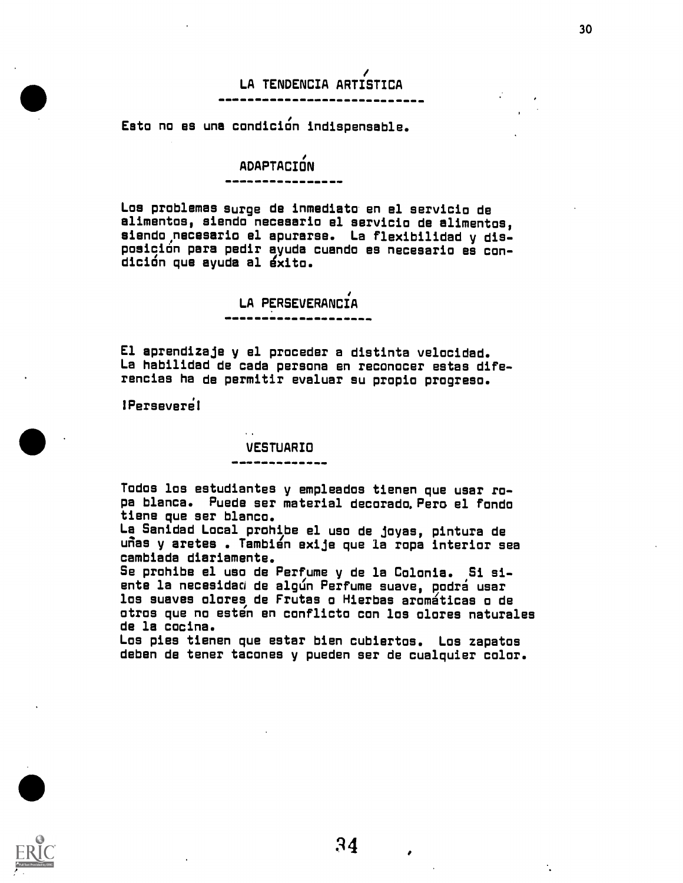## LA TENDENCIA ARTÍSTICA

Esto no es una condición indispensable.

## ADAPTACIÓN

Los problemas surge de inmediato en el servicio de alimentos, siendo necesario el servicio de alimentos, siendo necesario el apurarse. La flexibilidad y disposición para pedir ayuda cuando es necesario es condición que ayuda al éxito.

## LA PERSEVERANCIA

El aprendizaje y el proceder a distinta velocidad. La habilidad de cada persona en reconocer estas diferencias ha de permitir evaluar su propio progreso.

¡Persevere!

## VESTUARIO

Todos los estudiantes y empleados tienen que usar ropa blanca. Puede ser material decorado. Pero el fondo tiene que ser blanco.
La Sanidad Local prohibe el uso de joyas, pintura de uñas y aretes . También exije que la ropa interior sea cambiada diariamente.
Se prohibe el uso de Perfume y de la Colonia. Si siente la necesidad de algún Perfume suave, podrá usar los suaves olores de Frutas o Hierbas aromáticas o de otros que no estén en conflicto con los olores naturales de la cocina.
Los pies tienen que estar bien cubiertos. Los zapatos deben de tener tacones y pueden ser de cualquier color.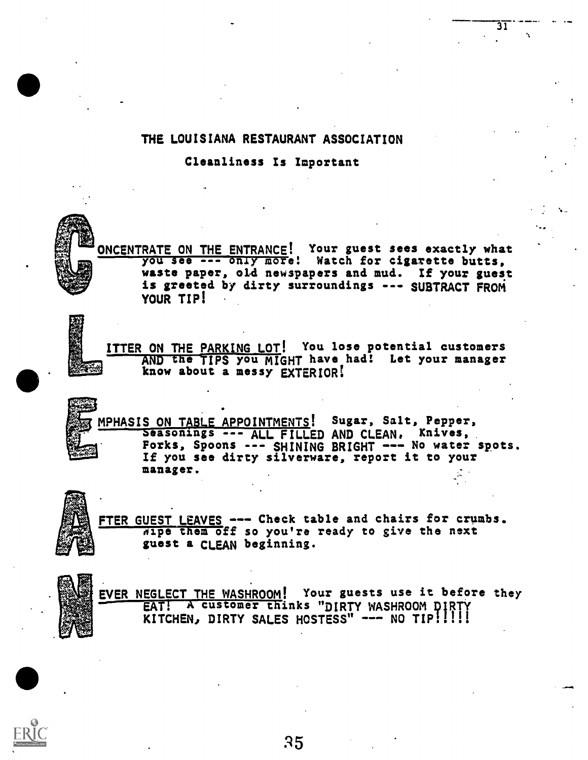## THE LOUISIANA RESTAURANT ASSOCIATION

### Cleanliness Is Important

**C**ONCENTRATE ON THE ENTRANCE! Your guest sees exactly what you see --- only more! Watch for cigarette butts, waste paper, old newspapers and mud. If your guest is greeted by dirty surroundings --- SUBTRACT FROM YOUR TIP!

**L**ITTER ON THE PARKING LOT! You lose potential customers AND the TIPS you MIGHT have had! Let your manager know about a messy EXTERIOR!

**E**MPHASIS ON TABLE APPOINTMENTS! Sugar, Salt, Pepper, Seasonings --- ALL FILLED AND CLEAN. Knives, Forks, Spoons --- SHINING BRIGHT --- No water spots. If you see dirty silverware, report it to your manager.

**A**FTER GUEST LEAVES --- Check table and chairs for crumbs. Wipe them off so you're ready to give the next guest a CLEAN beginning.

**N**EVER NEGLECT THE WASHROOM! Your guests use it before they EAT! A customer thinks "DIRTY WASHROOM DIRTY KITCHEN, DIRTY SALES HOSTESS" --- NO TIP!!!!!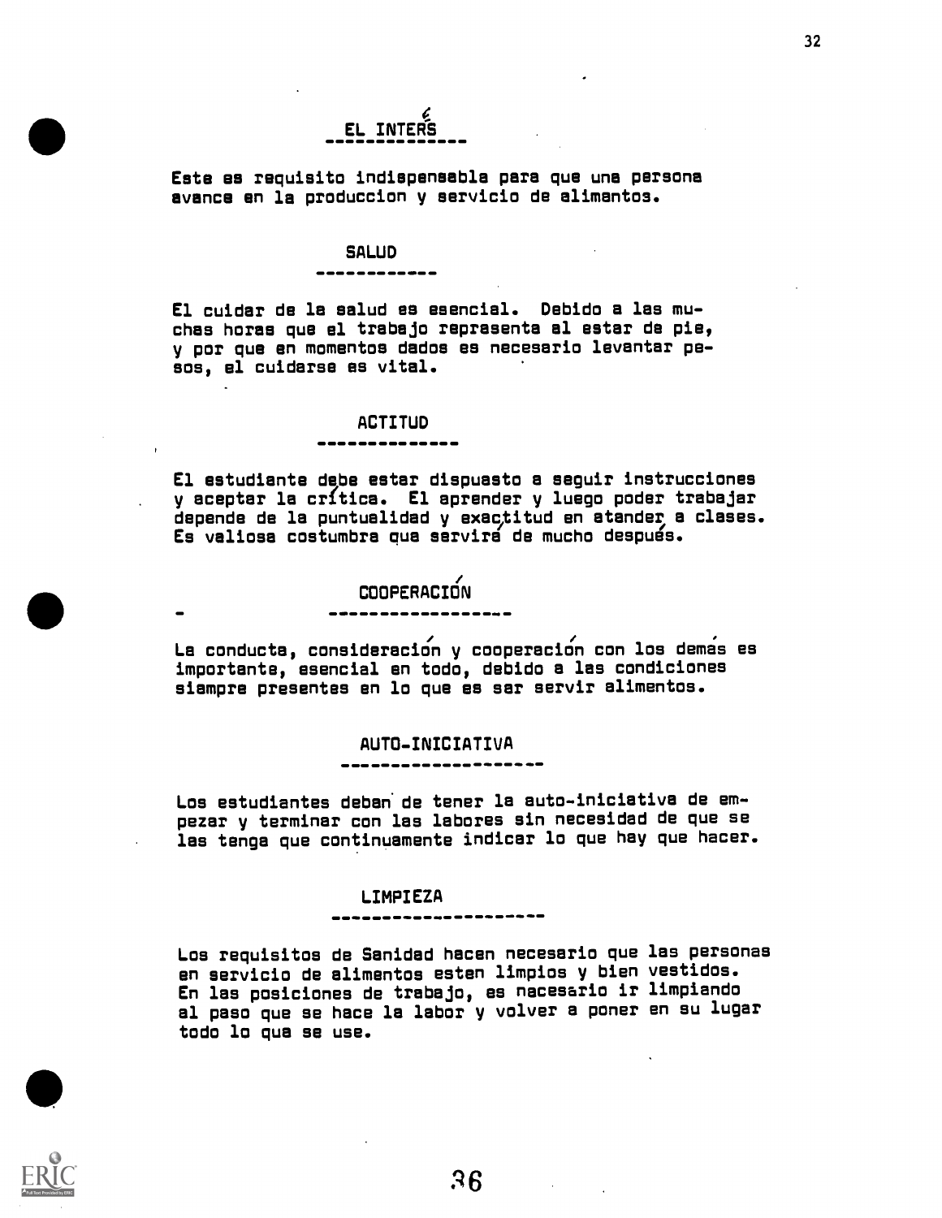## EL INTERÉS

Este es requisito indispensable para que una persona avance en la produccion y servicio de alimentos.

## SALUD

El cuidar de la salud es esencial. Debido a las muchas horas que el trabajo representa al estar de pie, y por que en momentos dados es necesario levantar pesos, el cuidarse es vital.

## ACTITUD

El estudiante debe estar dispuesto a seguir instrucciones y aceptar la crítica. El aprender y luego poder trabajar depende de la puntualidad y exactitud en atender a clases. Es valiosa costumbre que servirá de mucho después.

## COOPERACIÓN

La conducta, consideración y cooperación con los demás es importante, esencial en todo, debido a las condiciones siempre presentes en lo que es ser servir alimentos.

## AUTO-INICIATIVA

Los estudiantes deben de tener la auto-iniciativa de empezar y terminar con las labores sin necesidad de que se las tenga que continuamente indicar lo que hay que hacer.

## LIMPIEZA

Los requisitos de Sanidad hacen necesario que las personas en servicio de alimentos esten limpios y bien vestidos. En las posiciones de trabajo, es necesario ir limpiando al paso que se hace la labor y volver a poner en su lugar todo lo que se use.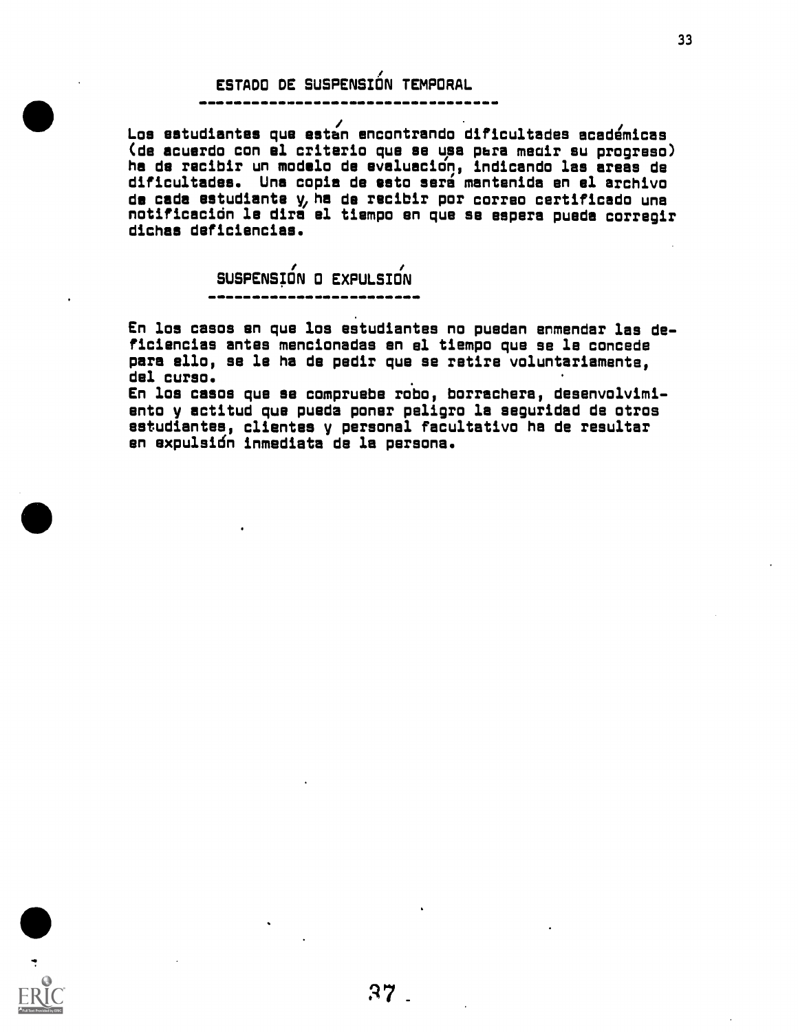## ESTADO DE SUSPENSIÓN TEMPORAL

Los estudiantes que están encontrando dificultades académicas (de acuerdo con el criterio que se usa para medir su progreso) ha de recibir un modelo de evaluación, indicando las areas de dificultades. Una copia de esto será mantenida en el archivo de cada estudiante y, ha de recibir por correo certificado una notificación le dirá el tiempo en que se espera pueda corregir dichas deficiencias.

## SUSPENSIÓN O EXPULSIÓN

En los casos en que los estudiantes no puedan enmendar las deficiencias antes mencionadas en el tiempo que se le concede para ello, se le ha de pedir que se retire voluntariamente, del curso.
En los casos que se compruebe robo, borrachera, desenvolvimiento y actitud que pueda poner peligro la seguridad de otros estudiantes, clientes y personal facultativo ha de resultar en expulsión inmediata de la persona.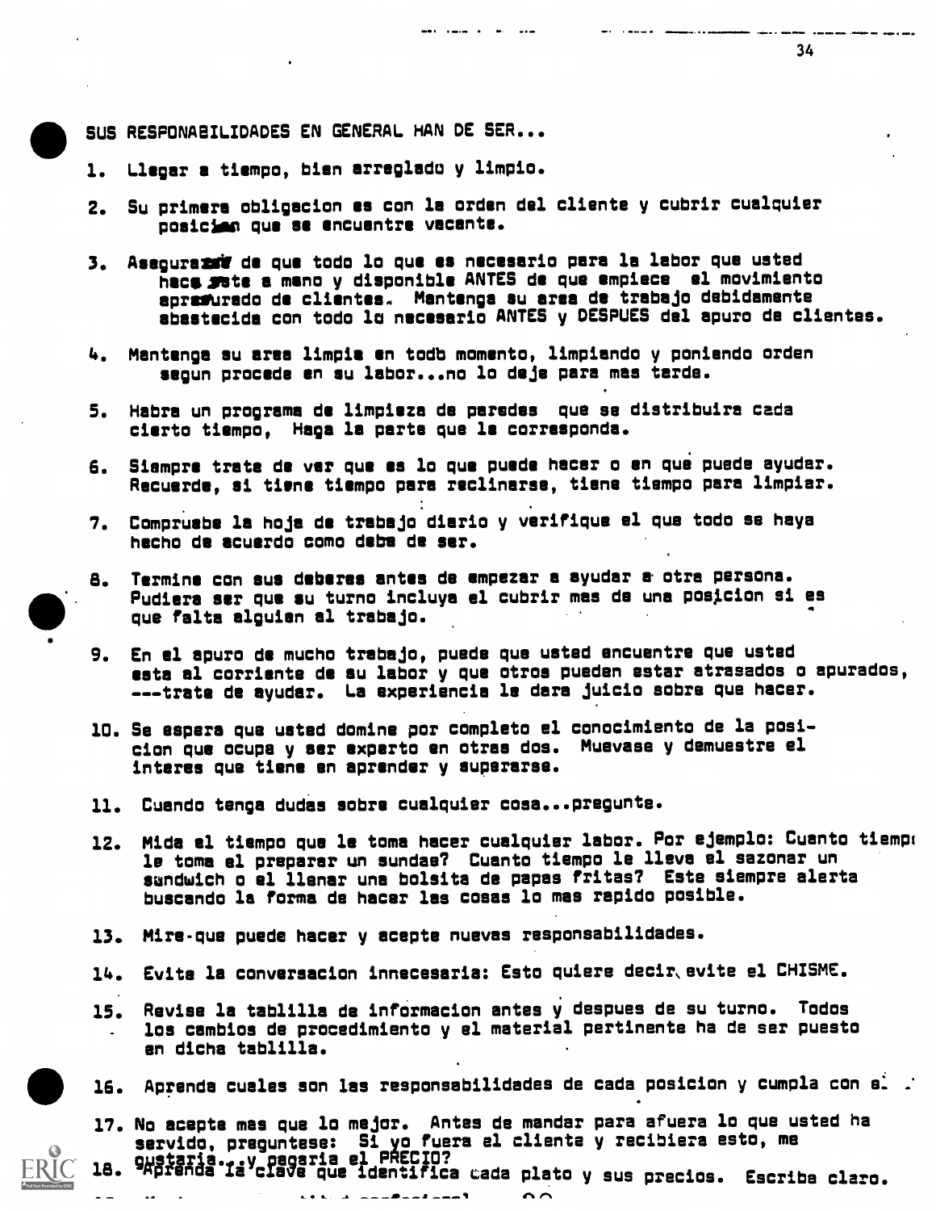SUS RESPONABILIDADES EN GENERAL HAN DE SER...

1. Llegar a tiempo, bien arreglado y limpio.

2. Su primera obligacion es con la orden del cliente y cubrir cualquier posicion que se encuentre vacante.

3. Asegurase de que todo lo que es necesario para la labor que usted hace este a mano y disponible ANTES de que empiece el movimiento apresurado de clientes. Mantenga su area de trabajo debidamente abastecida con todo lo necesario ANTES y DESPUES del apuro de clientes.

4. Mantenga su area limpia en todo momento, limpiando y poniendo orden segun procede en su labor...no lo deje para mas tarde.

5. Habra un programa de limpieza de paredes que se distribuira cada cierto tiempo, Haga la parte que le corresponda.

6. Siempre trate de ver que es lo que puede hacer o en que puede ayudar. Recuerde, si tiene tiempo para reclinarse, tiene tiempo para limpiar.

7. Compruebe la hoja de trabajo diario y verifique el que todo se haya hecho de acuerdo como debe de ser.

8. Termine con sus deberes antes de empezar a ayudar a otra persona. Pudiera ser que su turno incluya el cubrir mas de una posicion si es que falta alguien al trabajo.

9. En el apuro de mucho trabajo, puede que usted encuentre que usted esta al corriente de su labor y que otros pueden estar atrasados o apurados, ---trate de ayudar. La experiencia le dara juicio sobre que hacer.

10. Se espera que usted domine por completo el conocimiento de la posicion que ocupa y ser experto en otras dos. Muevase y demuestre el interes que tiene en aprender y superarse.

11. Cuando tenga dudas sobre cualquier cosa...pregunte.

12. Mida el tiempo que le toma hacer cualquier labor. Por ejemplo: Cuanto tiempo le toma el preparar un sundae? Cuanto tiempo le lleva el sazonar un sandwich o el llenar una bolsita de papas fritas? Este siempre alerta buscando la forma de hacer las cosas lo mas rapido posible.

13. Mire que puede hacer y acepte nuevas responsabilidades.

14. Evite la conversacion innecesaria: Esto quiere decir evite el CHISME.

15. Revise la tablilla de informacion antes y despues de su turno. Todos los cambios de procedimiento y el material pertinente ha de ser puesto en dicha tablilla.

16. Aprenda cuales son las responsabilidades de cada posicion y cumpla con e...

17. No acepte mas que lo mejor. Antes de mandar para afuera lo que usted ha servido, preguntese: Si yo fuera el cliente y recibiera esto, me gustaria...y pagaria el PRECIO?

18. Aprenda la clave que identifica cada plato y sus precios. Escriba claro.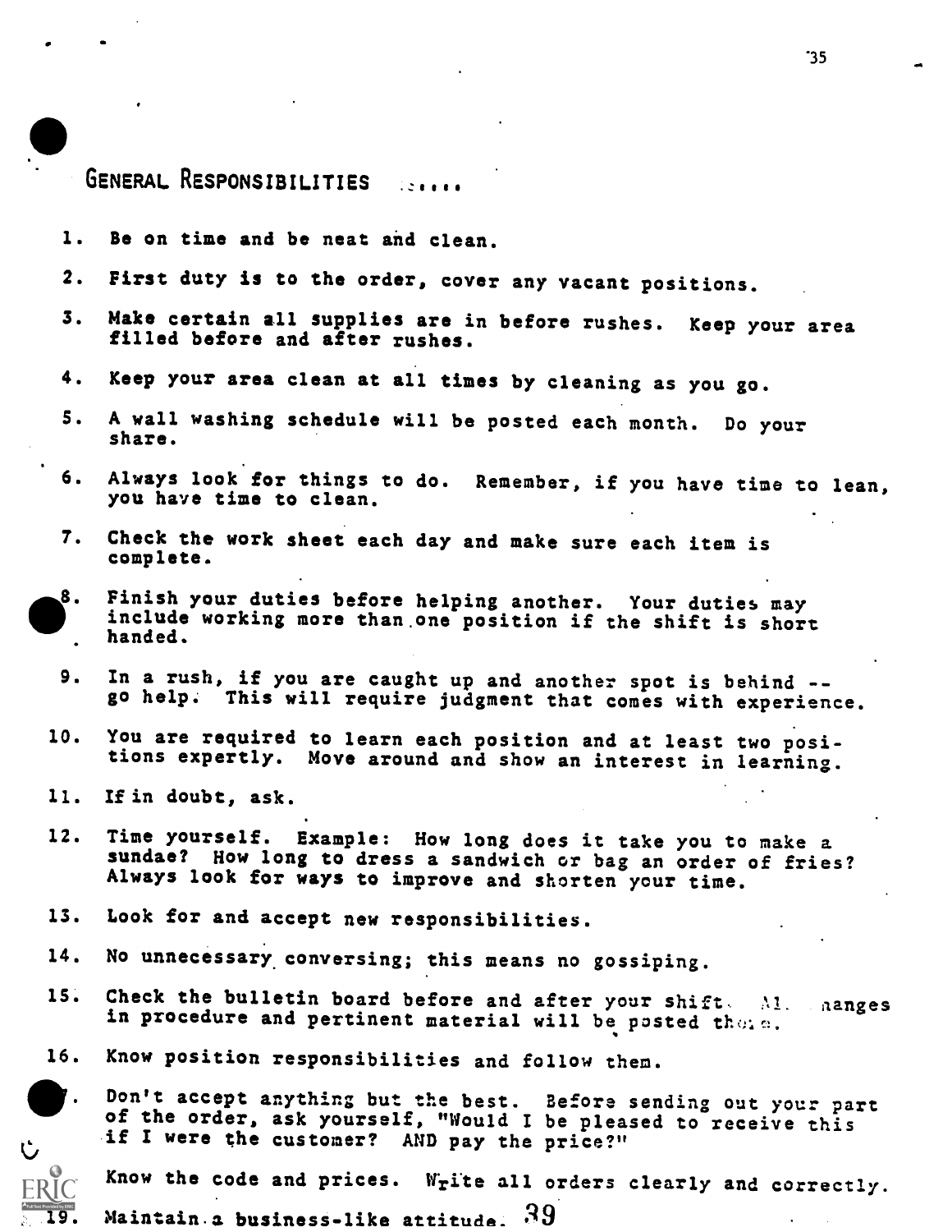## GENERAL RESPONSIBILITIES .....

1. Be on time and be neat and clean.
2. First duty is to the order, cover any vacant positions.
3. Make certain all supplies are in before rushes. Keep your area filled before and after rushes.
4. Keep your area clean at all times by cleaning as you go.
5. A wall washing schedule will be posted each month. Do your share.
6. Always look for things to do. Remember, if you have time to lean, you have time to clean.
7. Check the work sheet each day and make sure each item is complete.
8. Finish your duties before helping another. Your duties may include working more than one position if the shift is short handed.
9. In a rush, if you are caught up and another spot is behind -- go help. This will require judgment that comes with experience.
10. You are required to learn each position and at least two positions expertly. Move around and show an interest in learning.
11. If in doubt, ask.
12. Time yourself. Example: How long does it take you to make a sundae? How long to dress a sandwich or bag an order of fries? Always look for ways to improve and shorten your time.
13. Look for and accept new responsibilities.
14. No unnecessary conversing; this means no gossiping.
15. Check the bulletin board before and after your shift. All changes in procedure and pertinent material will be posted there.
16. Know position responsibilities and follow them.
17. Don't accept anything but the best. Before sending out your part of the order, ask yourself, "Would I be pleased to receive this if I were the customer? AND pay the price?"
18. Know the code and prices. Write all orders clearly and correctly.
19. Maintain a business-like attitude.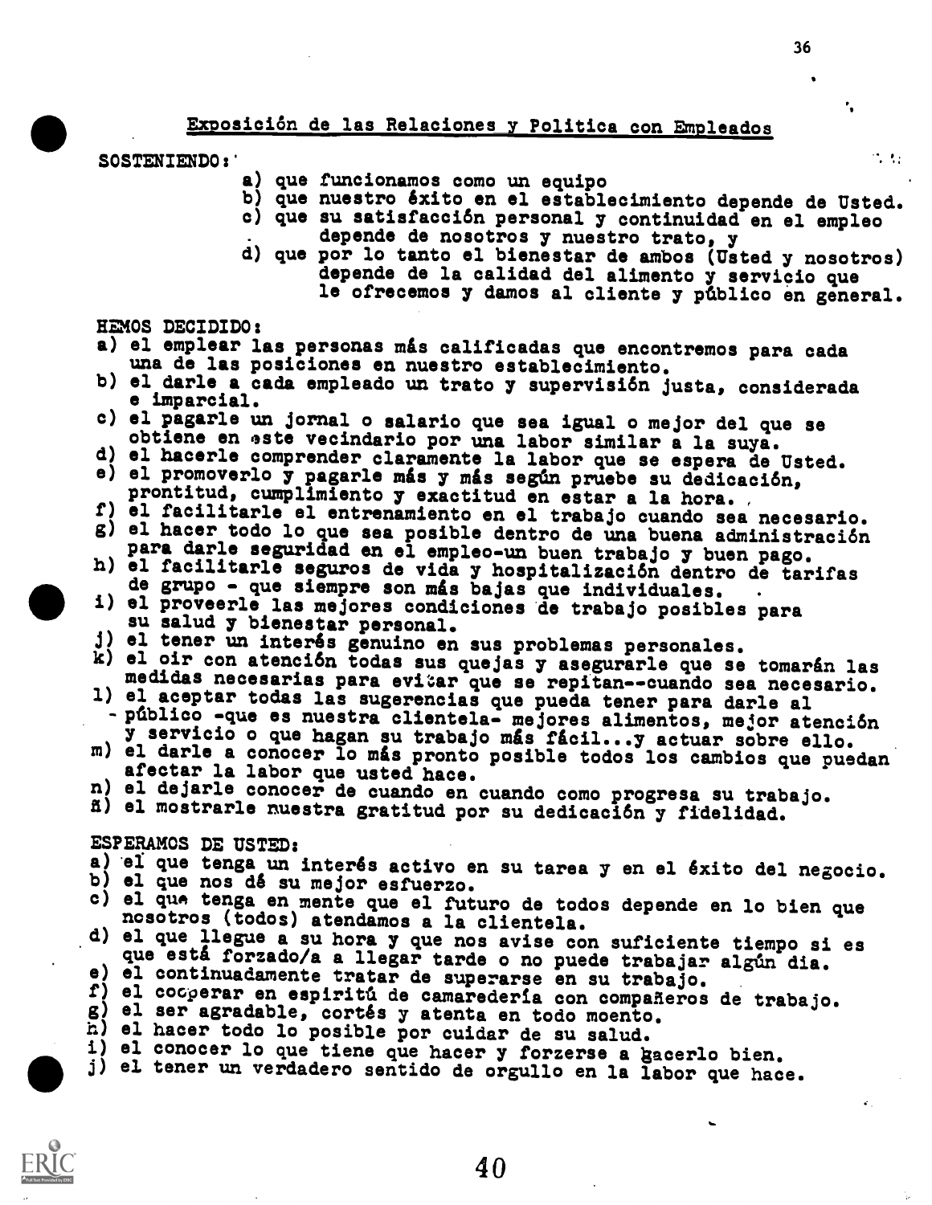## Exposición de las Relaciones y Politica con Empleados

SOSTENIENDO:

- a) que funcionamos como un equipo
- b) que nuestro éxito en el establecimiento depende de Usted.
- c) que su satisfacción personal y continuidad en el empleo depende de nosotros y nuestro trato, y
- d) que por lo tanto el bienestar de ambos (Usted y nosotros) depende de la calidad del alimento y servicio que le ofrecemos y damos al cliente y público en general.

HEMOS DECIDIDO:

- a) el emplear las personas más calificadas que encontremos para cada una de las posiciones en nuestro establecimiento.
- b) el darle a cada empleado un trato y supervisión justa, considerada e imparcial.
- c) el pagarle un jornal o salario que sea igual o mejor del que se obtiene en este vecindario por una labor similar a la suya.
- d) el hacerle comprender claramente la labor que se espera de Usted.
- e) el promoverlo y pagarle más y más según pruebe su dedicación, prontitud, cumplimiento y exactitud en estar a la hora.
- f) el facilitarle el entrenamiento en el trabajo cuando sea necesario.
- g) el hacer todo lo que sea posible dentro de una buena administración para darle seguridad en el empleo-un buen trabajo y buen pago.
- h) el facilitarle seguros de vida y hospitalización dentro de tarifas de grupo - que siempre son más bajas que individuales.
- i) el proveerle las mejores condiciones de trabajo posibles para su salud y bienestar personal.
- j) el tener un interés genuino en sus problemas personales.
- k) el oir con atención todas sus quejas y asegurarle que se tomarán las medidas necesarias para evitar que se repitan--cuando sea necesario.
- l) el aceptar todas las sugerencias que pueda tener para darle al público -que es nuestra clientela- mejores alimentos, mejor atención y servicio o que hagan su trabajo más fácil...y actuar sobre ello.
- m) el darle a conocer lo más pronto posible todos los cambios que puedan afectar la labor que usted hace.
- n) el dejarle conocer de cuando en cuando como progresa su trabajo.
- ñ) el mostrarle nuestra gratitud por su dedicación y fidelidad.

ESPERAMOS DE USTED:

- a) el que tenga un interés activo en su tarea y en el éxito del negocio.
- b) el que nos dé su mejor esfuerzo.
- c) el que tenga en mente que el futuro de todos depende en lo bien que nosotros (todos) atendamos a la clientela.
- d) el que llegue a su hora y que nos avise con suficiente tiempo si es que está forzado/a a llegar tarde o no puede trabajar algún dia.
- e) el continuadamente tratar de superarse en su trabajo.
- f) el cooperar en espiritú de camaredería con compañeros de trabajo.
- g) el ser agradable, cortés y atenta en todo moento.
- h) el hacer todo lo posible por cuidar de su salud.
- i) el conocer lo que tiene que hacer y forzerse a hacerlo bien.
- j) el tener un verdadero sentido de orgullo en la labor que hace.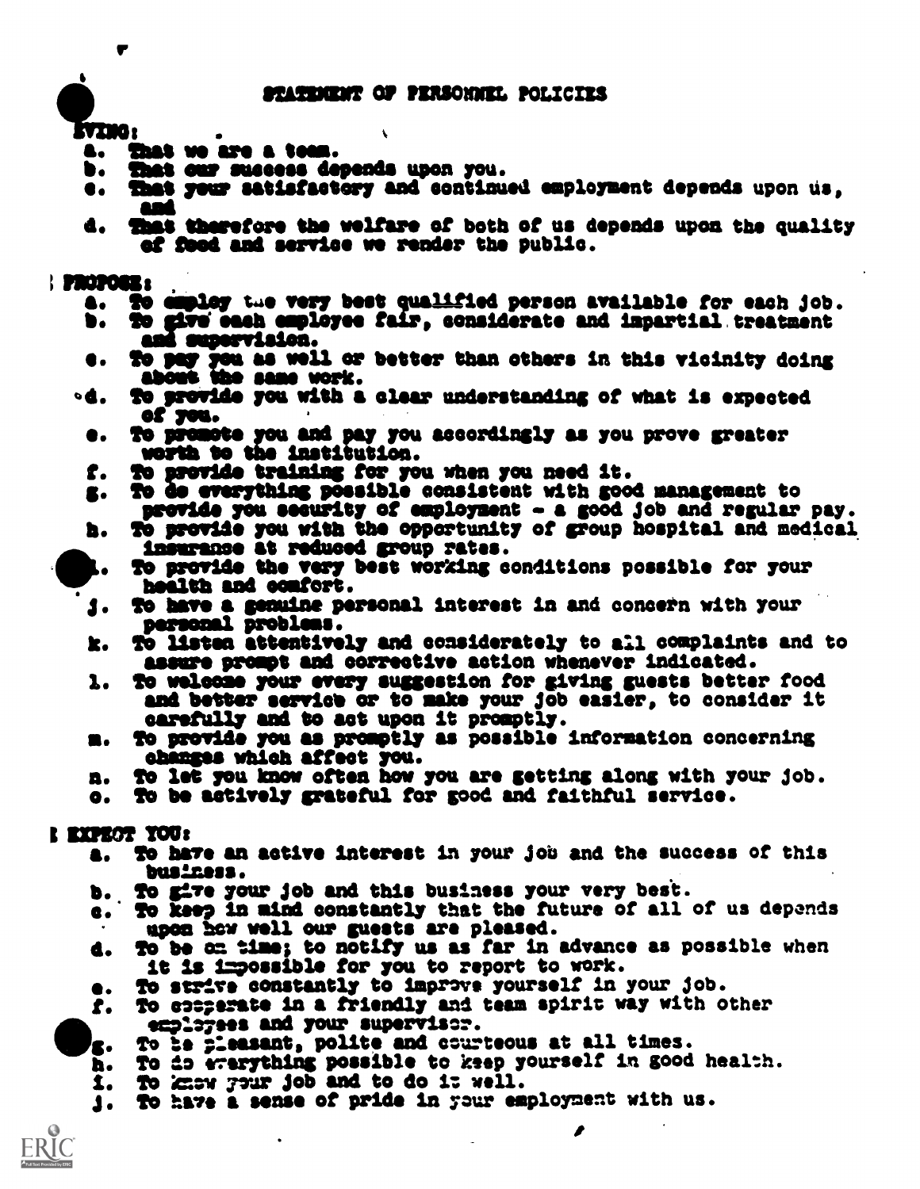# STATEMENT OF PERSONNEL POLICIES

**EVING:**

a. That we are a team.
b. That our success depends upon you.
c. That your satisfactory and continued employment depends upon us, and
d. That therefore the welfare of both of us depends upon the quality of food and service we render the public.

**PROPOSE:**

a. To employ the very best qualified person available for each job.
b. To give each employee fair, considerate and impartial treatment and supervision.
c. To pay you as well or better than others in this vicinity doing about the same work.
d. To provide you with a clear understanding of what is expected of you.
e. To promote you and pay you accordingly as you prove greater worth to the institution.
f. To provide training for you when you need it.
g. To do everything possible consistent with good management to provide you security of employment - a good job and regular pay.
h. To provide you with the opportunity of group hospital and medical insurance at reduced group rates.
i. To provide the very best working conditions possible for your health and comfort.
j. To have a genuine personal interest in and concern with your personal problems.
k. To listen attentively and considerately to all complaints and to assure prompt and corrective action whenever indicated.
l. To welcome your every suggestion for giving guests better food and better service or to make your job easier, to consider it carefully and to act upon it promptly.
m. To provide you as promptly as possible information concerning changes which affect you.
n. To let you know often how you are getting along with your job.
o. To be actively grateful for good and faithful service.

**EXPECT YOU:**

a. To have an active interest in your job and the success of this business.
b. To give your job and this business your very best.
c. To keep in mind constantly that the future of all of us depends upon how well our guests are pleased.
d. To be on time; to notify us as far in advance as possible when it is impossible for you to report to work.
e. To strive constantly to improve yourself in your job.
f. To cooperate in a friendly and team spirit way with other employees and your supervisor.
g. To be pleasant, polite and courteous at all times.
h. To do everything possible to keep yourself in good health.
i. To know your job and to do it well.
j. To have a sense of pride in your employment with us.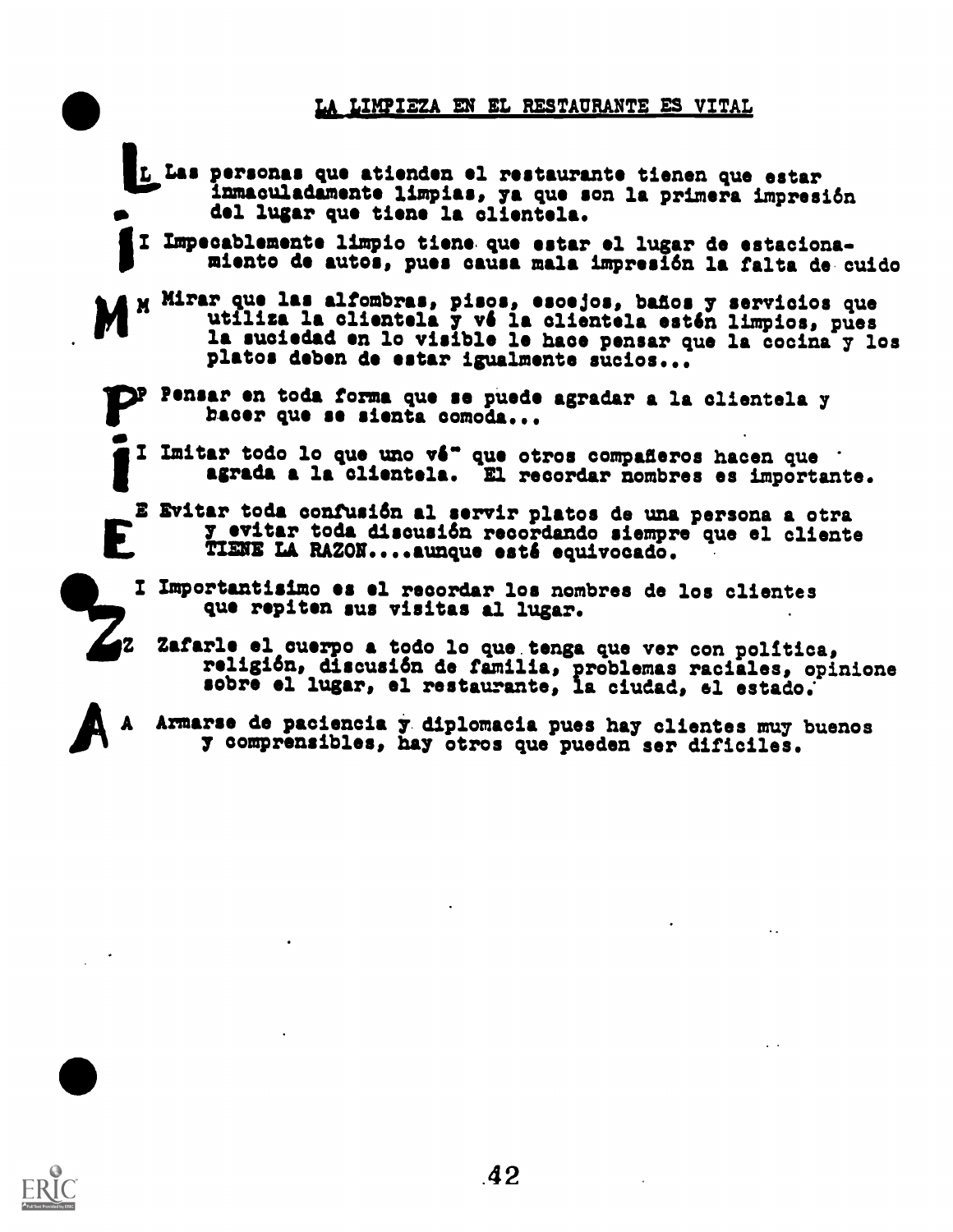# LA LIMPIEZA EN EL RESTAURANTE ES VITAL

**L** Las personas que atienden el restaurante tienen que estar inmaculadamente limpias, ya que son la primera impresión del lugar que tiene la clientela.

**I** Impecablemente limpio tiene que estar el lugar de estacionamiento de autos, pues causa mala impresión la falta de cuido

**M** Mirar que las alfombras, pisos, espejos, baños y servicios que utiliza la clientela y vé la clientela estén limpios, pues la suciedad en lo visible le hace pensar que la cocina y los platos deben de estar igualmente sucios...

**P** Pensar en toda forma que se puede agradar a la clientela y hacer que se sienta comoda...

**I** Imitar todo lo que uno vé" que otros compañeros hacen que agrada a la clientela. El recordar nombres es importante.

**E** Evitar toda confusión al servir platos de una persona a otra y evitar toda discusión recordando siempre que el cliente TIENE LA RAZON....aunque esté equivocado.

**I** Importantisimo es el recordar los nombres de los clientes que repiten sus visitas al lugar.

**Z** Zafarle el cuerpo a todo lo que tenga que ver con política, religión, discusión de familia, problemas raciales, opinione sobre el lugar, el restaurante, la ciudad, el estado.

**A** Armarse de paciencia y diplomacia pues hay clientes muy buenos y comprensibles, hay otros que pueden ser dificiles.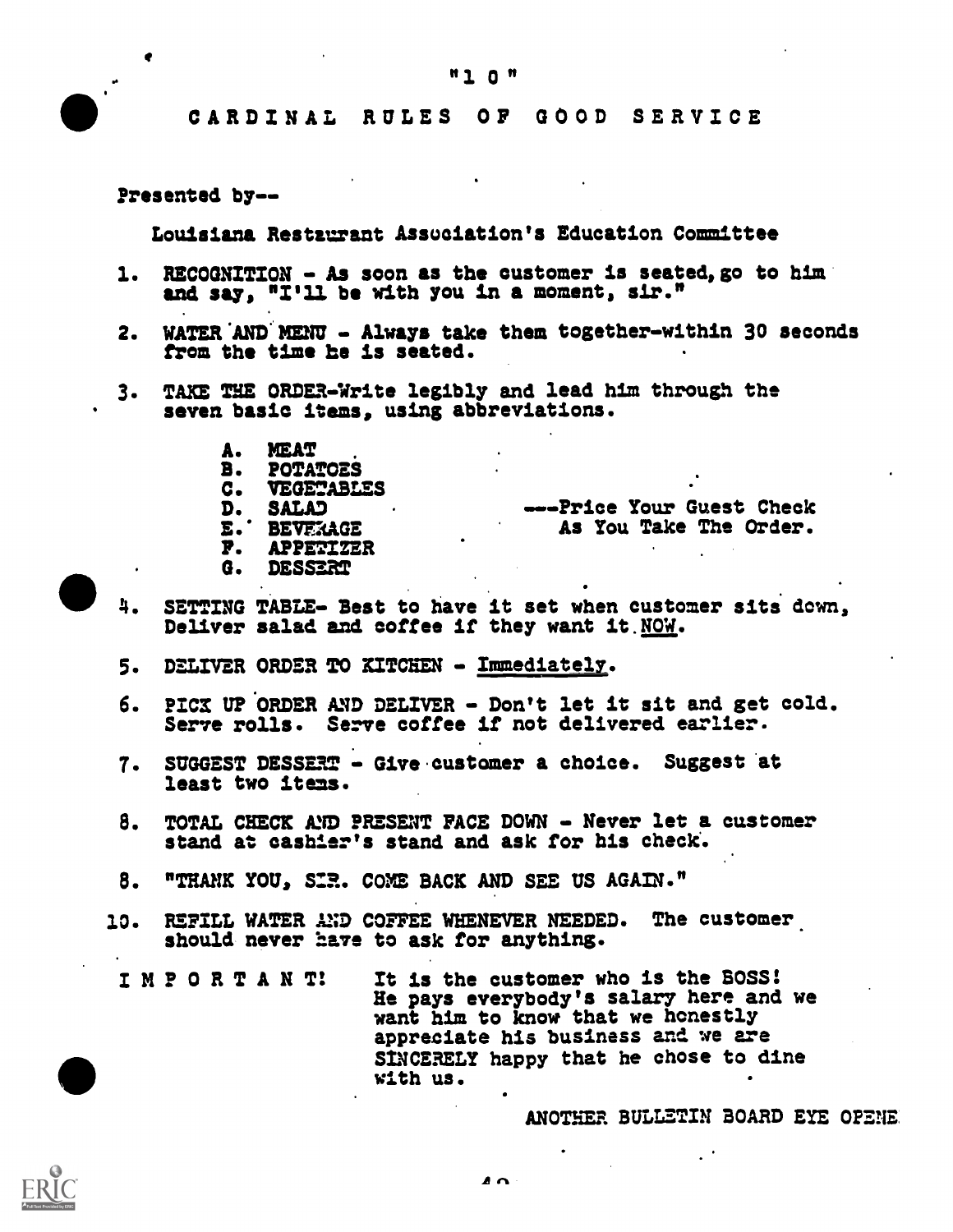"10"

# CARDINAL RULES OF GOOD SERVICE

Presented by--

Louisiana Restaurant Association's Education Committee

1. RECOGNITION - As soon as the customer is seated, go to him and say, "I'll be with you in a moment, sir."

2. WATER AND MENU - Always take them together-within 30 seconds from the time he is seated.

3. TAKE THE ORDER-Write legibly and lead him through the seven basic items, using abbreviations.

   A. MEAT
   B. POTATOES
   C. VEGETABLES
   D. SALAD
   E. BEVERAGE
   F. APPETIZER
   G. DESSERT

   ---Price Your Guest Check As You Take The Order.

4. SETTING TABLE- Best to have it set when customer sits down, Deliver salad and coffee if they want it NOW.

5. DELIVER ORDER TO KITCHEN - Immediately.

6. PICK UP ORDER AND DELIVER - Don't let it sit and get cold. Serve rolls. Serve coffee if not delivered earlier.

7. SUGGEST DESSERT - Give customer a choice. Suggest at least two items.

8. TOTAL CHECK AND PRESENT FACE DOWN - Never let a customer stand at cashier's stand and ask for his check.

8. "THANK YOU, SIR. COME BACK AND SEE US AGAIN."

10. REFILL WATER AND COFFEE WHENEVER NEEDED. The customer should never have to ask for anything.

I M P O R T A N T! It is the customer who is the BOSS! He pays everybody's salary here and we want him to know that we honestly appreciate his business and we are SINCERELY happy that he chose to dine with us.

ANOTHER BULLETIN BOARD EYE OPENE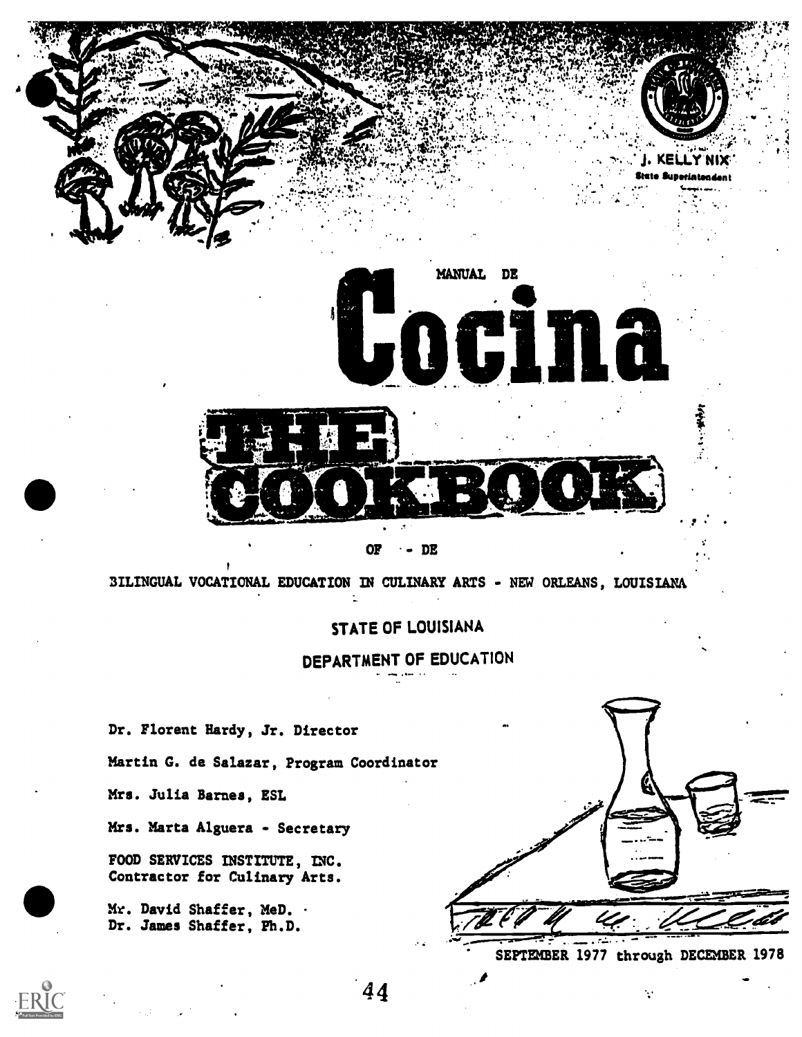J. KELLY NIX
State Superintendent

# MANUAL DE Cocina

# THE COOKBOOK

OF - DE

BILINGUAL VOCATIONAL EDUCATION IN CULINARY ARTS - NEW ORLEANS, LOUISIANA

STATE OF LOUISIANA

DEPARTMENT OF EDUCATION

Dr. Florent Hardy, Jr. Director

Martin G. de Salazar, Program Coordinator

Mrs. Julia Barnes, ESL

Mrs. Marta Alguera - Secretary

FOOD SERVICES INSTITUTE, INC.
Contractor for Culinary Arts.

Mr. David Shaffer, MeD.
Dr. James Shaffer, Ph.D.

SEPTEMBER 1977 through DECEMBER 1978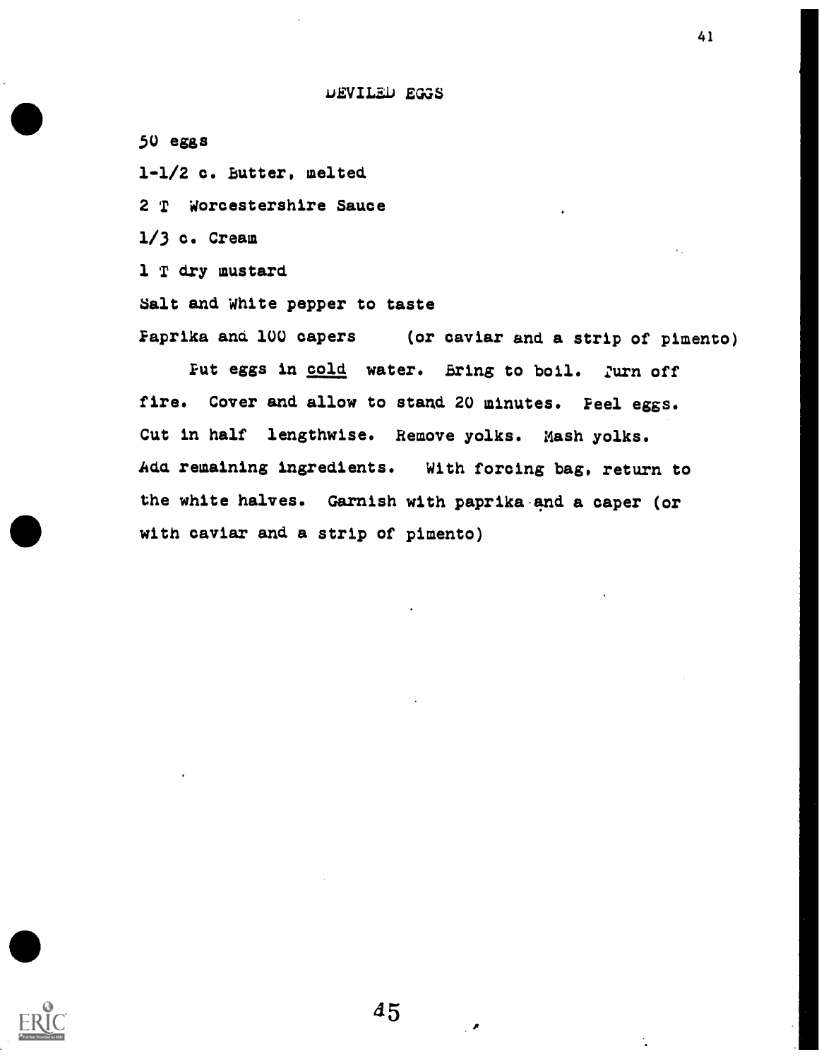# DEVILED EGGS

50 eggs

1-1/2 c. Butter, melted

2 T Worcestershire Sauce

1/3 c. Cream

1 T dry mustard

Salt and White pepper to taste

Paprika and 100 capers (or caviar and a strip of pimento)

Put eggs in <u>cold</u> water. Bring to boil. Turn off fire. Cover and allow to stand 20 minutes. Peel eggs. Cut in half lengthwise. Remove yolks. Mash yolks. Add remaining ingredients. With forcing bag, return to the white halves. Garnish with paprika and a caper (or with caviar and a strip of pimento)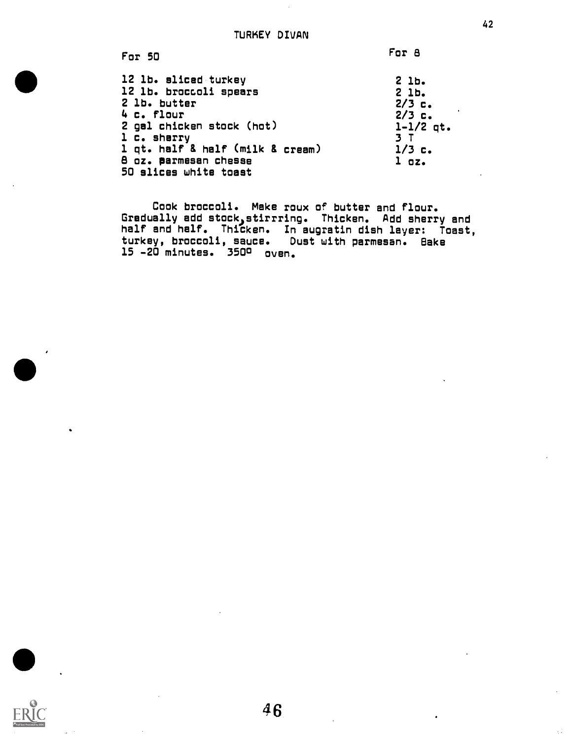# TURKEY DIVAN

| For 50 | For 8 |
|---|---|
| 12 lb. sliced turkey | 2 lb. |
| 12 lb. broccoli spears | 2 lb. |
| 2 lb. butter | 2/3 c. |
| 4 c. flour | 2/3 c. |
| 2 gal chicken stock (hot) | 1-1/2 qt. |
| 1 c. sherry | 3 T |
| 1 qt. half & half (milk & cream) | 1/3 c. |
| 8 oz. parmesan chesse | 1 oz. |
| 50 slices white toast | |

Cook broccoli. Make roux of butter and flour. Gradually add stock, stirrring. Thicken. Add sherry and half and half. Thicken. In augratin dish layer: Toast, turkey, broccoli, sauce. Dust with parmesan. Bake 15 -20 minutes. 350° oven.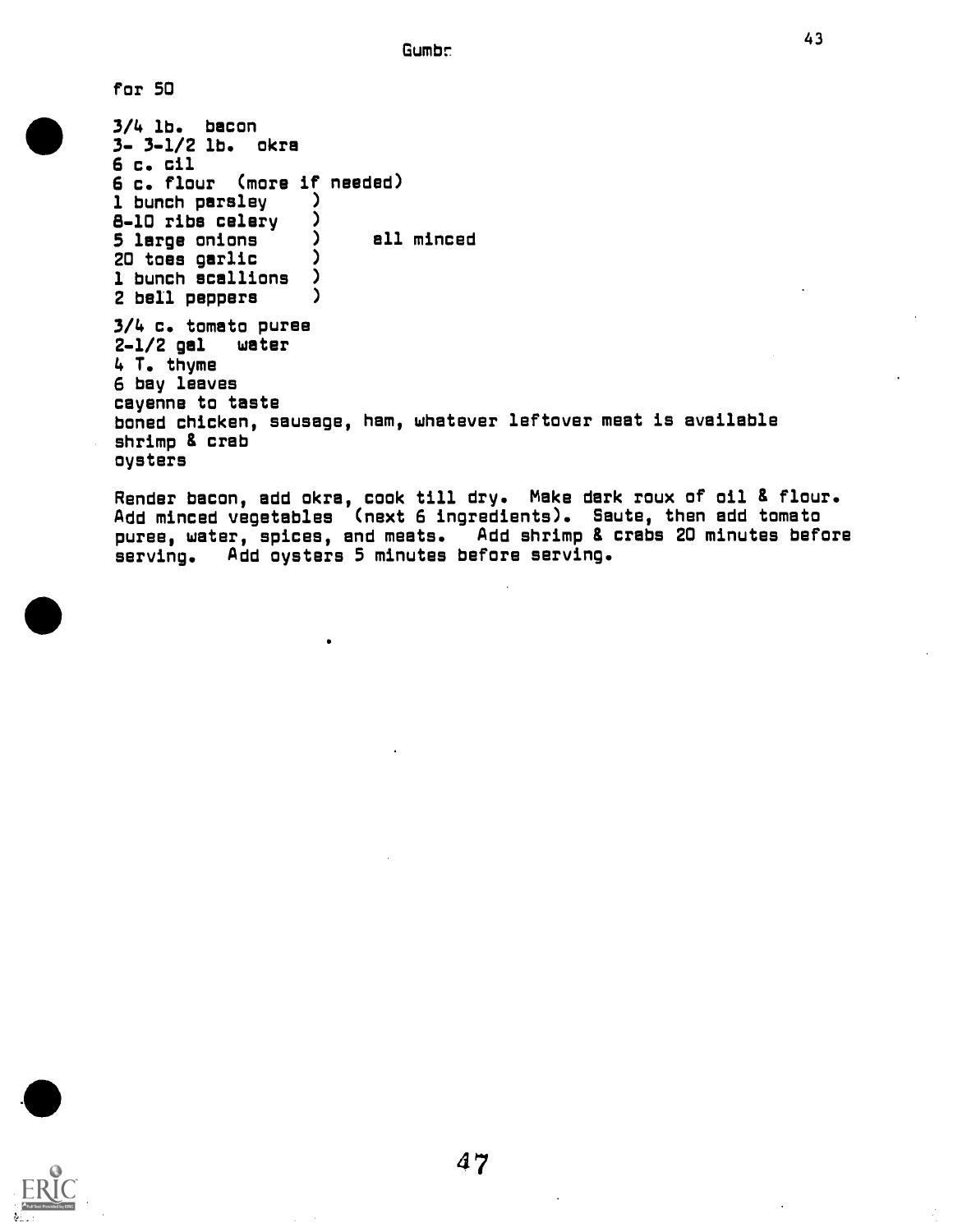# Gumbo

for 50

3/4 lb. bacon
3- 3-1/2 lb. okra
6 c. oil
6 c. flour (more if needed)

| | |
|---|---|
| 1 bunch parsley | all minced |
| 8-10 ribs celery | |
| 5 large onions | |
| 20 toes garlic | |
| 1 bunch scallions | |
| 2 bell peppers | |

3/4 c. tomato puree
2-1/2 gal water
4 T. thyme
6 bay leaves
cayenne to taste
boned chicken, sausage, ham, whatever leftover meat is available
shrimp & crab
oysters

Render bacon, add okra, cook till dry. Make dark roux of oil & flour. Add minced vegetables (next 6 ingredients). Saute, then add tomato puree, water, spices, and meats. Add shrimp & crabs 20 minutes before serving. Add oysters 5 minutes before serving.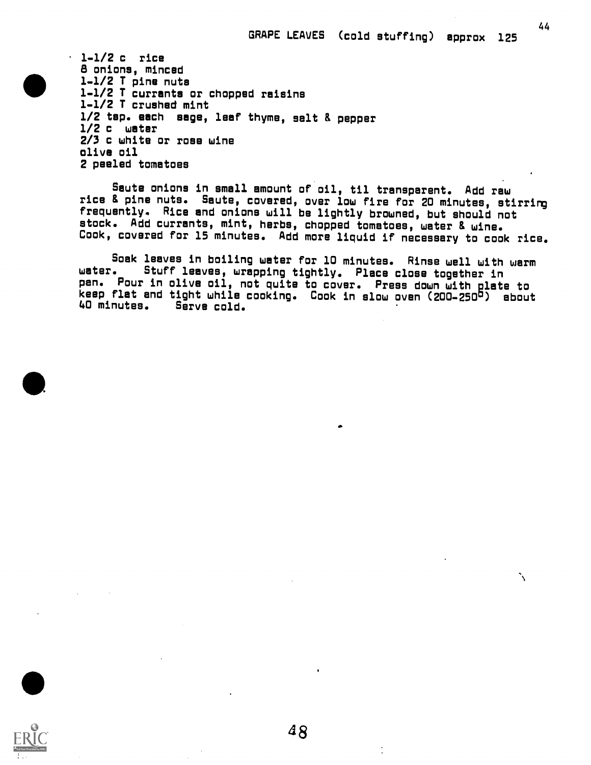## GRAPE LEAVES (cold stuffing) approx 125

1-1/2 c rice
8 onions, minced
1-1/2 T pine nuts
1-1/2 T currants or chopped raisins
1-1/2 T crushed mint
1/2 tsp. each sage, leaf thyme, salt & pepper
1/2 c water
2/3 c white or rose wine
olive oil
2 peeled tomatoes

Saute onions in small amount of oil, til transparent. Add raw rice & pine nuts. Saute, covered, over low fire for 20 minutes, stirring frequently. Rice and onions will be lightly browned, but should not stock. Add currants, mint, herbs, chopped tomatoes, water & wine. Cook, covered for 15 minutes. Add more liquid if necessary to cook rice.

Soak leaves in boiling water for 10 minutes. Rinse well with warm water. Stuff leaves, wrapping tightly. Place close together in pan. Pour in olive oil, not quite to cover. Press down with plate to keep flat and tight while cooking. Cook in slow oven (200-250°) about 40 minutes. Serve cold.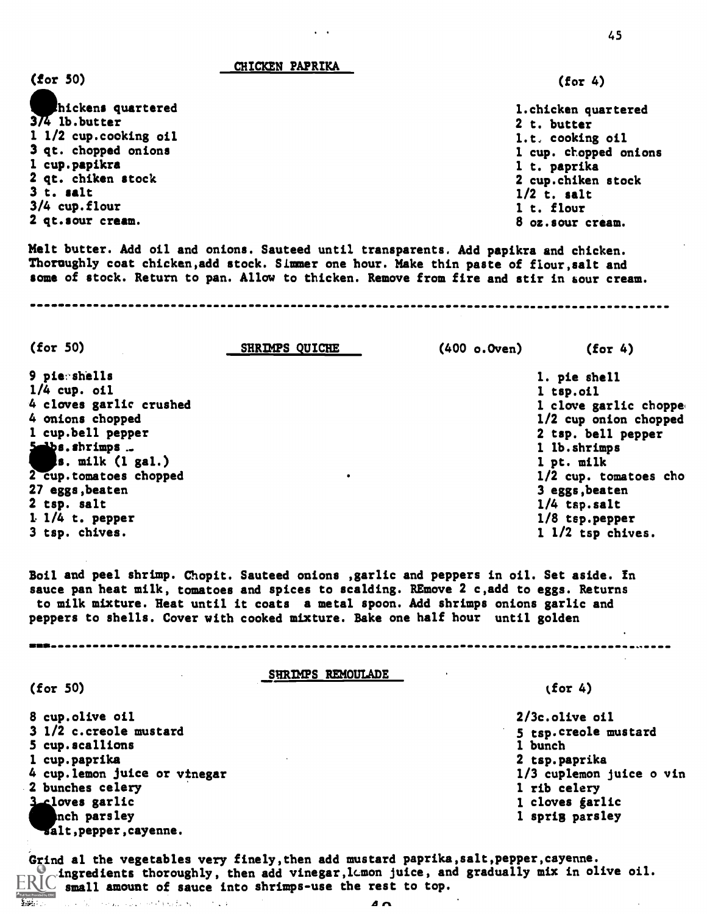## CHICKEN PAPRIKA

| (for 50) | (for 4) |
|---|---|
| hickens quartered | 1.chicken quartered |
| 3/4 lb.butter | 2 t. butter |
| 1 1/2 cup.cooking oil | 1.t. cooking oil |
| 3 qt. chopped onions | 1 cup. chopped onions |
| 1 cup.papikra | 1 t. paprika |
| 2 qt. chiken stock | 2 cup.chiken stock |
| 3 t. salt | 1/2 t. salt |
| 3/4 cup.flour | 1 t. flour |
| 2 qt.sour cream. | 8 oz.sour cream. |

Melt butter. Add oil and onions. Sauteed until transparents. Add papikra and chicken. Thoroughly coat chicken,add stock. Simmer one hour. Make thin paste of flour,salt and some of stock. Return to pan. Allow to thicken. Remove from fire and stir in sour cream.

---

## SHRIMPS QUICHE

(400 o.Oven)

| (for 50) | (for 4) |
|---|---|
| 9 pie shells | 1. pie shell |
| 1/4 cup. oil | 1 tsp.oil |
| 4 cloves garlic crushed | 1 clove garlic choppe |
| 4 onions chopped | 1/2 cup onion chopped |
| 1 cup.bell pepper | 2 tsp. bell pepper |
| 5 lbs.shrimps | 1 lb.shrimps |
| s. milk (1 gal.) | 1 pt. milk |
| 2 cup.tomatoes chopped | 1/2 cup. tomatoes cho |
| 27 eggs,beaten | 3 eggs,beaten |
| 2 tsp. salt | 1/4 tsp.salt |
| 1 1/4 t. pepper | 1/8 tsp.pepper |
| 3 tsp. chives. | 1 1/2 tsp chives. |

Boil and peel shrimp. Chopit. Sauteed onions ,garlic and peppers in oil. Set aside. In sauce pan heat milk, tomatoes and spices to scalding. REmove 2 c,add to eggs. Returns to milk mixture. Heat until it coats a metal spoon. Add shrimps onions garlic and peppers to shells. Cover with cooked mixture. Bake one half hour until golden

---

## SHRIMPS REMOULADE

| (for 50) | (for 4) |
|---|---|
| 8 cup.olive oil | 2/3c.olive oil |
| 3 1/2 c.creole mustard | 5 tsp.creole mustard |
| 5 cup.scallions | 1 bunch |
| 1 cup.paprika | 2 tsp.paprika |
| 4 cup.lemon juice or vinegar | 1/3 cuplemon juice o vin |
| 2 bunches celery | 1 rib celery |
| 3 cloves garlic | 1 cloves garlic |
| nch parsley | 1 sprig parsley |
| salt,pepper,cayenne. | |

Grind al the vegetables very finely,then add mustard paprika,salt,pepper,cayenne. ingredients thoroughly, then add vinegar,lemon juice, and gradually mix in olive oil. small amount of sauce into shrimps-use the rest to top.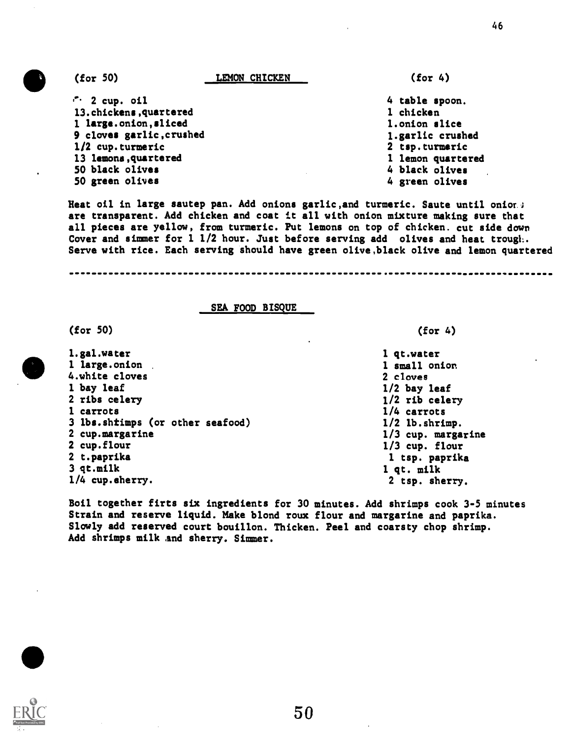## LEMON CHICKEN

| (for 50) | (for 4) |
| --- | --- |
| 2 cup. oil | 4 table spoon. |
| 13.chickens,quartered | 1 chicken |
| 1 large.onion,sliced | 1.onion slice |
| 9 cloves garlic,crushed | 1.garlic crushed |
| 1/2 cup.turmeric | 2 tsp.turmeric |
| 13 lemons,quartered | 1 lemon quartered |
| 50 black olives | 4 black olives |
| 50 green olives | 4 green olives |

Heat oil in large sautep pan. Add onions garlic,and turmeric. Saute until onions are transparent. Add chicken and coat it all with onion mixture making sure that all pieces are yellow, from turmeric. Put lemons on top of chicken. cut side down Cover and simmer for 1 1/2 hour. Just before serving add olives and heat trough. Serve with rice. Each serving should have green olive,black olive and lemon quartered

---

## SEA FOOD BISQUE

| (for 50) | (for 4) |
| --- | --- |
| 1.gal.water | 1 qt.water |
| 1 large.onion | 1 small onion |
| 4.white cloves | 2 cloves |
| 1 bay leaf | 1/2 bay leaf |
| 2 ribs celery | 1/2 rib celery |
| 1 carrots | 1/4 carrots |
| 3 lbs.shtimps (or other seafood) | 1/2 lb.shrimp. |
| 2 cup.margarine | 1/3 cup. margarine |
| 2 cup.flour | 1/3 cup. flour |
| 2 t.paprika | 1 tsp. paprika |
| 3 qt.milk | 1 qt. milk |
| 1/4 cup.sherry. | 2 tsp. sherry. |

Boil together firts six ingredients for 30 minutes. Add shrimps cook 3-5 minutes Strain and reserve liquid. Make blond roux flour and margarine and paprika. Slowly add reserved court bouillon. Thicken. Peel and coarsty chop shrimp. Add shrimps milk and sherry. Simmer.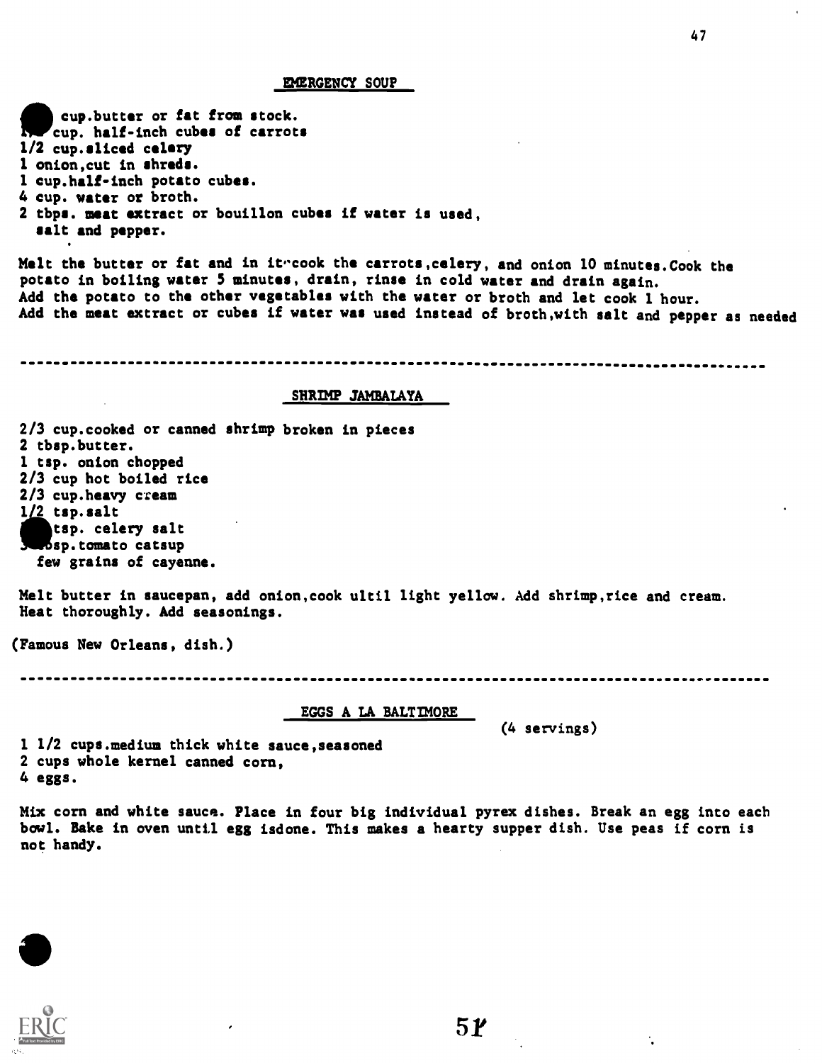## EMERGENCY SOUP

- cup.butter or fat from stock.
- 1 cup. half-inch cubes of carrots
- 1/2 cup.sliced celery
- 1 onion,cut in shreds.
- 1 cup.half-inch potato cubes.
- 4 cup. water or broth.
- 2 tbps. meat extract or bouillon cubes if water is used, salt and pepper.

Melt the butter or fat and in it cook the carrots,celery, and onion 10 minutes.Cook the potato in boiling water 5 minutes, drain, rinse in cold water and drain again. Add the potato to the other vegetables with the water or broth and let cook 1 hour. Add the meat extract or cubes if water was used instead of broth,with salt and pepper as needed

---

## SHRIMP JAMBALAYA

- 2/3 cup.cooked or canned shrimp broken in pieces
- 2 tbsp.butter.
- 1 tsp. onion chopped
- 2/3 cup hot boiled rice
- 2/3 cup.heavy cream
- 1/2 tsp.salt
- tsp. celery salt
- 3 tbsp.tomato catsup
- few grains of cayenne.

Melt butter in saucepan, add onion,cook ultil light yellow. Add shrimp,rice and cream. Heat thoroughly. Add seasonings.

(Famous New Orleans, dish.)

---

## EGGS A LA BALTIMORE

(4 servings)

- 1 1/2 cups.medium thick white sauce,seasoned
- 2 cups whole kernel canned corn,
- 4 eggs.

Mix corn and white sauce. Place in four big individual pyrex dishes. Break an egg into each bowl. Bake in oven until egg isdone. This makes a hearty supper dish. Use peas if corn is not handy.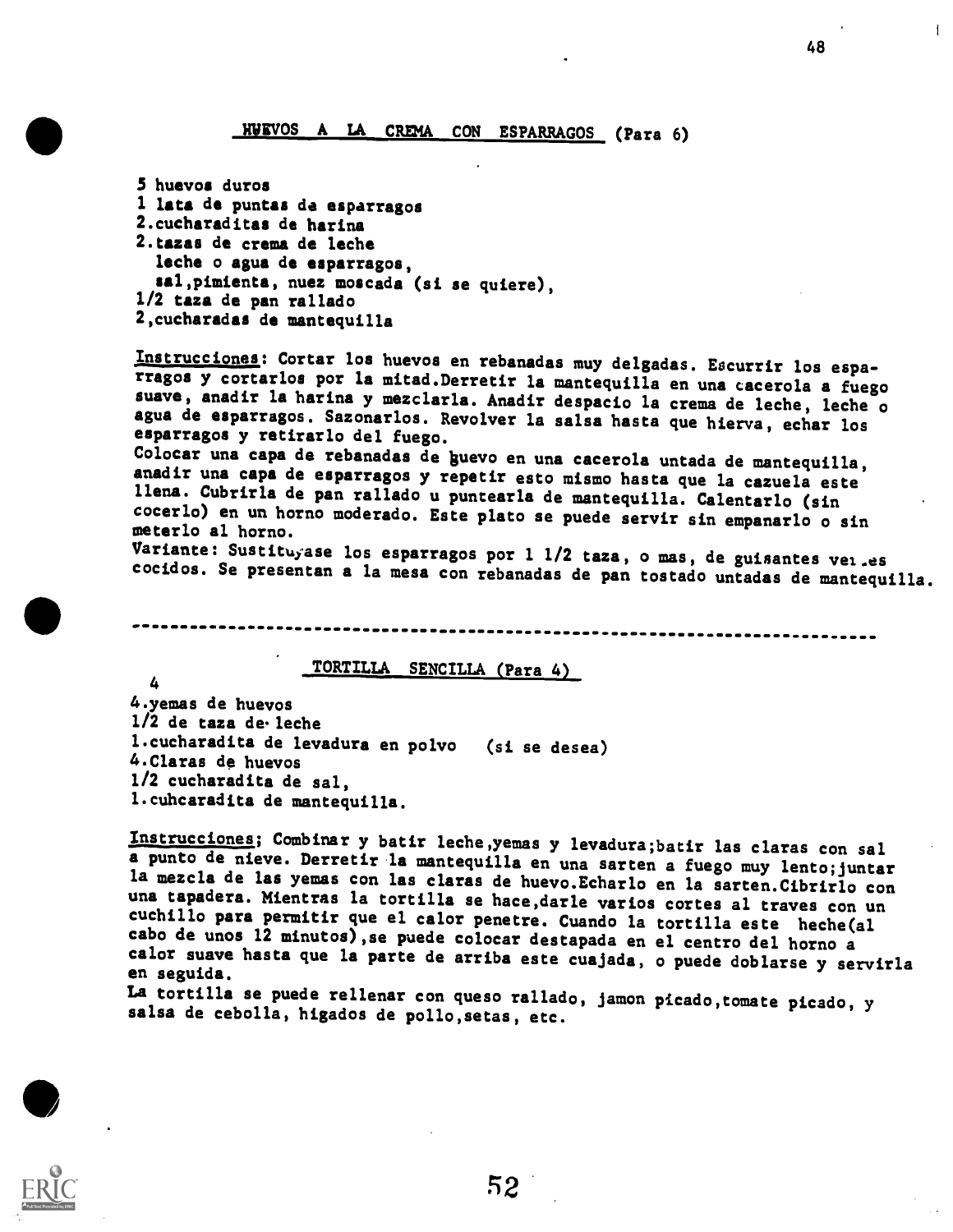## HUEVOS A LA CREMA CON ESPARRAGOS (Para 6)

5 huevos duros
1 lata de puntas da esparragos
2.cucharaditas de harina
2.tazas de crema de leche
  leche o agua de esparragos,
  sal,pimienta, nuez moscada (si se quiere),
1/2 taza de pan rallado
2,cucharadas de mantequilla

Instrucciones: Cortar los huevos en rebanadas muy delgadas. Escurrir los esparragos y cortarlos por la mitad.Derretir la mantequilla en una cacerola a fuego suave, anadir la harina y mezclarla. Anadir despacio la crema de leche, leche o agua de esparragos. Sazonarlos. Revolver la salsa hasta que hierva, echar los esparragos y retirarlo del fuego.
Colocar una capa de rebanadas de huevo en una cacerola untada de mantequilla, anadir una capa de esparragos y repetir esto mismo hasta que la cazuela este llena. Cubrirla de pan rallado u puntearla de mantequilla. Calentarlo (sin cocerlo) en un horno moderado. Este plato se puede servir sin empanarlo o sin meterlo al horno.
Variante: Sustituyase los esparragos por 1 1/2 taza, o mas, de guisantes verdes cocidos. Se presentan a la mesa con rebanadas de pan tostado untadas de mantequilla.

---

## TORTILLA SENCILLA (Para 4)

4
4.yemas de huevos
1/2 de taza de leche
1.cucharadita de levadura en polvo (si se desea)
4.Claras de huevos
1/2 cucharadita de sal,
1.cuhcaradita de mantequilla.

Instrucciones; Combinar y batir leche,yemas y levadura;batir las claras con sal a punto de nieve. Derretir la mantequilla en una sarten a fuego muy lento;juntar la mezcla de las yemas con las claras de huevo.Echarlo en la sarten.Cibrirlo con una tapadera. Mientras la tortilla se hace,darle varios cortes al traves con un cuchillo para permitir que el calor penetre. Cuando la tortilla este heche(al cabo de unos 12 minutos),se puede colocar destapada en el centro del horno a calor suave hasta que la parte de arriba este cuajada, o puede doblarse y servirla en seguida.
La tortilla se puede rellenar con queso rallado, jamon picado,tomate picado, y salsa de cebolla, higados de pollo,setas, etc.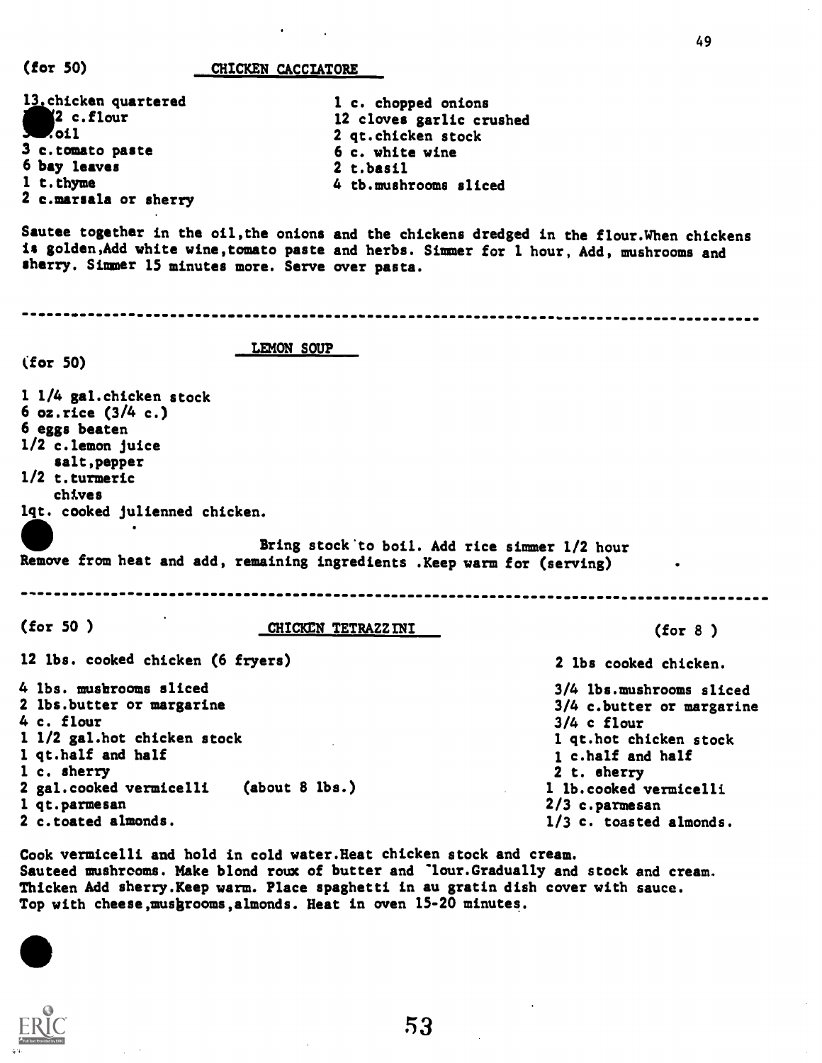(for 50)

## CHICKEN CACCIATORE

13 chicken quartered
2 c.flour
.oil
3 c.tomato paste
6 bay leaves
1 t.thyme
2 c.marsala or sherry
1 c. chopped onions
12 cloves garlic crushed
2 qt.chicken stock
6 c. white wine
2 t.basil
4 tb.mushrooms sliced

Sautee together in the oil,the onions and the chickens dredged in the flour.When chickens is golden,Add white wine,tomato paste and herbs. Simmer for 1 hour, Add, mushrooms and sherry. Simmer 15 minutes more. Serve over pasta.

---

## LEMON SOUP

(for 50)

1 1/4 gal.chicken stock
6 oz.rice (3/4 c.)
6 eggs beaten
1/2 c.lemon juice
salt,pepper
1/2 t.turmeric
chives
1qt. cooked julienned chicken.

Bring stock to boil. Add rice simmer 1/2 hour
Remove from heat and add, remaining ingredients .Keep warm for (serving)

---

## CHICKEN TETRAZZINI

| (for 50) | (for 8) |
|---|---|
| 12 lbs. cooked chicken (6 fryers) | 2 lbs cooked chicken. |
| 4 lbs. mushrooms sliced | 3/4 lbs.mushrooms sliced |
| 2 lbs.butter or margarine | 3/4 c.butter or margarine |
| 4 c. flour | 3/4 c flour |
| 1 1/2 gal.hot chicken stock | 1 qt.hot chicken stock |
| 1 qt.half and half | 1 c.half and half |
| 1 c. sherry | 2 t. sherry |
| 2 gal.cooked vermicelli (about 8 lbs.) | 1 lb.cooked vermicelli |
| 1 qt.parmesan | 2/3 c.parmesan |
| 2 c.toated almonds. | 1/3 c. toasted almonds. |

Cook vermicelli and hold in cold water.Heat chicken stock and cream. Sauteed mushrooms. Make blond roux of butter and flour.Gradually and stock and cream. Thicken Add sherry.Keep warm. Place spaghetti in au gratin dish cover with sauce. Top with cheese,mushrooms,almonds. Heat in oven 15-20 minutes.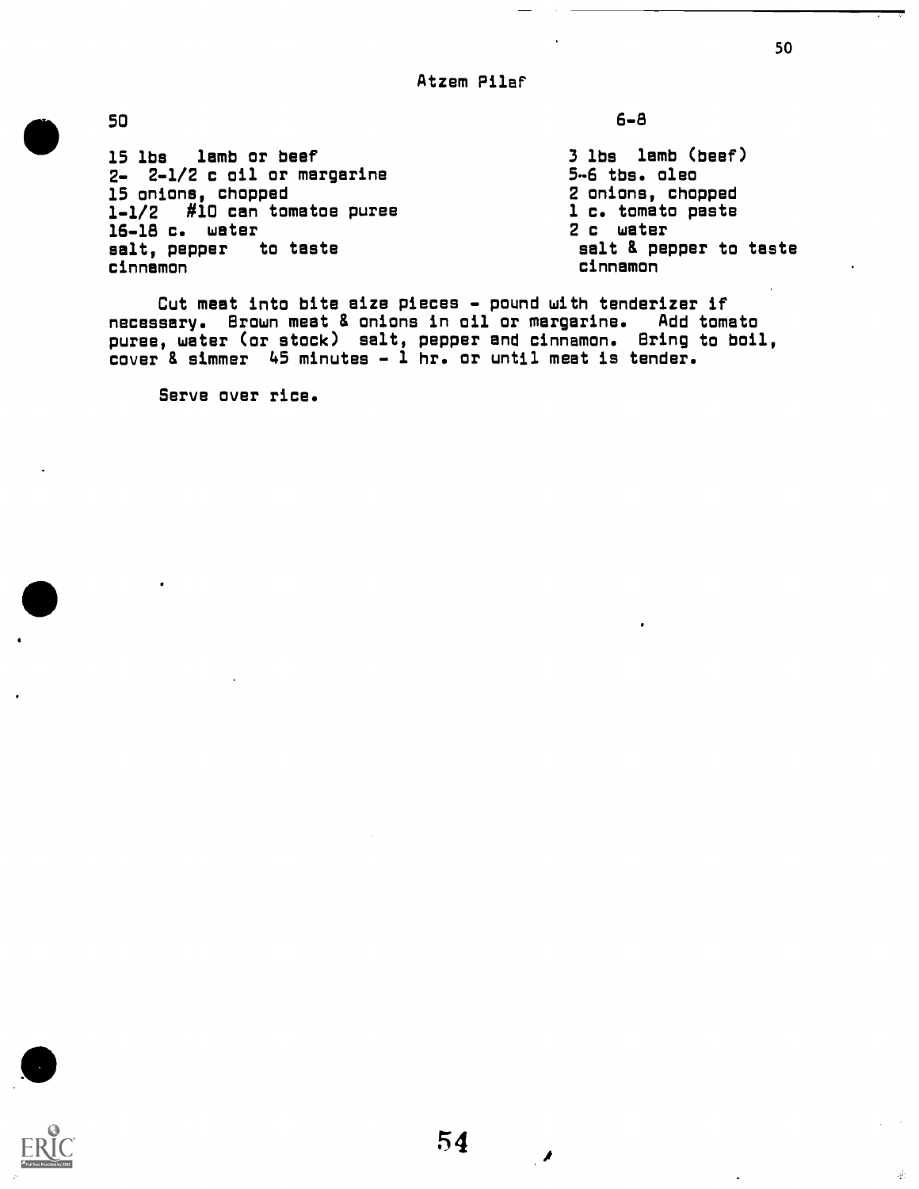# Atzem Pilaf

| 50 | 6-8 |
|---|---|
| 15 lbs lamb or beef | 3 lbs lamb (beef) |
| 2- 2-1/2 c oil or margarine | 5-6 tbs. oleo |
| 15 onions, chopped | 2 onions, chopped |
| 1-1/2 #10 can tomatoe puree | 1 c. tomato paste |
| 16-18 c. water | 2 c water |
| salt, pepper to taste | salt & pepper to taste |
| cinnamon | cinnamon |

Cut meat into bite size pieces - pound with tenderizer if necessary. Brown meat & onions in oil or margarine. Add tomato puree, water (or stock) salt, pepper and cinnamon. Bring to boil, cover & simmer 45 minutes - 1 hr. or until meat is tender.

Serve over rice.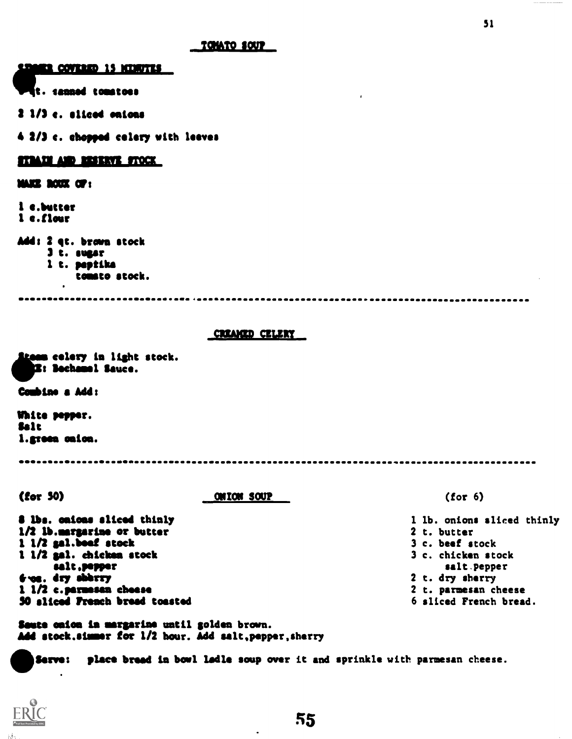## TOMATO SOUP

SIMMER COVERED 15 MINUTES

4 qt. canned tomatoes

2 1/3 c. sliced onions

4 2/3 c. chopped celery with leaves

STRAIN AND RESERVE STOCK

MAKE ROUX OF:

1 c.butter
1 c.flour

Add: 2 qt. brown stock
     3 t. sugar
     1 t. paprika
     tomato stock.

---

## CREAMED CELERY

Steam celery in light stock.
MAKE: Bechamel Sauce.

Combine & Add:

White pepper.
Salt
1.green onion.

---

## ONION SOUP

| (for 30) | (for 6) |
|---|---|
| 8 lbs. onions sliced thinly | 1 lb. onions sliced thinly |
| 1/2 lb.margarine or butter | 2 t. butter |
| 1 1/2 gal.beef stock | 3 c. beef stock |
| 1 1/2 gal. chicken stock | 3 c. chicken stock |
| salt,pepper | salt.pepper |
| 6 oz. dry sherry | 2 t. dry sherry |
| 1 1/2 c.parmesan cheese | 2 t. parmesan cheese |
| 30 sliced French bread toasted | 6 sliced French bread. |

Saute onion in margarine until golden brown.
Add stock.simmer for 1/2 hour. Add salt,pepper,sherry

Serve: place bread in bowl ladle soup over it and sprinkle with parmesan cheese.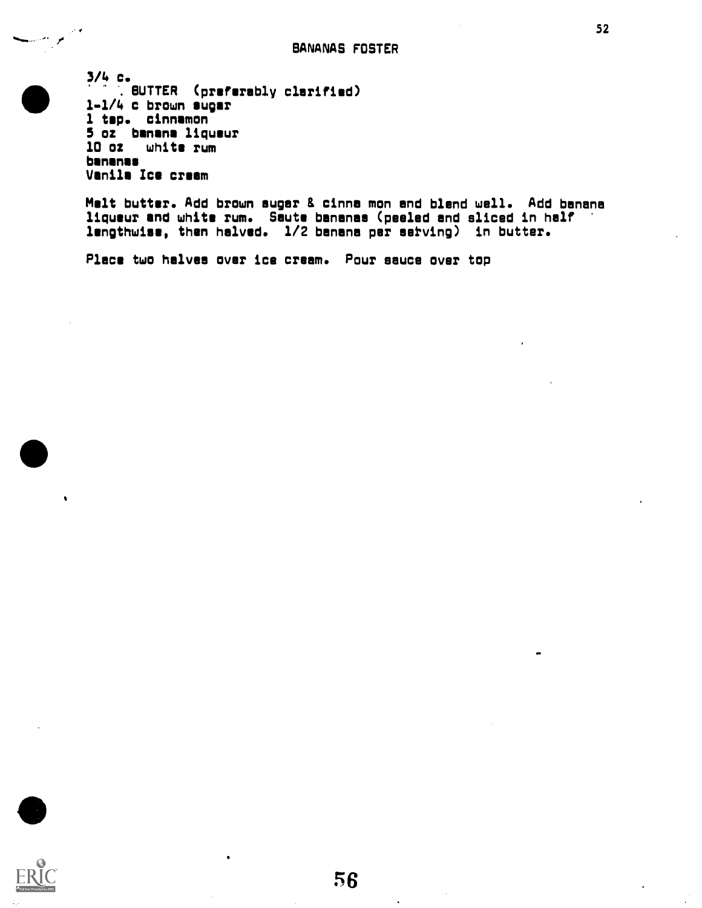# BANANAS FOSTER

3/4 c.
BUTTER (preferably clarified)
1-1/4 c brown sugar
1 tsp. cinnamon
5 oz banana liqueur
10 oz white rum
bananas
Vanila Ice cream

Melt butter. Add brown sugar & cinna mon and blend well. Add banana liqueur and white rum. Saute bananas (peeled and sliced in half lengthwise, then halved. 1/2 banana per serving) in butter.

Place two halves over ice cream. Pour sauce over top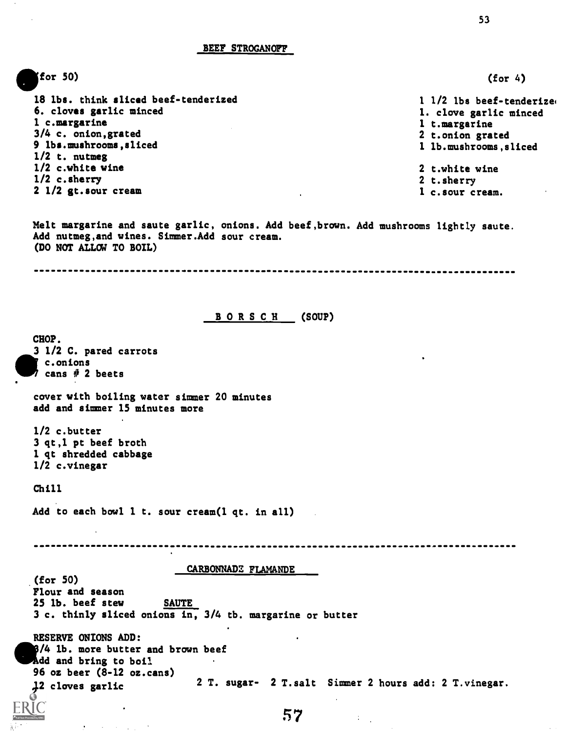## BEEF STROGANOFF

| (for 50) | (for 4) |
|---|---|
| 18 lbs. think sliced beef-tenderized | 1 1/2 lbs beef-tenderize |
| 6. cloves garlic minced | 1. clove garlic minced |
| 1 c.margarine | 1 t.margarine |
| 3/4 c. onion,grated | 2 t.onion grated |
| 9 lbs.mushrooms,sliced | 1 lb.mushrooms,sliced |
| 1/2 t. nutmeg | |
| 1/2 c.white wine | 2 t.white wine |
| 1/2 c.sherry | 2 t.sherry |
| 2 1/2 gt.sour cream | 1 c.sour cream. |

Melt margarine and saute garlic, onions. Add beef,brown. Add mushrooms lightly saute. Add nutmeg,and wines. Simmer.Add sour cream.
(DO NOT ALLOW TO BOIL)

---

## B O R S C H (SOUP)

CHOP.
3 1/2 C. pared carrots
7 c.onions
7 cans # 2 beets

cover with boiling water simmer 20 minutes
add and simmer 15 minutes more

1/2 c.butter
3 qt,1 pt beef broth
1 qt shredded cabbage
1/2 c.vinegar

Chill

Add to each bowl 1 t. sour cream(1 qt. in all)

---

## CARBONNADE FLAMANDE

(for 50)
Flour and season
25 lb. beef stew SAUTE
3 c. thinly sliced onions in, 3/4 tb. margarine or butter

RESERVE ONIONS ADD:
3/4 lb. more butter and brown beef
Add and bring to boil
96 oz beer (8-12 oz.cans)
12 cloves garlic 2 T. sugar- 2 T.salt Simmer 2 hours add: 2 T.vinegar.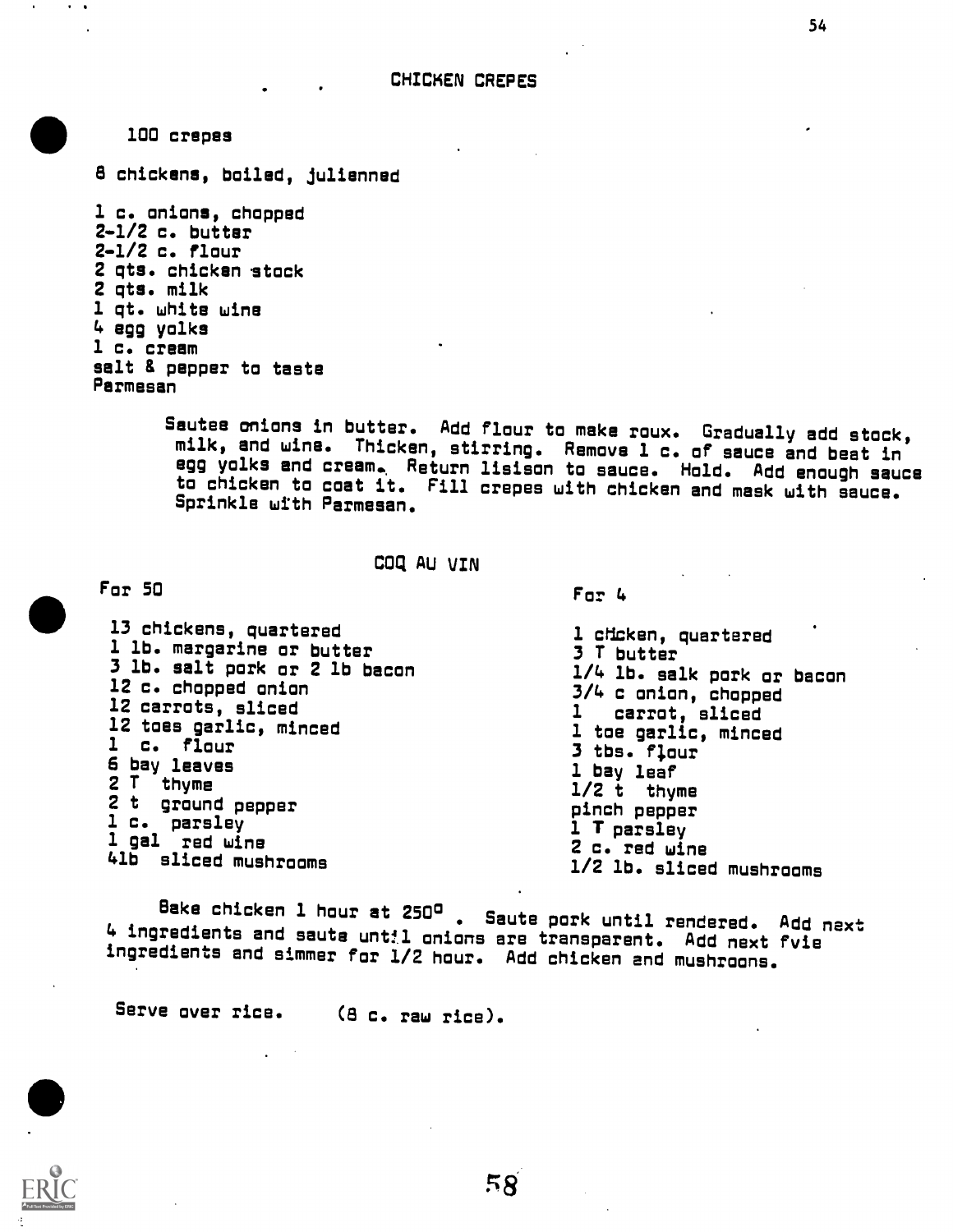## CHICKEN CREPES

100 crepes

8 chickens, boiled, julienned

1 c. onions, chopped
2-1/2 c. butter
2-1/2 c. flour
2 qts. chicken stock
2 qts. milk
1 qt. white wine
4 egg yolks
1 c. cream
salt & pepper to taste
Parmesan

Sautee onions in butter. Add flour to make roux. Gradually add stock, milk, and wine. Thicken, stirring. Remove 1 c. of sauce and beat in egg yolks and cream. Return lisison to sauce. Hold. Add enough sauce to chicken to coat it. Fill crepes with chicken and mask with sauce. Sprinkle with Parmesan.

## COQ AU VIN

| For 50 | For 4 |
|---|---|
| 13 chickens, quartered | 1 chicken, quartered |
| 1 lb. margarine or butter | 3 T butter |
| 3 lb. salt pork or 2 lb bacon | 1/4 lb. salk pork or bacon |
| 12 c. chopped onion | 3/4 c onion, chopped |
| 12 carrots, sliced | 1 carrot, sliced |
| 12 toes garlic, minced | 1 toe garlic, minced |
| 1 c. flour | 3 tbs. flour |
| 6 bay leaves | 1 bay leaf |
| 2 T thyme | 1/2 t thyme |
| 2 t ground pepper | pinch pepper |
| 1 c. parsley | 1 T parsley |
| 1 gal red wine | 2 c. red wine |
| 4lb sliced mushrooms | 1/2 lb. sliced mushrooms |

Bake chicken 1 hour at 250° . Saute pork until rendered. Add next 4 ingredients and saute until onions are transparent. Add next fvie ingredients and simmer for 1/2 hour. Add chicken and mushrooms.

Serve over rice. (8 c. raw rice).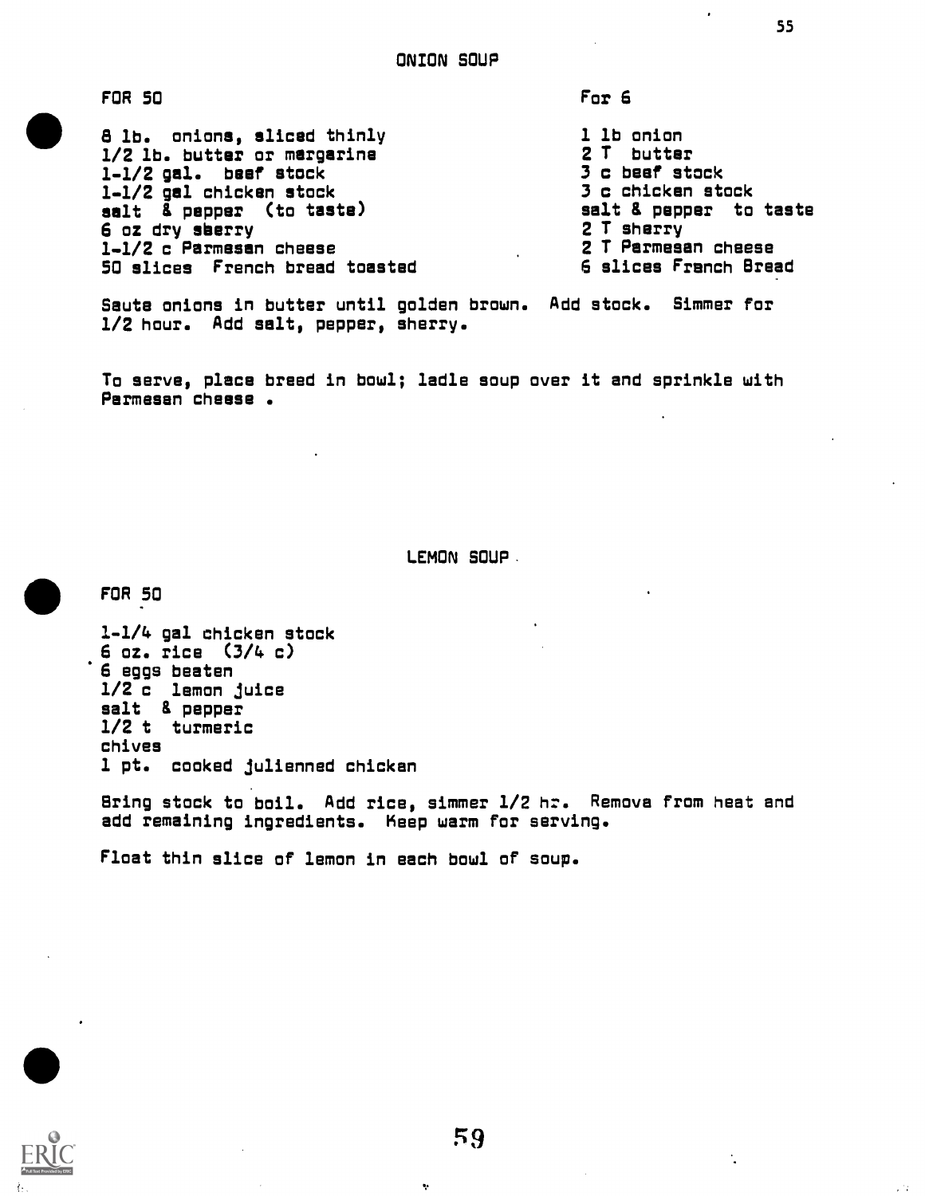## ONION SOUP

| FOR 50 | For 6 |
| --- | --- |
| 8 lb. onions, sliced thinly | 1 lb onion |
| 1/2 lb. butter or margarine | 2 T butter |
| 1-1/2 gal. beef stock | 3 c beef stock |
| 1-1/2 gal chicken stock | 3 c chicken stock |
| salt & pepper (to taste) | salt & pepper to taste |
| 6 oz dry sherry | 2 T sherry |
| 1-1/2 c Parmesan cheese | 2 T Parmesan cheese |
| 50 slices French bread toasted | 6 slices French Bread |

Saute onions in butter until golden brown. Add stock. Simmer for 1/2 hour. Add salt, pepper, sherry.

To serve, place breed in bowl; ladle soup over it and sprinkle with Parmesan cheese .

## LEMON SOUP

FOR 50

1-1/4 gal chicken stock
6 oz. rice (3/4 c)
6 eggs beaten
1/2 c lemon juice
salt & pepper
1/2 t turmeric
chives
1 pt. cooked julienned chicken

Bring stock to boil. Add rice, simmer 1/2 hr. Remove from heat and add remaining ingredients. Keep warm for serving.

Float thin slice of lemon in each bowl of soup.